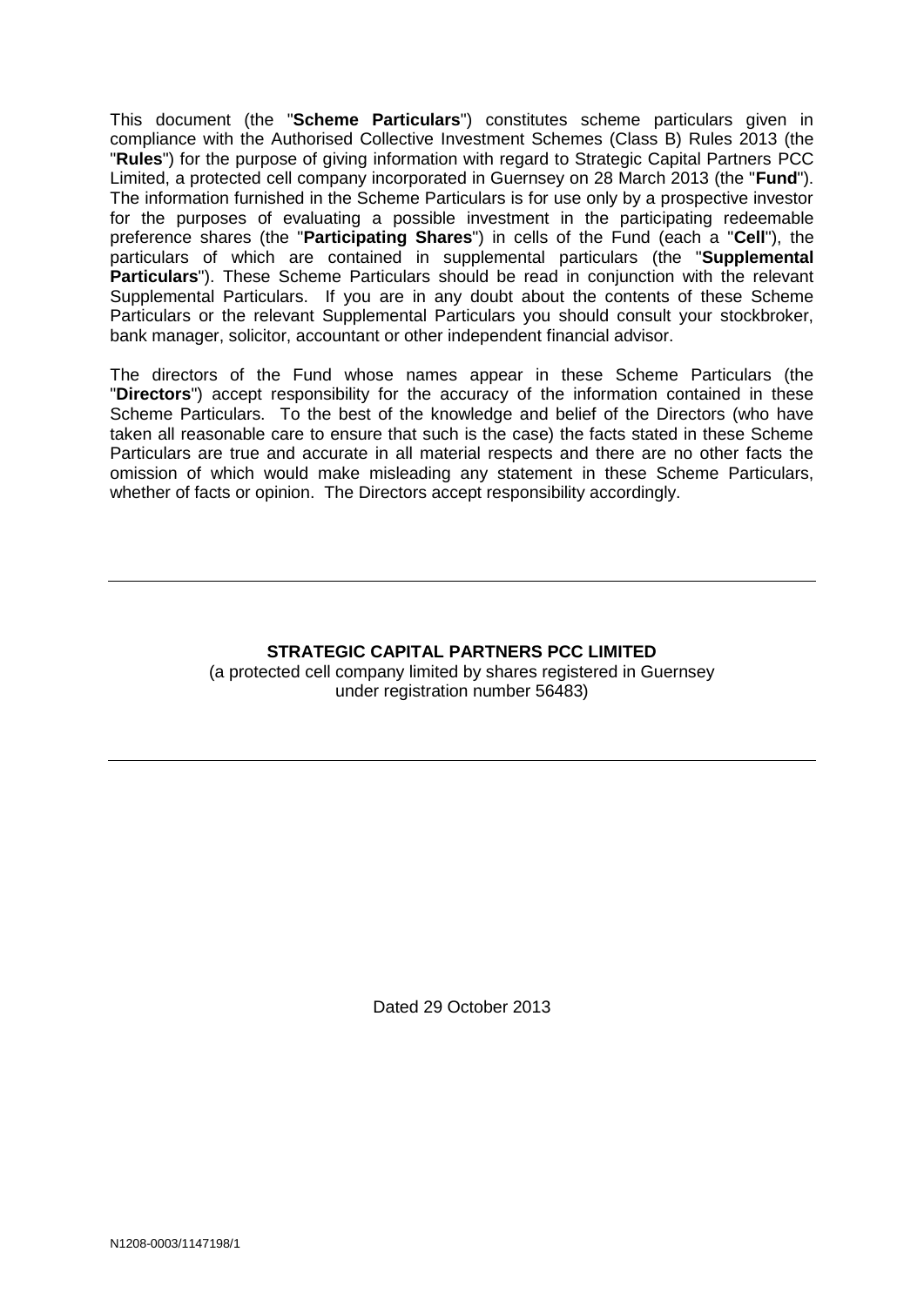This document (the "**Scheme Particulars**") constitutes scheme particulars given in compliance with the Authorised Collective Investment Schemes (Class B) Rules 2013 (the "**Rules**") for the purpose of giving information with regard to Strategic Capital Partners PCC Limited, a protected cell company incorporated in Guernsey on 28 March 2013 (the "**Fund**"). The information furnished in the Scheme Particulars is for use only by a prospective investor for the purposes of evaluating a possible investment in the participating redeemable preference shares (the "**Participating Shares**") in cells of the Fund (each a "**Cell**"), the particulars of which are contained in supplemental particulars (the "**Supplemental Particulars**"). These Scheme Particulars should be read in conjunction with the relevant Supplemental Particulars. If you are in any doubt about the contents of these Scheme Particulars or the relevant Supplemental Particulars you should consult your stockbroker, bank manager, solicitor, accountant or other independent financial advisor.

The directors of the Fund whose names appear in these Scheme Particulars (the "**Directors**") accept responsibility for the accuracy of the information contained in these Scheme Particulars. To the best of the knowledge and belief of the Directors (who have taken all reasonable care to ensure that such is the case) the facts stated in these Scheme Particulars are true and accurate in all material respects and there are no other facts the omission of which would make misleading any statement in these Scheme Particulars, whether of facts or opinion. The Directors accept responsibility accordingly.

---

**STRATEGIC CAPITAL PARTNERS PCC LIMITED**

(a protected cell company limited by shares registered in Guernsey under registration number 56483)

---

Dated 29 October 2013

N1208-0003/1147198/1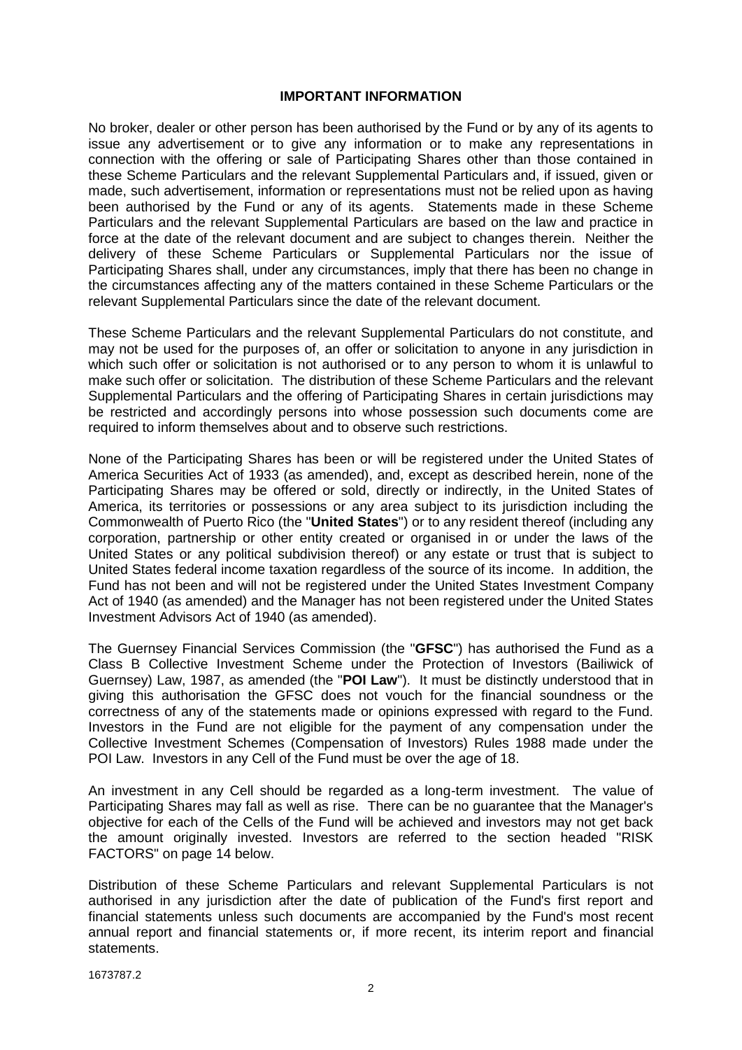## IMPORTANT INFORMATION

No broker, dealer or other person has been authorised by the Fund or by any of its agents to issue any advertisement or to give any information or to make any representations in connection with the offering or sale of Participating Shares other than those contained in these Scheme Particulars and the relevant Supplemental Particulars and, if issued, given or made, such advertisement, information or representations must not be relied upon as having been authorised by the Fund or any of its agents. Statements made in these Scheme Particulars and the relevant Supplemental Particulars are based on the law and practice in force at the date of the relevant document and are subject to changes therein. Neither the delivery of these Scheme Particulars or Supplemental Particulars nor the issue of Participating Shares shall, under any circumstances, imply that there has been no change in the circumstances affecting any of the matters contained in these Scheme Particulars or the relevant Supplemental Particulars since the date of the relevant document.

These Scheme Particulars and the relevant Supplemental Particulars do not constitute, and may not be used for the purposes of, an offer or solicitation to anyone in any jurisdiction in which such offer or solicitation is not authorised or to any person to whom it is unlawful to make such offer or solicitation. The distribution of these Scheme Particulars and the relevant Supplemental Particulars and the offering of Participating Shares in certain jurisdictions may be restricted and accordingly persons into whose possession such documents come are required to inform themselves about and to observe such restrictions.

None of the Participating Shares has been or will be registered under the United States of America Securities Act of 1933 (as amended), and, except as described herein, none of the Participating Shares may be offered or sold, directly or indirectly, in the United States of America, its territories or possessions or any area subject to its jurisdiction including the Commonwealth of Puerto Rico (the "**United States**") or to any resident thereof (including any corporation, partnership or other entity created or organised in or under the laws of the United States or any political subdivision thereof) or any estate or trust that is subject to United States federal income taxation regardless of the source of its income. In addition, the Fund has not been and will not be registered under the United States Investment Company Act of 1940 (as amended) and the Manager has not been registered under the United States Investment Advisors Act of 1940 (as amended).

The Guernsey Financial Services Commission (the "**GFSC**") has authorised the Fund as a Class B Collective Investment Scheme under the Protection of Investors (Bailiwick of Guernsey) Law, 1987, as amended (the "**POI Law**"). It must be distinctly understood that in giving this authorisation the GFSC does not vouch for the financial soundness or the correctness of any of the statements made or opinions expressed with regard to the Fund. Investors in the Fund are not eligible for the payment of any compensation under the Collective Investment Schemes (Compensation of Investors) Rules 1988 made under the POI Law. Investors in any Cell of the Fund must be over the age of 18.

An investment in any Cell should be regarded as a long-term investment. The value of Participating Shares may fall as well as rise. There can be no guarantee that the Manager's objective for each of the Cells of the Fund will be achieved and investors may not get back the amount originally invested. Investors are referred to the section headed "RISK FACTORS" on page 14 below.

Distribution of these Scheme Particulars and relevant Supplemental Particulars is not authorised in any jurisdiction after the date of publication of the Fund's first report and financial statements unless such documents are accompanied by the Fund's most recent annual report and financial statements or, if more recent, its interim report and financial statements.

1673787.2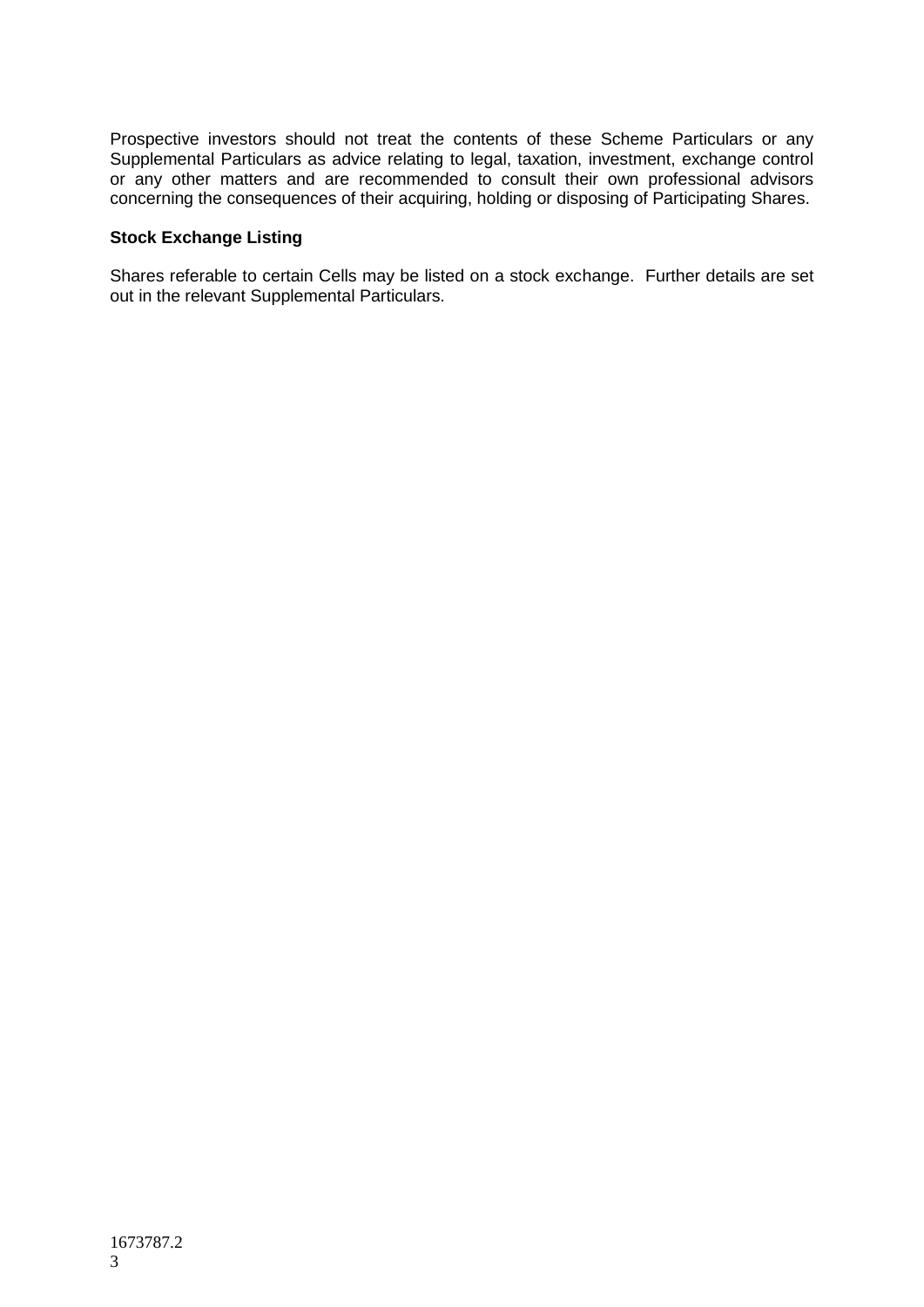Prospective investors should not treat the contents of these Scheme Particulars or any Supplemental Particulars as advice relating to legal, taxation, investment, exchange control or any other matters and are recommended to consult their own professional advisors concerning the consequences of their acquiring, holding or disposing of Participating Shares.

**Stock Exchange Listing**

Shares referable to certain Cells may be listed on a stock exchange. Further details are set out in the relevant Supplemental Particulars.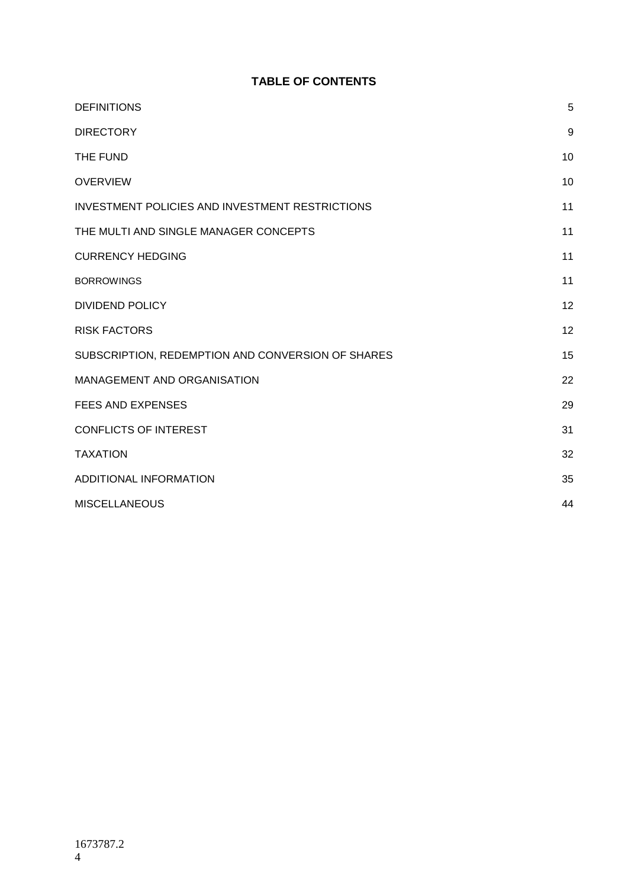**TABLE OF CONTENTS**

| | |
|---|---|
| DEFINITIONS | 5 |
| DIRECTORY | 9 |
| THE FUND | 10 |
| OVERVIEW | 10 |
| INVESTMENT POLICIES AND INVESTMENT RESTRICTIONS | 11 |
| THE MULTI AND SINGLE MANAGER CONCEPTS | 11 |
| CURRENCY HEDGING | 11 |
| BORROWINGS | 11 |
| DIVIDEND POLICY | 12 |
| RISK FACTORS | 12 |
| SUBSCRIPTION, REDEMPTION AND CONVERSION OF SHARES | 15 |
| MANAGEMENT AND ORGANISATION | 22 |
| FEES AND EXPENSES | 29 |
| CONFLICTS OF INTEREST | 31 |
| TAXATION | 32 |
| ADDITIONAL INFORMATION | 35 |
| MISCELLANEOUS | 44 |

1673787.2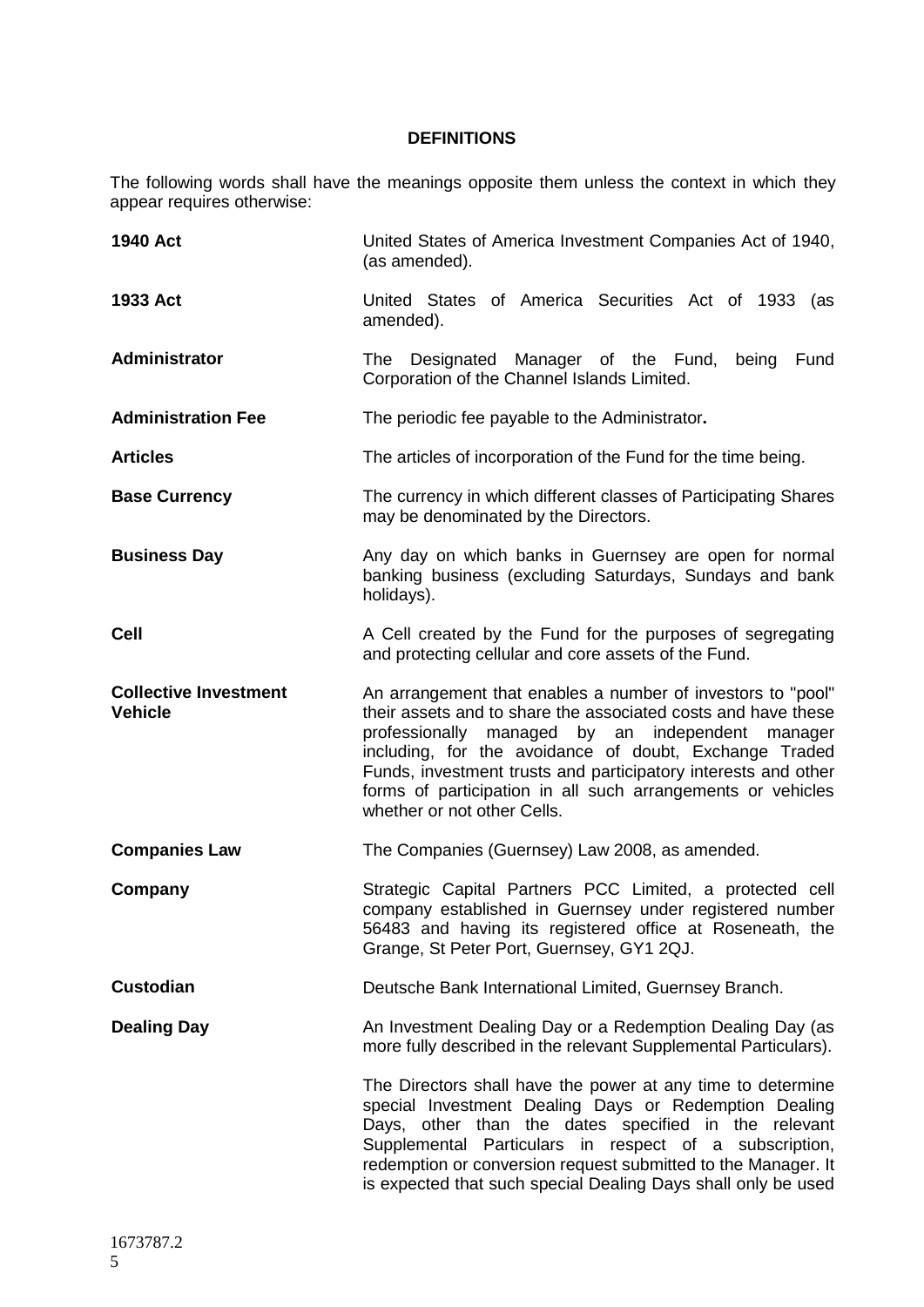# DEFINITIONS

The following words shall have the meanings opposite them unless the context in which they appear requires otherwise:

| | |
|---|---|
| **1940 Act** | United States of America Investment Companies Act of 1940, (as amended). |
| **1933 Act** | United States of America Securities Act of 1933 (as amended). |
| **Administrator** | The Designated Manager of the Fund, being Fund Corporation of the Channel Islands Limited. |
| **Administration Fee** | The periodic fee payable to the Administrator**.** |
| **Articles** | The articles of incorporation of the Fund for the time being. |
| **Base Currency** | The currency in which different classes of Participating Shares may be denominated by the Directors. |
| **Business Day** | Any day on which banks in Guernsey are open for normal banking business (excluding Saturdays, Sundays and bank holidays). |
| **Cell** | A Cell created by the Fund for the purposes of segregating and protecting cellular and core assets of the Fund. |
| **Collective Investment Vehicle** | An arrangement that enables a number of investors to "pool" their assets and to share the associated costs and have these professionally managed by an independent manager including, for the avoidance of doubt, Exchange Traded Funds, investment trusts and participatory interests and other forms of participation in all such arrangements or vehicles whether or not other Cells. |
| **Companies Law** | The Companies (Guernsey) Law 2008, as amended. |
| **Company** | Strategic Capital Partners PCC Limited, a protected cell company established in Guernsey under registered number 56483 and having its registered office at Roseneath, the Grange, St Peter Port, Guernsey, GY1 2QJ. |
| **Custodian** | Deutsche Bank International Limited, Guernsey Branch. |
| **Dealing Day** | An Investment Dealing Day or a Redemption Dealing Day (as more fully described in the relevant Supplemental Particulars).<br><br>The Directors shall have the power at any time to determine special Investment Dealing Days or Redemption Dealing Days, other than the dates specified in the relevant Supplemental Particulars in respect of a subscription, redemption or conversion request submitted to the Manager. It is expected that such special Dealing Days shall only be used |

1673787.2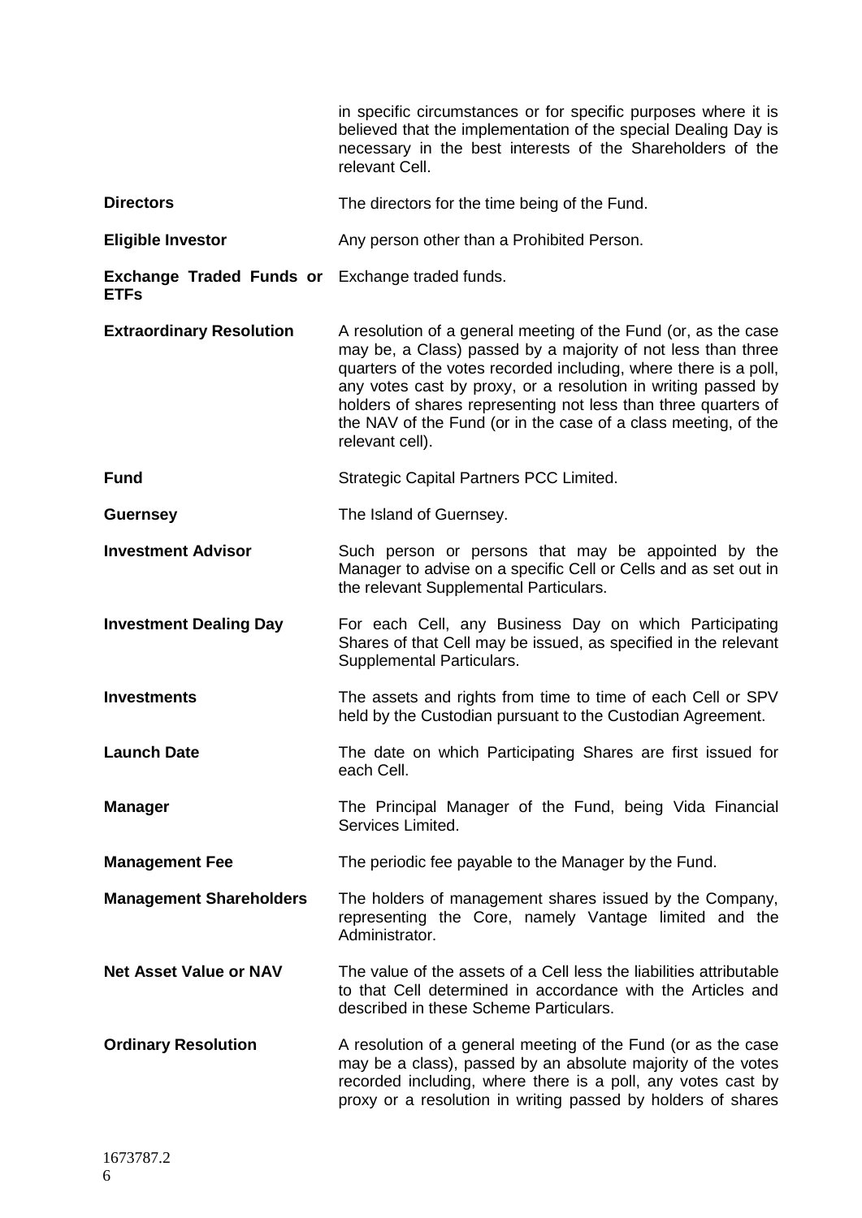| | |
|---|---|
| | in specific circumstances or for specific purposes where it is believed that the implementation of the special Dealing Day is necessary in the best interests of the Shareholders of the relevant Cell. |
| **Directors** | The directors for the time being of the Fund. |
| **Eligible Investor** | Any person other than a Prohibited Person. |
| **Exchange Traded Funds or ETFs** | Exchange traded funds. |
| **Extraordinary Resolution** | A resolution of a general meeting of the Fund (or, as the case may be, a Class) passed by a majority of not less than three quarters of the votes recorded including, where there is a poll, any votes cast by proxy, or a resolution in writing passed by holders of shares representing not less than three quarters of the NAV of the Fund (or in the case of a class meeting, of the relevant cell). |
| **Fund** | Strategic Capital Partners PCC Limited. |
| **Guernsey** | The Island of Guernsey. |
| **Investment Advisor** | Such person or persons that may be appointed by the Manager to advise on a specific Cell or Cells and as set out in the relevant Supplemental Particulars. |
| **Investment Dealing Day** | For each Cell, any Business Day on which Participating Shares of that Cell may be issued, as specified in the relevant Supplemental Particulars. |
| **Investments** | The assets and rights from time to time of each Cell or SPV held by the Custodian pursuant to the Custodian Agreement. |
| **Launch Date** | The date on which Participating Shares are first issued for each Cell. |
| **Manager** | The Principal Manager of the Fund, being Vida Financial Services Limited. |
| **Management Fee** | The periodic fee payable to the Manager by the Fund. |
| **Management Shareholders** | The holders of management shares issued by the Company, representing the Core, namely Vantage limited and the Administrator. |
| **Net Asset Value or NAV** | The value of the assets of a Cell less the liabilities attributable to that Cell determined in accordance with the Articles and described in these Scheme Particulars. |
| **Ordinary Resolution** | A resolution of a general meeting of the Fund (or as the case may be a class), passed by an absolute majority of the votes recorded including, where there is a poll, any votes cast by proxy or a resolution in writing passed by holders of shares |

1673787.2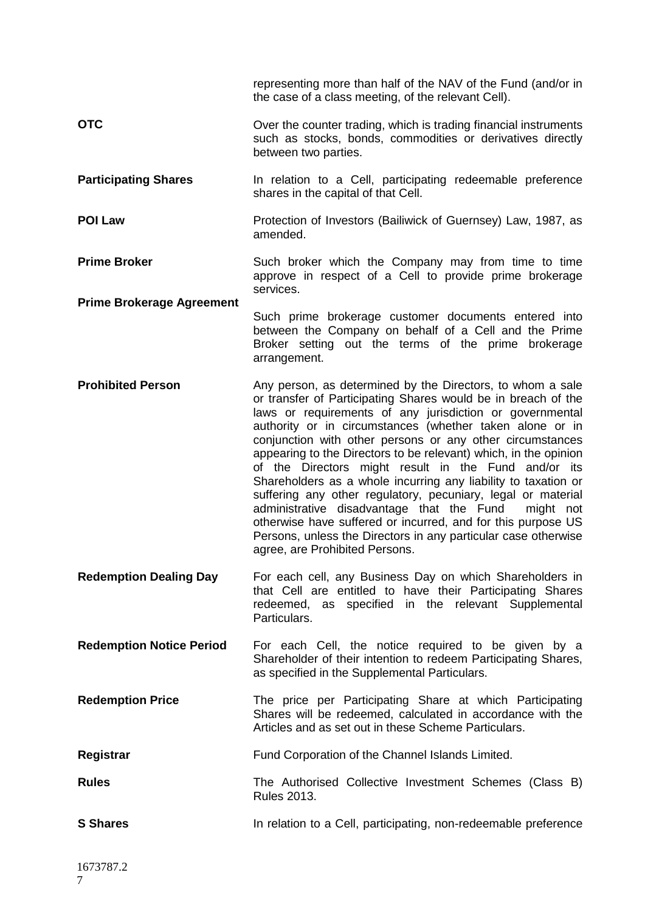| | |
|---|---|
| | representing more than half of the NAV of the Fund (and/or in the case of a class meeting, of the relevant Cell). |
| **OTC** | Over the counter trading, which is trading financial instruments such as stocks, bonds, commodities or derivatives directly between two parties. |
| **Participating Shares** | In relation to a Cell, participating redeemable preference shares in the capital of that Cell. |
| **POI Law** | Protection of Investors (Bailiwick of Guernsey) Law, 1987, as amended. |
| **Prime Broker** | Such broker which the Company may from time to time approve in respect of a Cell to provide prime brokerage services. |
| **Prime Brokerage Agreement** | Such prime brokerage customer documents entered into between the Company on behalf of a Cell and the Prime Broker setting out the terms of the prime brokerage arrangement. |
| **Prohibited Person** | Any person, as determined by the Directors, to whom a sale or transfer of Participating Shares would be in breach of the laws or requirements of any jurisdiction or governmental authority or in circumstances (whether taken alone or in conjunction with other persons or any other circumstances appearing to the Directors to be relevant) which, in the opinion of the Directors might result in the Fund and/or its Shareholders as a whole incurring any liability to taxation or suffering any other regulatory, pecuniary, legal or material administrative disadvantage that the Fund might not otherwise have suffered or incurred, and for this purpose US Persons, unless the Directors in any particular case otherwise agree, are Prohibited Persons. |
| **Redemption Dealing Day** | For each cell, any Business Day on which Shareholders in that Cell are entitled to have their Participating Shares redeemed, as specified in the relevant Supplemental Particulars. |
| **Redemption Notice Period** | For each Cell, the notice required to be given by a Shareholder of their intention to redeem Participating Shares, as specified in the Supplemental Particulars. |
| **Redemption Price** | The price per Participating Share at which Participating Shares will be redeemed, calculated in accordance with the Articles and as set out in these Scheme Particulars. |
| **Registrar** | Fund Corporation of the Channel Islands Limited. |
| **Rules** | The Authorised Collective Investment Schemes (Class B) Rules 2013. |
| **S Shares** | In relation to a Cell, participating, non-redeemable preference |

1673787.2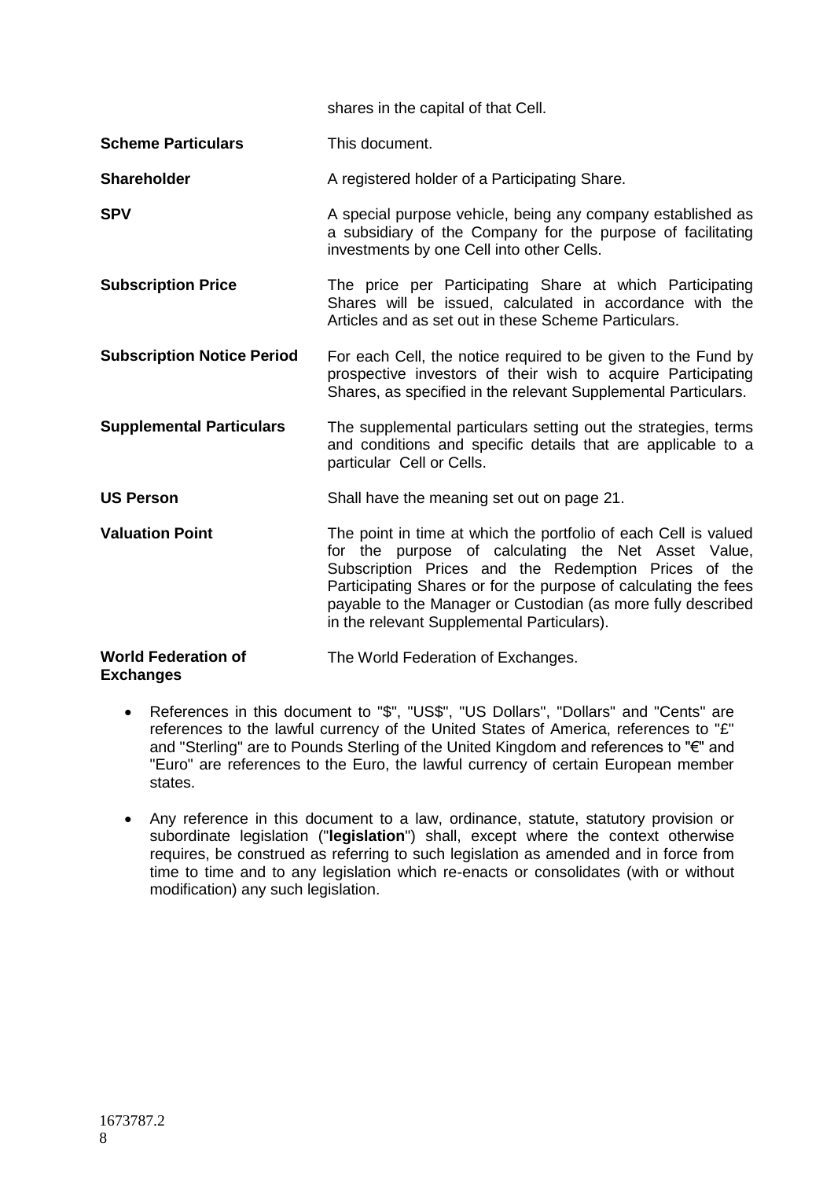| | |
|---|---|
| | shares in the capital of that Cell. |
| **Scheme Particulars** | This document. |
| **Shareholder** | A registered holder of a Participating Share. |
| **SPV** | A special purpose vehicle, being any company established as a subsidiary of the Company for the purpose of facilitating investments by one Cell into other Cells. |
| **Subscription Price** | The price per Participating Share at which Participating Shares will be issued, calculated in accordance with the Articles and as set out in these Scheme Particulars. |
| **Subscription Notice Period** | For each Cell, the notice required to be given to the Fund by prospective investors of their wish to acquire Participating Shares, as specified in the relevant Supplemental Particulars. |
| **Supplemental Particulars** | The supplemental particulars setting out the strategies, terms and conditions and specific details that are applicable to a particular Cell or Cells. |
| **US Person** | Shall have the meaning set out on page 21. |
| **Valuation Point** | The point in time at which the portfolio of each Cell is valued for the purpose of calculating the Net Asset Value, Subscription Prices and the Redemption Prices of the Participating Shares or for the purpose of calculating the fees payable to the Manager or Custodian (as more fully described in the relevant Supplemental Particulars). |
| **World Federation of Exchanges** | The World Federation of Exchanges. |

- References in this document to "$", "US$", "US Dollars", "Dollars" and "Cents" are references to the lawful currency of the United States of America, references to "£" and "Sterling" are to Pounds Sterling of the United Kingdom and references to "€" and "Euro" are references to the Euro, the lawful currency of certain European member states.

- Any reference in this document to a law, ordinance, statute, statutory provision or subordinate legislation ("**legislation**") shall, except where the context otherwise requires, be construed as referring to such legislation as amended and in force from time to time and to any legislation which re-enacts or consolidates (with or without modification) any such legislation.

1673787.2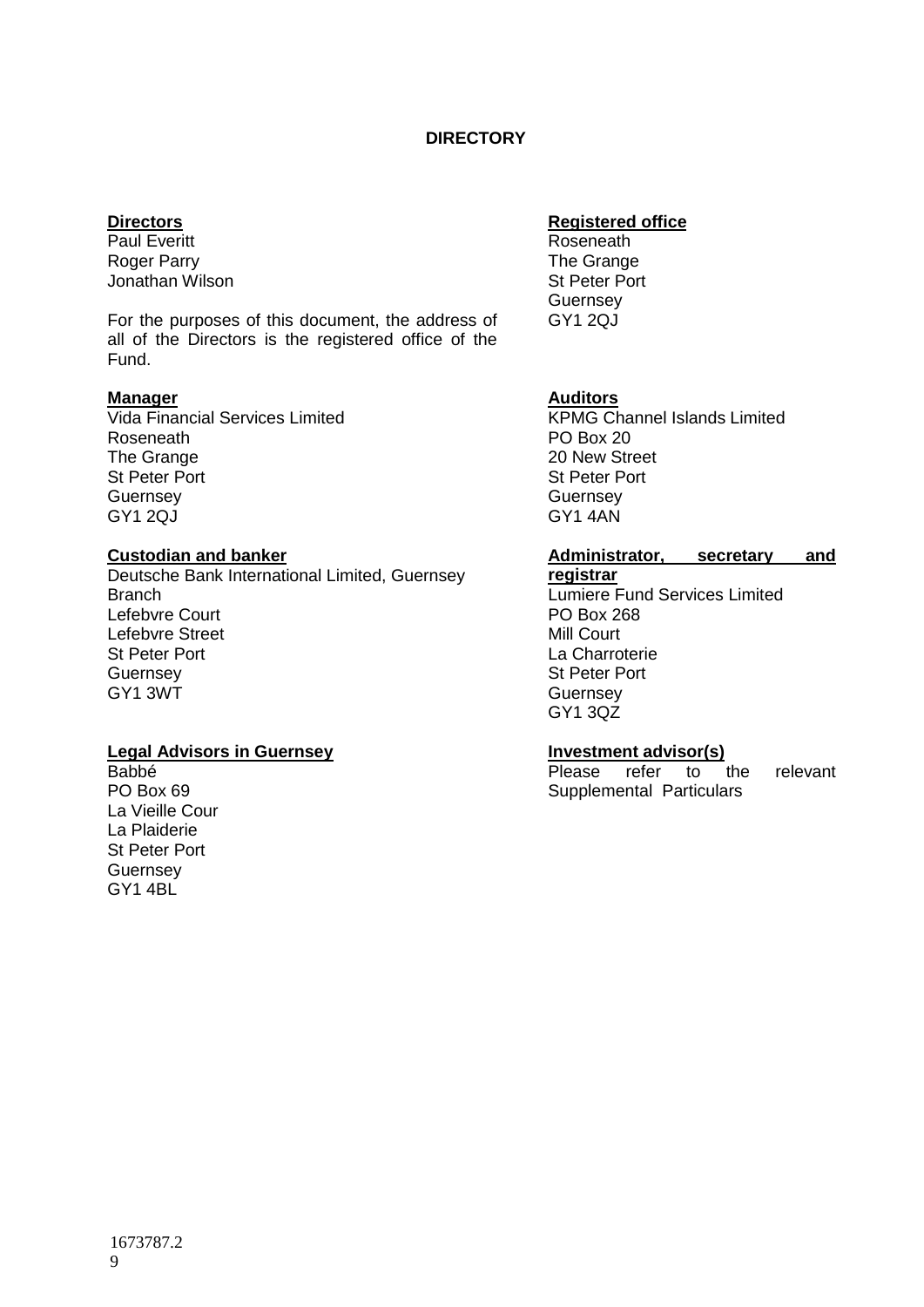## DIRECTORY

**Directors**
Paul Everitt
Roger Parry
Jonathan Wilson

For the purposes of this document, the address of all of the Directors is the registered office of the Fund.

**Registered office**
Roseneath
The Grange
St Peter Port
Guernsey
GY1 2QJ

**Manager**
Vida Financial Services Limited
Roseneath
The Grange
St Peter Port
Guernsey
GY1 2QJ

**Auditors**
KPMG Channel Islands Limited
PO Box 20
20 New Street
St Peter Port
Guernsey
GY1 4AN

**Custodian and banker**
Deutsche Bank International Limited, Guernsey Branch
Lefebvre Court
Lefebvre Street
St Peter Port
Guernsey
GY1 3WT

**Administrator, secretary and registrar**
Lumiere Fund Services Limited
PO Box 268
Mill Court
La Charroterie
St Peter Port
Guernsey
GY1 3QZ

**Legal Advisors in Guernsey**
Babbé
PO Box 69
La Vieille Cour
La Plaiderie
St Peter Port
Guernsey
GY1 4BL

**Investment advisor(s)**
Please refer to the relevant Supplemental Particulars

1673787.2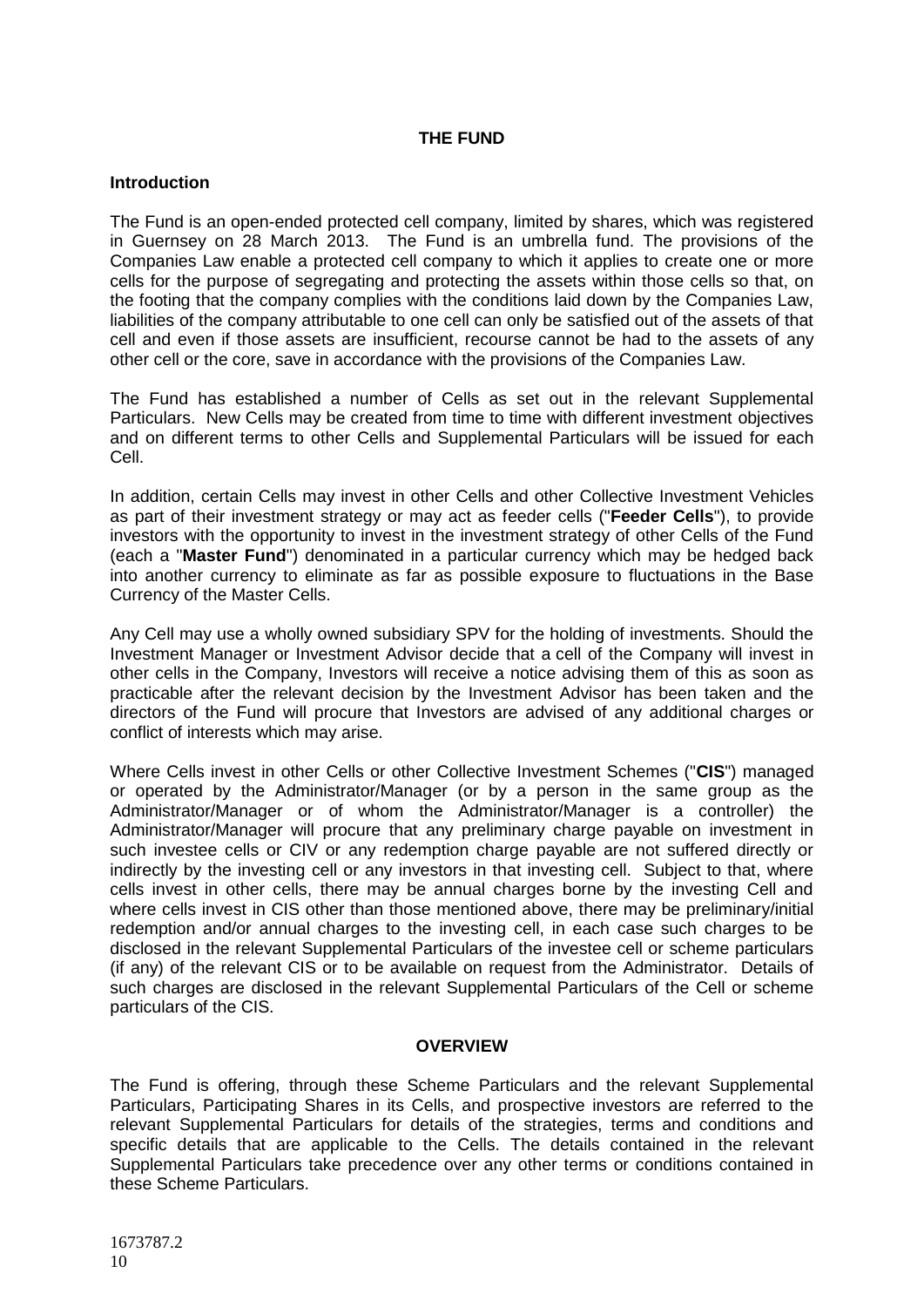## THE FUND

### Introduction

The Fund is an open-ended protected cell company, limited by shares, which was registered in Guernsey on 28 March 2013. The Fund is an umbrella fund. The provisions of the Companies Law enable a protected cell company to which it applies to create one or more cells for the purpose of segregating and protecting the assets within those cells so that, on the footing that the company complies with the conditions laid down by the Companies Law, liabilities of the company attributable to one cell can only be satisfied out of the assets of that cell and even if those assets are insufficient, recourse cannot be had to the assets of any other cell or the core, save in accordance with the provisions of the Companies Law.

The Fund has established a number of Cells as set out in the relevant Supplemental Particulars. New Cells may be created from time to time with different investment objectives and on different terms to other Cells and Supplemental Particulars will be issued for each Cell.

In addition, certain Cells may invest in other Cells and other Collective Investment Vehicles as part of their investment strategy or may act as feeder cells ("**Feeder Cells**"), to provide investors with the opportunity to invest in the investment strategy of other Cells of the Fund (each a "**Master Fund**") denominated in a particular currency which may be hedged back into another currency to eliminate as far as possible exposure to fluctuations in the Base Currency of the Master Cells.

Any Cell may use a wholly owned subsidiary SPV for the holding of investments. Should the Investment Manager or Investment Advisor decide that a cell of the Company will invest in other cells in the Company, Investors will receive a notice advising them of this as soon as practicable after the relevant decision by the Investment Advisor has been taken and the directors of the Fund will procure that Investors are advised of any additional charges or conflict of interests which may arise.

Where Cells invest in other Cells or other Collective Investment Schemes ("**CIS**") managed or operated by the Administrator/Manager (or by a person in the same group as the Administrator/Manager or of whom the Administrator/Manager is a controller) the Administrator/Manager will procure that any preliminary charge payable on investment in such investee cells or CIV or any redemption charge payable are not suffered directly or indirectly by the investing cell or any investors in that investing cell. Subject to that, where cells invest in other cells, there may be annual charges borne by the investing Cell and where cells invest in CIS other than those mentioned above, there may be preliminary/initial redemption and/or annual charges to the investing cell, in each case such charges to be disclosed in the relevant Supplemental Particulars of the investee cell or scheme particulars (if any) of the relevant CIS or to be available on request from the Administrator. Details of such charges are disclosed in the relevant Supplemental Particulars of the Cell or scheme particulars of the CIS.

## OVERVIEW

The Fund is offering, through these Scheme Particulars and the relevant Supplemental Particulars, Participating Shares in its Cells, and prospective investors are referred to the relevant Supplemental Particulars for details of the strategies, terms and conditions and specific details that are applicable to the Cells. The details contained in the relevant Supplemental Particulars take precedence over any other terms or conditions contained in these Scheme Particulars.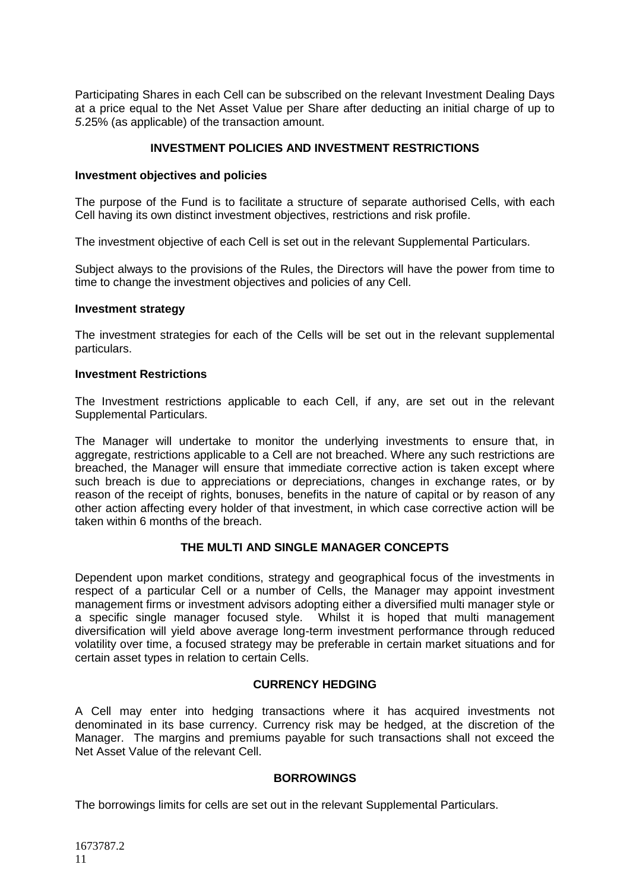Participating Shares in each Cell can be subscribed on the relevant Investment Dealing Days at a price equal to the Net Asset Value per Share after deducting an initial charge of up to 5.25% (as applicable) of the transaction amount.

## INVESTMENT POLICIES AND INVESTMENT RESTRICTIONS

### Investment objectives and policies

The purpose of the Fund is to facilitate a structure of separate authorised Cells, with each Cell having its own distinct investment objectives, restrictions and risk profile.

The investment objective of each Cell is set out in the relevant Supplemental Particulars.

Subject always to the provisions of the Rules, the Directors will have the power from time to time to change the investment objectives and policies of any Cell.

### Investment strategy

The investment strategies for each of the Cells will be set out in the relevant supplemental particulars.

### Investment Restrictions

The Investment restrictions applicable to each Cell, if any, are set out in the relevant Supplemental Particulars.

The Manager will undertake to monitor the underlying investments to ensure that, in aggregate, restrictions applicable to a Cell are not breached. Where any such restrictions are breached, the Manager will ensure that immediate corrective action is taken except where such breach is due to appreciations or depreciations, changes in exchange rates, or by reason of the receipt of rights, bonuses, benefits in the nature of capital or by reason of any other action affecting every holder of that investment, in which case corrective action will be taken within 6 months of the breach.

## THE MULTI AND SINGLE MANAGER CONCEPTS

Dependent upon market conditions, strategy and geographical focus of the investments in respect of a particular Cell or a number of Cells, the Manager may appoint investment management firms or investment advisors adopting either a diversified multi manager style or a specific single manager focused style. Whilst it is hoped that multi management diversification will yield above average long-term investment performance through reduced volatility over time, a focused strategy may be preferable in certain market situations and for certain asset types in relation to certain Cells.

## CURRENCY HEDGING

A Cell may enter into hedging transactions where it has acquired investments not denominated in its base currency. Currency risk may be hedged, at the discretion of the Manager. The margins and premiums payable for such transactions shall not exceed the Net Asset Value of the relevant Cell.

## BORROWINGS

The borrowings limits for cells are set out in the relevant Supplemental Particulars.

1673787.2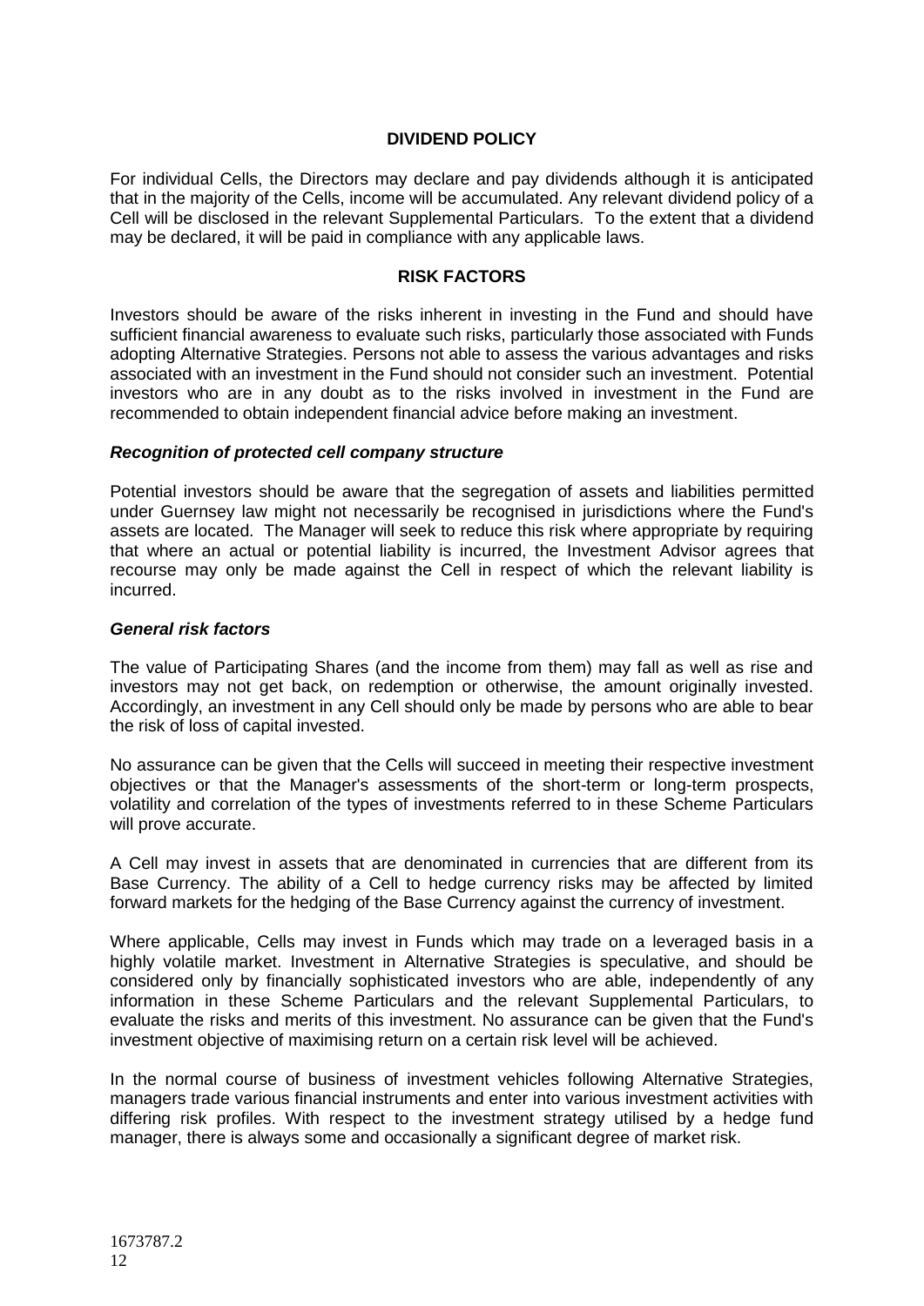## DIVIDEND POLICY

For individual Cells, the Directors may declare and pay dividends although it is anticipated that in the majority of the Cells, income will be accumulated. Any relevant dividend policy of a Cell will be disclosed in the relevant Supplemental Particulars. To the extent that a dividend may be declared, it will be paid in compliance with any applicable laws.

## RISK FACTORS

Investors should be aware of the risks inherent in investing in the Fund and should have sufficient financial awareness to evaluate such risks, particularly those associated with Funds adopting Alternative Strategies. Persons not able to assess the various advantages and risks associated with an investment in the Fund should not consider such an investment. Potential investors who are in any doubt as to the risks involved in investment in the Fund are recommended to obtain independent financial advice before making an investment.

### *Recognition of protected cell company structure*

Potential investors should be aware that the segregation of assets and liabilities permitted under Guernsey law might not necessarily be recognised in jurisdictions where the Fund's assets are located. The Manager will seek to reduce this risk where appropriate by requiring that where an actual or potential liability is incurred, the Investment Advisor agrees that recourse may only be made against the Cell in respect of which the relevant liability is incurred.

### *General risk factors*

The value of Participating Shares (and the income from them) may fall as well as rise and investors may not get back, on redemption or otherwise, the amount originally invested. Accordingly, an investment in any Cell should only be made by persons who are able to bear the risk of loss of capital invested.

No assurance can be given that the Cells will succeed in meeting their respective investment objectives or that the Manager's assessments of the short-term or long-term prospects, volatility and correlation of the types of investments referred to in these Scheme Particulars will prove accurate.

A Cell may invest in assets that are denominated in currencies that are different from its Base Currency. The ability of a Cell to hedge currency risks may be affected by limited forward markets for the hedging of the Base Currency against the currency of investment.

Where applicable, Cells may invest in Funds which may trade on a leveraged basis in a highly volatile market. Investment in Alternative Strategies is speculative, and should be considered only by financially sophisticated investors who are able, independently of any information in these Scheme Particulars and the relevant Supplemental Particulars, to evaluate the risks and merits of this investment. No assurance can be given that the Fund's investment objective of maximising return on a certain risk level will be achieved.

In the normal course of business of investment vehicles following Alternative Strategies, managers trade various financial instruments and enter into various investment activities with differing risk profiles. With respect to the investment strategy utilised by a hedge fund manager, there is always some and occasionally a significant degree of market risk.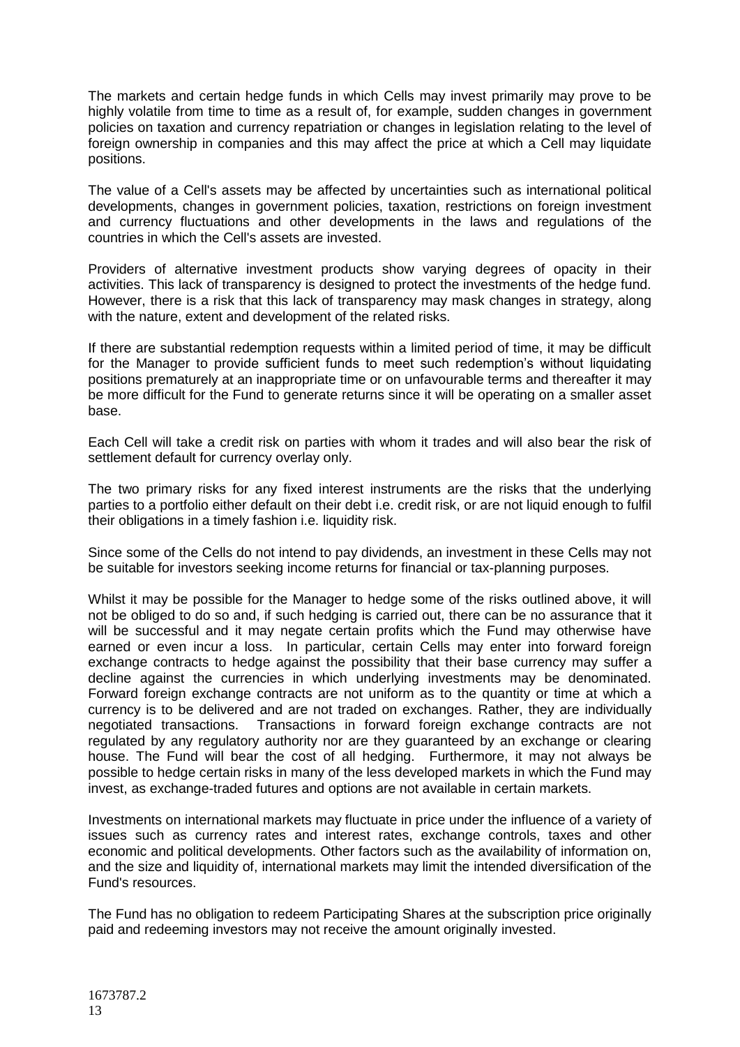The markets and certain hedge funds in which Cells may invest primarily may prove to be highly volatile from time to time as a result of, for example, sudden changes in government policies on taxation and currency repatriation or changes in legislation relating to the level of foreign ownership in companies and this may affect the price at which a Cell may liquidate positions.

The value of a Cell's assets may be affected by uncertainties such as international political developments, changes in government policies, taxation, restrictions on foreign investment and currency fluctuations and other developments in the laws and regulations of the countries in which the Cell's assets are invested.

Providers of alternative investment products show varying degrees of opacity in their activities. This lack of transparency is designed to protect the investments of the hedge fund. However, there is a risk that this lack of transparency may mask changes in strategy, along with the nature, extent and development of the related risks.

If there are substantial redemption requests within a limited period of time, it may be difficult for the Manager to provide sufficient funds to meet such redemption's without liquidating positions prematurely at an inappropriate time or on unfavourable terms and thereafter it may be more difficult for the Fund to generate returns since it will be operating on a smaller asset base.

Each Cell will take a credit risk on parties with whom it trades and will also bear the risk of settlement default for currency overlay only.

The two primary risks for any fixed interest instruments are the risks that the underlying parties to a portfolio either default on their debt i.e. credit risk, or are not liquid enough to fulfil their obligations in a timely fashion i.e. liquidity risk.

Since some of the Cells do not intend to pay dividends, an investment in these Cells may not be suitable for investors seeking income returns for financial or tax-planning purposes.

Whilst it may be possible for the Manager to hedge some of the risks outlined above, it will not be obliged to do so and, if such hedging is carried out, there can be no assurance that it will be successful and it may negate certain profits which the Fund may otherwise have earned or even incur a loss. In particular, certain Cells may enter into forward foreign exchange contracts to hedge against the possibility that their base currency may suffer a decline against the currencies in which underlying investments may be denominated. Forward foreign exchange contracts are not uniform as to the quantity or time at which a currency is to be delivered and are not traded on exchanges. Rather, they are individually negotiated transactions. Transactions in forward foreign exchange contracts are not regulated by any regulatory authority nor are they guaranteed by an exchange or clearing house. The Fund will bear the cost of all hedging. Furthermore, it may not always be possible to hedge certain risks in many of the less developed markets in which the Fund may invest, as exchange-traded futures and options are not available in certain markets.

Investments on international markets may fluctuate in price under the influence of a variety of issues such as currency rates and interest rates, exchange controls, taxes and other economic and political developments. Other factors such as the availability of information on, and the size and liquidity of, international markets may limit the intended diversification of the Fund's resources.

The Fund has no obligation to redeem Participating Shares at the subscription price originally paid and redeeming investors may not receive the amount originally invested.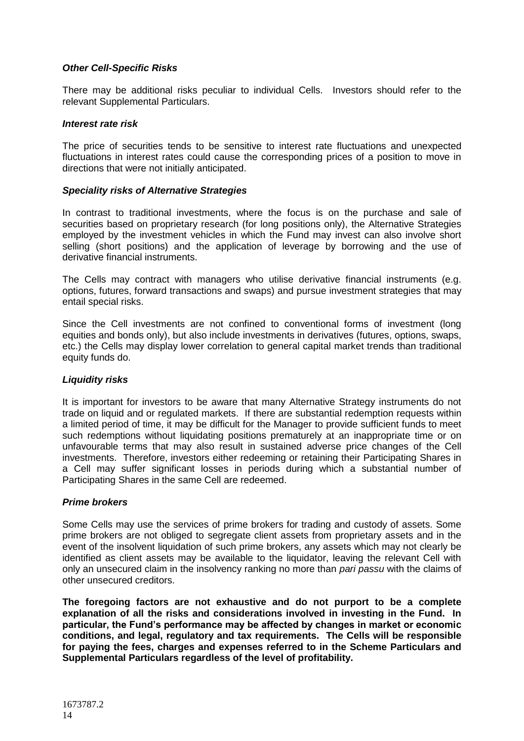***Other Cell-Specific Risks***

There may be additional risks peculiar to individual Cells. Investors should refer to the relevant Supplemental Particulars.

***Interest rate risk***

The price of securities tends to be sensitive to interest rate fluctuations and unexpected fluctuations in interest rates could cause the corresponding prices of a position to move in directions that were not initially anticipated.

***Speciality risks of Alternative Strategies***

In contrast to traditional investments, where the focus is on the purchase and sale of securities based on proprietary research (for long positions only), the Alternative Strategies employed by the investment vehicles in which the Fund may invest can also involve short selling (short positions) and the application of leverage by borrowing and the use of derivative financial instruments.

The Cells may contract with managers who utilise derivative financial instruments (e.g. options, futures, forward transactions and swaps) and pursue investment strategies that may entail special risks.

Since the Cell investments are not confined to conventional forms of investment (long equities and bonds only), but also include investments in derivatives (futures, options, swaps, etc.) the Cells may display lower correlation to general capital market trends than traditional equity funds do.

***Liquidity risks***

It is important for investors to be aware that many Alternative Strategy instruments do not trade on liquid and or regulated markets. If there are substantial redemption requests within a limited period of time, it may be difficult for the Manager to provide sufficient funds to meet such redemptions without liquidating positions prematurely at an inappropriate time or on unfavourable terms that may also result in sustained adverse price changes of the Cell investments. Therefore, investors either redeeming or retaining their Participating Shares in a Cell may suffer significant losses in periods during which a substantial number of Participating Shares in the same Cell are redeemed.

***Prime brokers***

Some Cells may use the services of prime brokers for trading and custody of assets. Some prime brokers are not obliged to segregate client assets from proprietary assets and in the event of the insolvent liquidation of such prime brokers, any assets which may not clearly be identified as client assets may be available to the liquidator, leaving the relevant Cell with only an unsecured claim in the insolvency ranking no more than *pari passu* with the claims of other unsecured creditors.

**The foregoing factors are not exhaustive and do not purport to be a complete explanation of all the risks and considerations involved in investing in the Fund. In particular, the Fund's performance may be affected by changes in market or economic conditions, and legal, regulatory and tax requirements. The Cells will be responsible for paying the fees, charges and expenses referred to in the Scheme Particulars and Supplemental Particulars regardless of the level of profitability.**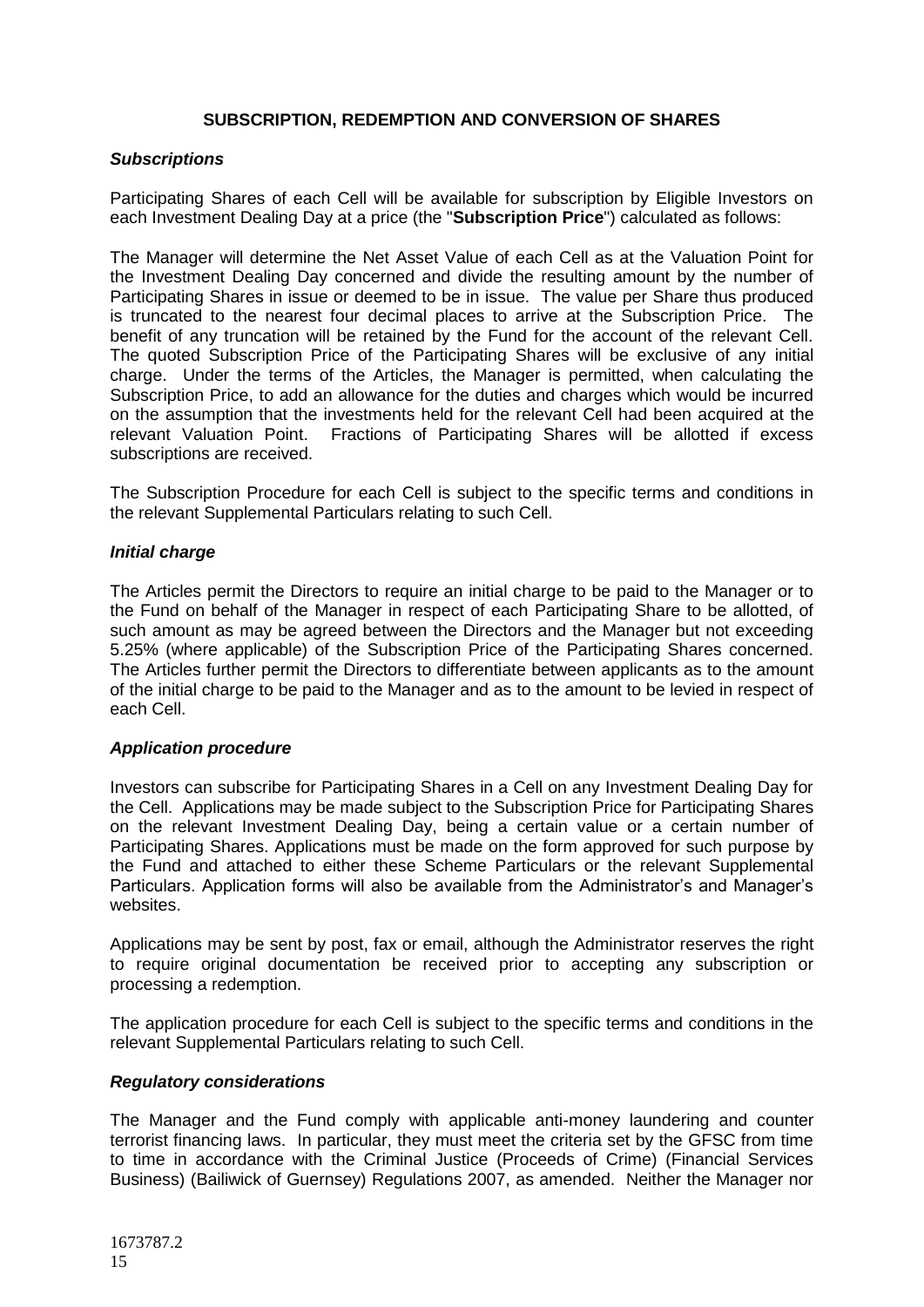## SUBSCRIPTION, REDEMPTION AND CONVERSION OF SHARES

### *Subscriptions*

Participating Shares of each Cell will be available for subscription by Eligible Investors on each Investment Dealing Day at a price (the "**Subscription Price**") calculated as follows:

The Manager will determine the Net Asset Value of each Cell as at the Valuation Point for the Investment Dealing Day concerned and divide the resulting amount by the number of Participating Shares in issue or deemed to be in issue. The value per Share thus produced is truncated to the nearest four decimal places to arrive at the Subscription Price. The benefit of any truncation will be retained by the Fund for the account of the relevant Cell. The quoted Subscription Price of the Participating Shares will be exclusive of any initial charge. Under the terms of the Articles, the Manager is permitted, when calculating the Subscription Price, to add an allowance for the duties and charges which would be incurred on the assumption that the investments held for the relevant Cell had been acquired at the relevant Valuation Point. Fractions of Participating Shares will be allotted if excess subscriptions are received.

The Subscription Procedure for each Cell is subject to the specific terms and conditions in the relevant Supplemental Particulars relating to such Cell.

### *Initial charge*

The Articles permit the Directors to require an initial charge to be paid to the Manager or to the Fund on behalf of the Manager in respect of each Participating Share to be allotted, of such amount as may be agreed between the Directors and the Manager but not exceeding 5.25% (where applicable) of the Subscription Price of the Participating Shares concerned. The Articles further permit the Directors to differentiate between applicants as to the amount of the initial charge to be paid to the Manager and as to the amount to be levied in respect of each Cell.

### *Application procedure*

Investors can subscribe for Participating Shares in a Cell on any Investment Dealing Day for the Cell. Applications may be made subject to the Subscription Price for Participating Shares on the relevant Investment Dealing Day, being a certain value or a certain number of Participating Shares. Applications must be made on the form approved for such purpose by the Fund and attached to either these Scheme Particulars or the relevant Supplemental Particulars. Application forms will also be available from the Administrator's and Manager's websites.

Applications may be sent by post, fax or email, although the Administrator reserves the right to require original documentation be received prior to accepting any subscription or processing a redemption.

The application procedure for each Cell is subject to the specific terms and conditions in the relevant Supplemental Particulars relating to such Cell.

### *Regulatory considerations*

The Manager and the Fund comply with applicable anti-money laundering and counter terrorist financing laws. In particular, they must meet the criteria set by the GFSC from time to time in accordance with the Criminal Justice (Proceeds of Crime) (Financial Services Business) (Bailiwick of Guernsey) Regulations 2007, as amended. Neither the Manager nor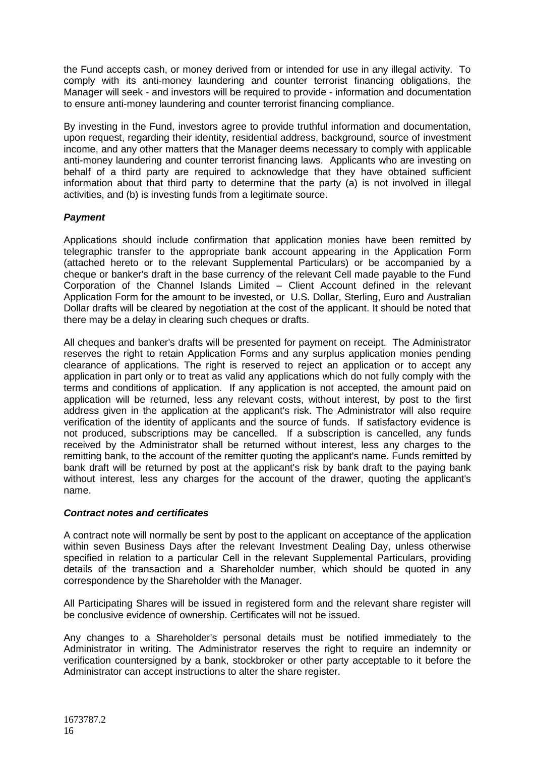the Fund accepts cash, or money derived from or intended for use in any illegal activity. To comply with its anti-money laundering and counter terrorist financing obligations, the Manager will seek - and investors will be required to provide - information and documentation to ensure anti-money laundering and counter terrorist financing compliance.

By investing in the Fund, investors agree to provide truthful information and documentation, upon request, regarding their identity, residential address, background, source of investment income, and any other matters that the Manager deems necessary to comply with applicable anti-money laundering and counter terrorist financing laws. Applicants who are investing on behalf of a third party are required to acknowledge that they have obtained sufficient information about that third party to determine that the party (a) is not involved in illegal activities, and (b) is investing funds from a legitimate source.

***Payment***

Applications should include confirmation that application monies have been remitted by telegraphic transfer to the appropriate bank account appearing in the Application Form (attached hereto or to the relevant Supplemental Particulars) or be accompanied by a cheque or banker's draft in the base currency of the relevant Cell made payable to the Fund Corporation of the Channel Islands Limited – Client Account defined in the relevant Application Form for the amount to be invested, or U.S. Dollar, Sterling, Euro and Australian Dollar drafts will be cleared by negotiation at the cost of the applicant. It should be noted that there may be a delay in clearing such cheques or drafts.

All cheques and banker's drafts will be presented for payment on receipt. The Administrator reserves the right to retain Application Forms and any surplus application monies pending clearance of applications. The right is reserved to reject an application or to accept any application in part only or to treat as valid any applications which do not fully comply with the terms and conditions of application. If any application is not accepted, the amount paid on application will be returned, less any relevant costs, without interest, by post to the first address given in the application at the applicant's risk. The Administrator will also require verification of the identity of applicants and the source of funds. If satisfactory evidence is not produced, subscriptions may be cancelled. If a subscription is cancelled, any funds received by the Administrator shall be returned without interest, less any charges to the remitting bank, to the account of the remitter quoting the applicant's name. Funds remitted by bank draft will be returned by post at the applicant's risk by bank draft to the paying bank without interest, less any charges for the account of the drawer, quoting the applicant's name.

***Contract notes and certificates***

A contract note will normally be sent by post to the applicant on acceptance of the application within seven Business Days after the relevant Investment Dealing Day, unless otherwise specified in relation to a particular Cell in the relevant Supplemental Particulars, providing details of the transaction and a Shareholder number, which should be quoted in any correspondence by the Shareholder with the Manager.

All Participating Shares will be issued in registered form and the relevant share register will be conclusive evidence of ownership. Certificates will not be issued.

Any changes to a Shareholder's personal details must be notified immediately to the Administrator in writing. The Administrator reserves the right to require an indemnity or verification countersigned by a bank, stockbroker or other party acceptable to it before the Administrator can accept instructions to alter the share register.

1673787.2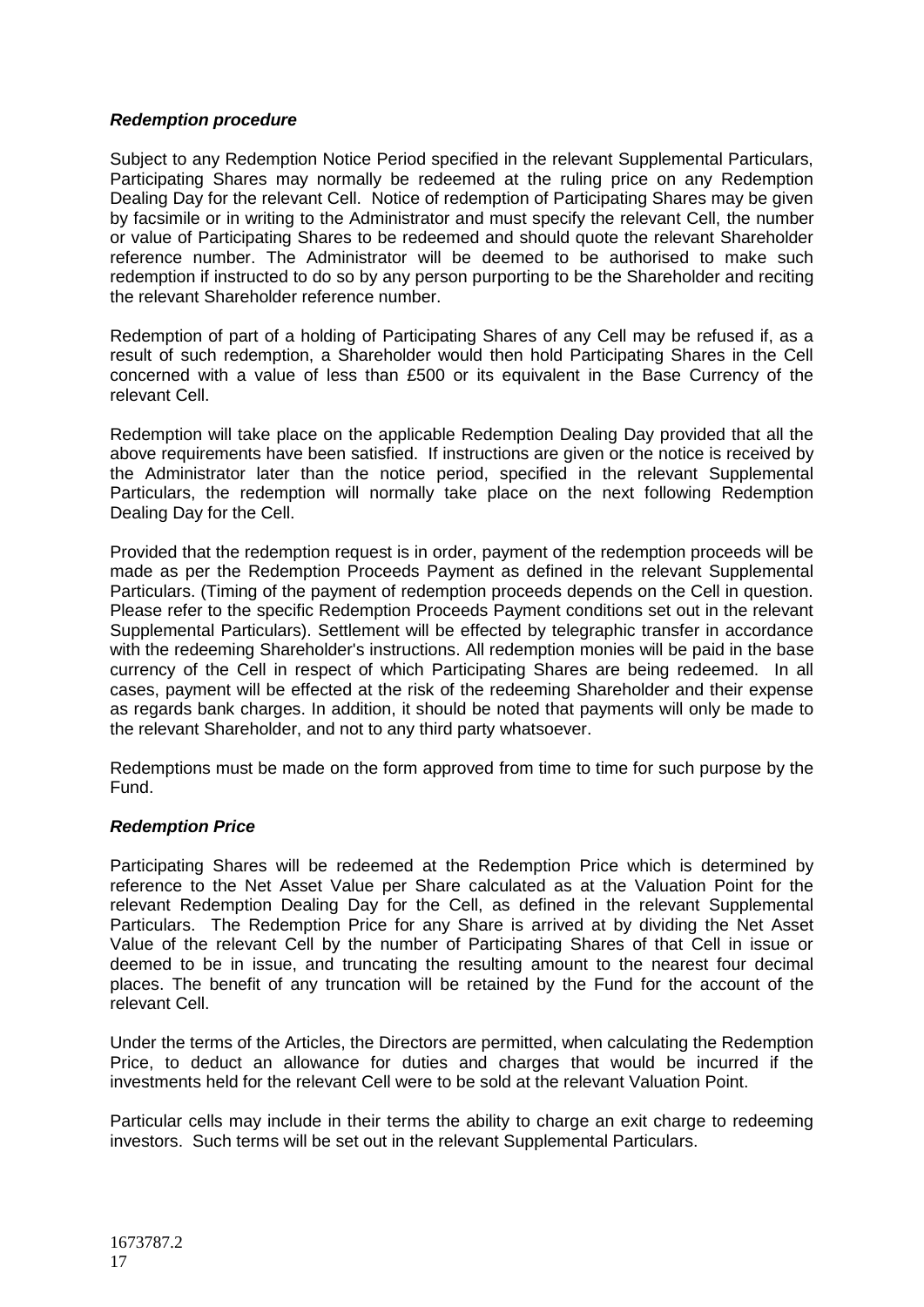***Redemption procedure***

Subject to any Redemption Notice Period specified in the relevant Supplemental Particulars, Participating Shares may normally be redeemed at the ruling price on any Redemption Dealing Day for the relevant Cell. Notice of redemption of Participating Shares may be given by facsimile or in writing to the Administrator and must specify the relevant Cell, the number or value of Participating Shares to be redeemed and should quote the relevant Shareholder reference number. The Administrator will be deemed to be authorised to make such redemption if instructed to do so by any person purporting to be the Shareholder and reciting the relevant Shareholder reference number.

Redemption of part of a holding of Participating Shares of any Cell may be refused if, as a result of such redemption, a Shareholder would then hold Participating Shares in the Cell concerned with a value of less than £500 or its equivalent in the Base Currency of the relevant Cell.

Redemption will take place on the applicable Redemption Dealing Day provided that all the above requirements have been satisfied. If instructions are given or the notice is received by the Administrator later than the notice period, specified in the relevant Supplemental Particulars, the redemption will normally take place on the next following Redemption Dealing Day for the Cell.

Provided that the redemption request is in order, payment of the redemption proceeds will be made as per the Redemption Proceeds Payment as defined in the relevant Supplemental Particulars. (Timing of the payment of redemption proceeds depends on the Cell in question. Please refer to the specific Redemption Proceeds Payment conditions set out in the relevant Supplemental Particulars). Settlement will be effected by telegraphic transfer in accordance with the redeeming Shareholder's instructions. All redemption monies will be paid in the base currency of the Cell in respect of which Participating Shares are being redeemed. In all cases, payment will be effected at the risk of the redeeming Shareholder and their expense as regards bank charges. In addition, it should be noted that payments will only be made to the relevant Shareholder, and not to any third party whatsoever.

Redemptions must be made on the form approved from time to time for such purpose by the Fund.

***Redemption Price***

Participating Shares will be redeemed at the Redemption Price which is determined by reference to the Net Asset Value per Share calculated as at the Valuation Point for the relevant Redemption Dealing Day for the Cell, as defined in the relevant Supplemental Particulars. The Redemption Price for any Share is arrived at by dividing the Net Asset Value of the relevant Cell by the number of Participating Shares of that Cell in issue or deemed to be in issue, and truncating the resulting amount to the nearest four decimal places. The benefit of any truncation will be retained by the Fund for the account of the relevant Cell.

Under the terms of the Articles, the Directors are permitted, when calculating the Redemption Price, to deduct an allowance for duties and charges that would be incurred if the investments held for the relevant Cell were to be sold at the relevant Valuation Point.

Particular cells may include in their terms the ability to charge an exit charge to redeeming investors. Such terms will be set out in the relevant Supplemental Particulars.

1673787.2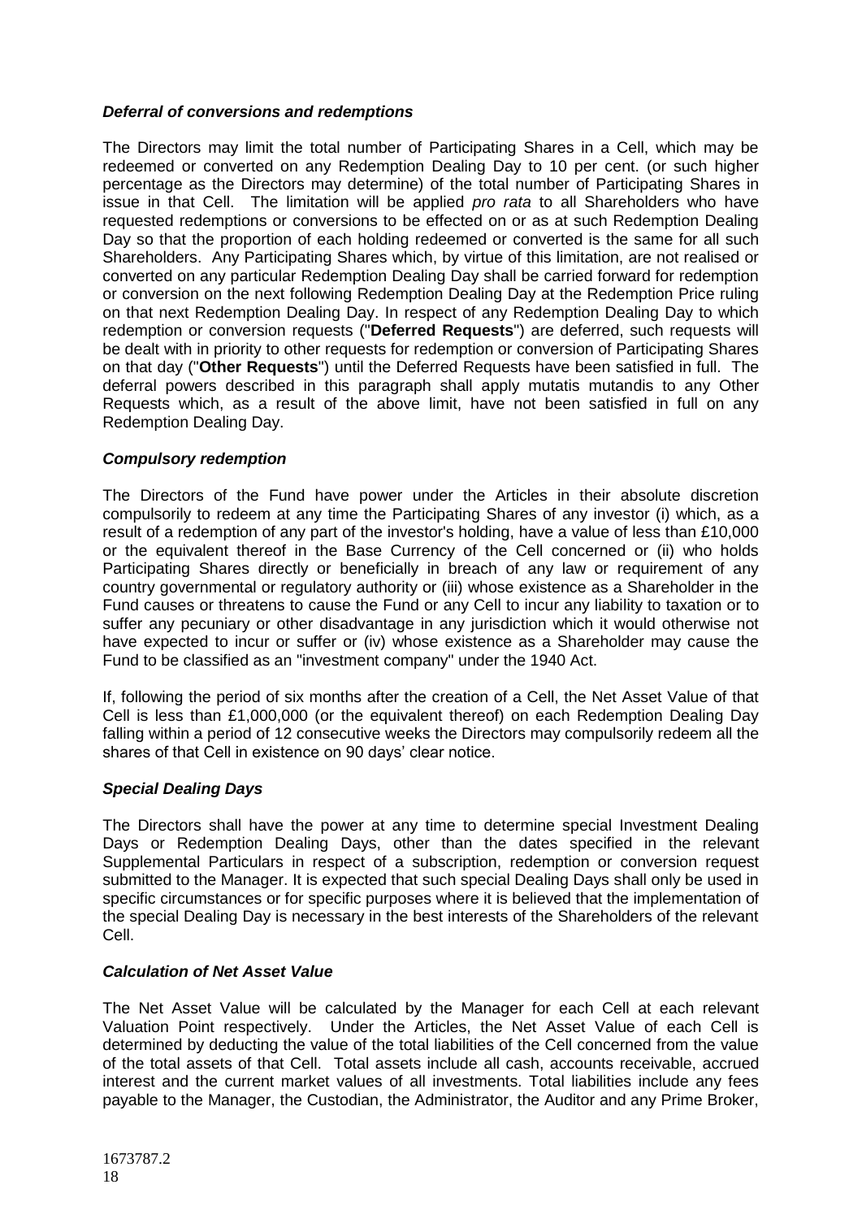***Deferral of conversions and redemptions***

The Directors may limit the total number of Participating Shares in a Cell, which may be redeemed or converted on any Redemption Dealing Day to 10 per cent. (or such higher percentage as the Directors may determine) of the total number of Participating Shares in issue in that Cell. The limitation will be applied *pro rata* to all Shareholders who have requested redemptions or conversions to be effected on or as at such Redemption Dealing Day so that the proportion of each holding redeemed or converted is the same for all such Shareholders. Any Participating Shares which, by virtue of this limitation, are not realised or converted on any particular Redemption Dealing Day shall be carried forward for redemption or conversion on the next following Redemption Dealing Day at the Redemption Price ruling on that next Redemption Dealing Day. In respect of any Redemption Dealing Day to which redemption or conversion requests ("**Deferred Requests**") are deferred, such requests will be dealt with in priority to other requests for redemption or conversion of Participating Shares on that day ("**Other Requests**") until the Deferred Requests have been satisfied in full. The deferral powers described in this paragraph shall apply mutatis mutandis to any Other Requests which, as a result of the above limit, have not been satisfied in full on any Redemption Dealing Day.

***Compulsory redemption***

The Directors of the Fund have power under the Articles in their absolute discretion compulsorily to redeem at any time the Participating Shares of any investor (i) which, as a result of a redemption of any part of the investor's holding, have a value of less than £10,000 or the equivalent thereof in the Base Currency of the Cell concerned or (ii) who holds Participating Shares directly or beneficially in breach of any law or requirement of any country governmental or regulatory authority or (iii) whose existence as a Shareholder in the Fund causes or threatens to cause the Fund or any Cell to incur any liability to taxation or to suffer any pecuniary or other disadvantage in any jurisdiction which it would otherwise not have expected to incur or suffer or (iv) whose existence as a Shareholder may cause the Fund to be classified as an "investment company" under the 1940 Act.

If, following the period of six months after the creation of a Cell, the Net Asset Value of that Cell is less than £1,000,000 (or the equivalent thereof) on each Redemption Dealing Day falling within a period of 12 consecutive weeks the Directors may compulsorily redeem all the shares of that Cell in existence on 90 days' clear notice.

***Special Dealing Days***

The Directors shall have the power at any time to determine special Investment Dealing Days or Redemption Dealing Days, other than the dates specified in the relevant Supplemental Particulars in respect of a subscription, redemption or conversion request submitted to the Manager. It is expected that such special Dealing Days shall only be used in specific circumstances or for specific purposes where it is believed that the implementation of the special Dealing Day is necessary in the best interests of the Shareholders of the relevant Cell.

***Calculation of Net Asset Value***

The Net Asset Value will be calculated by the Manager for each Cell at each relevant Valuation Point respectively. Under the Articles, the Net Asset Value of each Cell is determined by deducting the value of the total liabilities of the Cell concerned from the value of the total assets of that Cell. Total assets include all cash, accounts receivable, accrued interest and the current market values of all investments. Total liabilities include any fees payable to the Manager, the Custodian, the Administrator, the Auditor and any Prime Broker,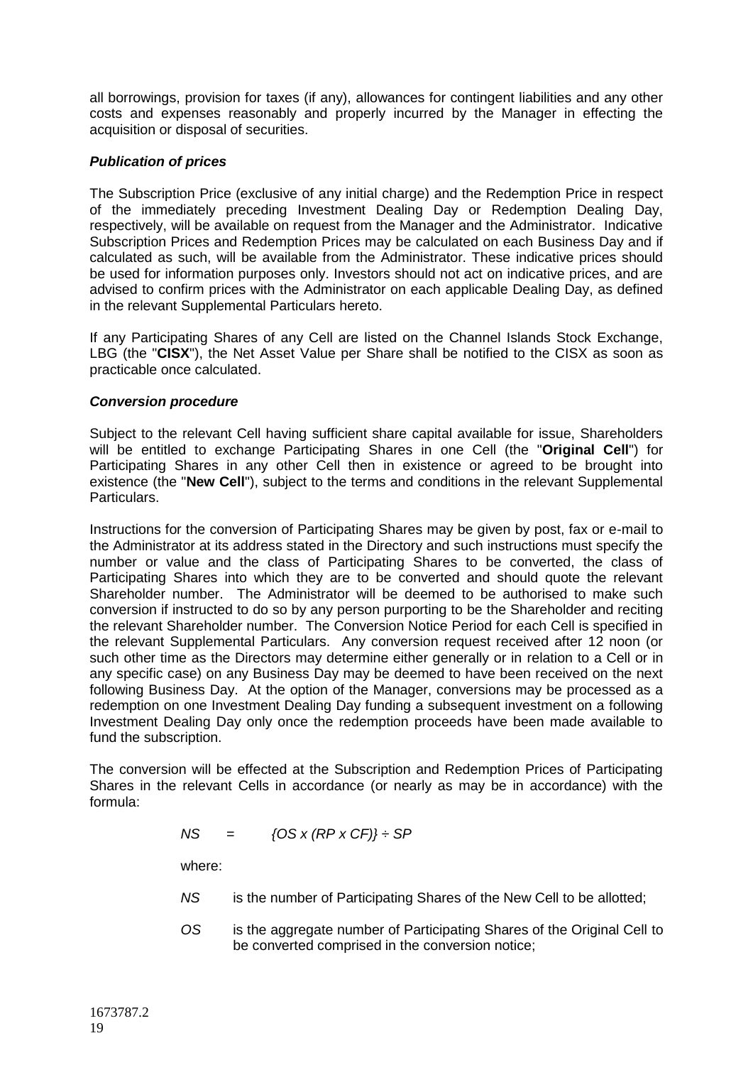all borrowings, provision for taxes (if any), allowances for contingent liabilities and any other costs and expenses reasonably and properly incurred by the Manager in effecting the acquisition or disposal of securities.

***Publication of prices***

The Subscription Price (exclusive of any initial charge) and the Redemption Price in respect of the immediately preceding Investment Dealing Day or Redemption Dealing Day, respectively, will be available on request from the Manager and the Administrator. Indicative Subscription Prices and Redemption Prices may be calculated on each Business Day and if calculated as such, will be available from the Administrator. These indicative prices should be used for information purposes only. Investors should not act on indicative prices, and are advised to confirm prices with the Administrator on each applicable Dealing Day, as defined in the relevant Supplemental Particulars hereto.

If any Participating Shares of any Cell are listed on the Channel Islands Stock Exchange, LBG (the "**CISX**"), the Net Asset Value per Share shall be notified to the CISX as soon as practicable once calculated.

***Conversion procedure***

Subject to the relevant Cell having sufficient share capital available for issue, Shareholders will be entitled to exchange Participating Shares in one Cell (the "**Original Cell**") for Participating Shares in any other Cell then in existence or agreed to be brought into existence (the "**New Cell**"), subject to the terms and conditions in the relevant Supplemental Particulars.

Instructions for the conversion of Participating Shares may be given by post, fax or e-mail to the Administrator at its address stated in the Directory and such instructions must specify the number or value and the class of Participating Shares to be converted, the class of Participating Shares into which they are to be converted and should quote the relevant Shareholder number. The Administrator will be deemed to be authorised to make such conversion if instructed to do so by any person purporting to be the Shareholder and reciting the relevant Shareholder number. The Conversion Notice Period for each Cell is specified in the relevant Supplemental Particulars. Any conversion request received after 12 noon (or such other time as the Directors may determine either generally or in relation to a Cell or in any specific case) on any Business Day may be deemed to have been received on the next following Business Day. At the option of the Manager, conversions may be processed as a redemption on one Investment Dealing Day funding a subsequent investment on a following Investment Dealing Day only once the redemption proceeds have been made available to fund the subscription.

The conversion will be effected at the Subscription and Redemption Prices of Participating Shares in the relevant Cells in accordance (or nearly as may be in accordance) with the formula:

$$NS = \{OS \times (RP \times CF)\} \div SP$$

where:

*NS* is the number of Participating Shares of the New Cell to be allotted;

*OS* is the aggregate number of Participating Shares of the Original Cell to be converted comprised in the conversion notice;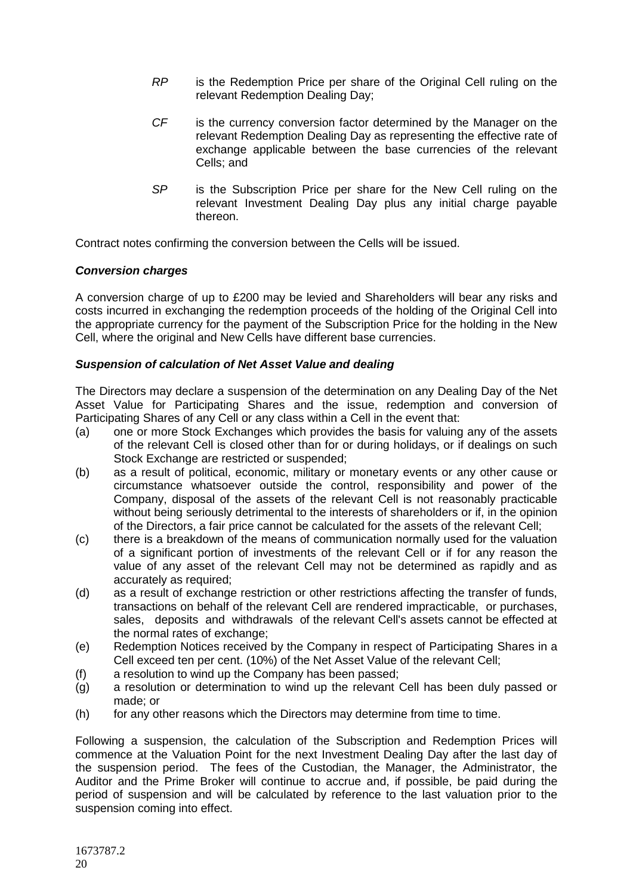$RP$ is the Redemption Price per share of the Original Cell ruling on the relevant Redemption Dealing Day;

$CF$ is the currency conversion factor determined by the Manager on the relevant Redemption Dealing Day as representing the effective rate of exchange applicable between the base currencies of the relevant Cells; and

$SP$ is the Subscription Price per share for the New Cell ruling on the relevant Investment Dealing Day plus any initial charge payable thereon.

Contract notes confirming the conversion between the Cells will be issued.

***Conversion charges***

A conversion charge of up to £200 may be levied and Shareholders will bear any risks and costs incurred in exchanging the redemption proceeds of the holding of the Original Cell into the appropriate currency for the payment of the Subscription Price for the holding in the New Cell, where the original and New Cells have different base currencies.

***Suspension of calculation of Net Asset Value and dealing***

The Directors may declare a suspension of the determination on any Dealing Day of the Net Asset Value for Participating Shares and the issue, redemption and conversion of Participating Shares of any Cell or any class within a Cell in the event that:

(a) one or more Stock Exchanges which provides the basis for valuing any of the assets of the relevant Cell is closed other than for or during holidays, or if dealings on such Stock Exchange are restricted or suspended;

(b) as a result of political, economic, military or monetary events or any other cause or circumstance whatsoever outside the control, responsibility and power of the Company, disposal of the assets of the relevant Cell is not reasonably practicable without being seriously detrimental to the interests of shareholders or if, in the opinion of the Directors, a fair price cannot be calculated for the assets of the relevant Cell;

(c) there is a breakdown of the means of communication normally used for the valuation of a significant portion of investments of the relevant Cell or if for any reason the value of any asset of the relevant Cell may not be determined as rapidly and as accurately as required;

(d) as a result of exchange restriction or other restrictions affecting the transfer of funds, transactions on behalf of the relevant Cell are rendered impracticable, or purchases, sales, deposits and withdrawals of the relevant Cell's assets cannot be effected at the normal rates of exchange;

(e) Redemption Notices received by the Company in respect of Participating Shares in a Cell exceed ten per cent. (10%) of the Net Asset Value of the relevant Cell;

(f) a resolution to wind up the Company has been passed;

(g) a resolution or determination to wind up the relevant Cell has been duly passed or made; or

(h) for any other reasons which the Directors may determine from time to time.

Following a suspension, the calculation of the Subscription and Redemption Prices will commence at the Valuation Point for the next Investment Dealing Day after the last day of the suspension period. The fees of the Custodian, the Manager, the Administrator, the Auditor and the Prime Broker will continue to accrue and, if possible, be paid during the period of suspension and will be calculated by reference to the last valuation prior to the suspension coming into effect.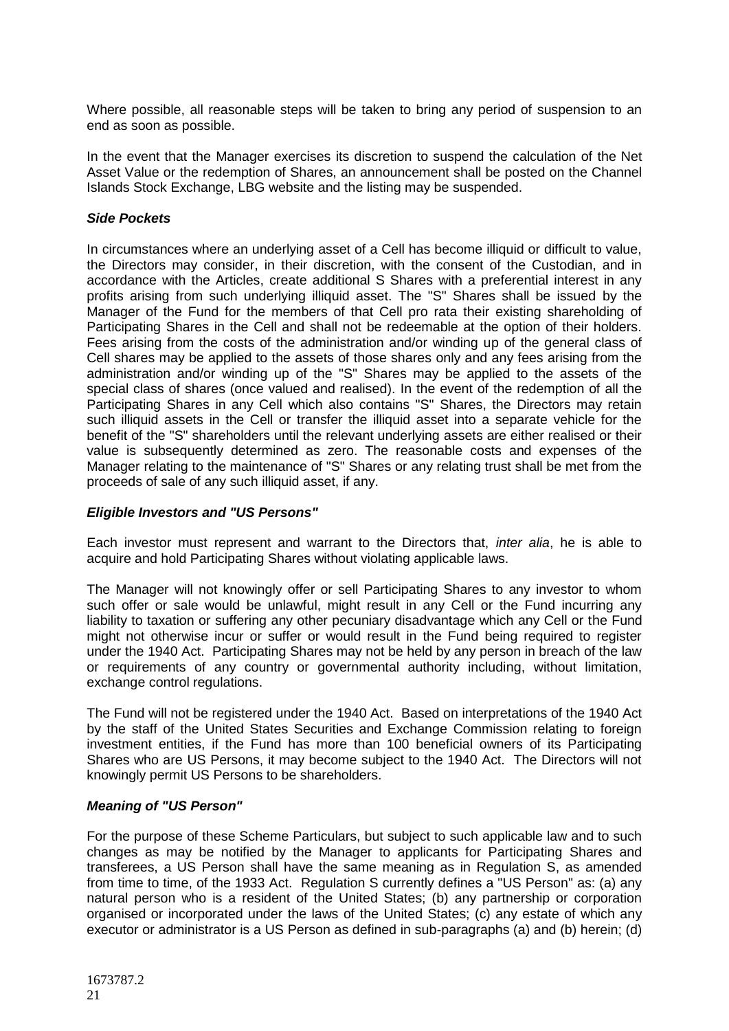Where possible, all reasonable steps will be taken to bring any period of suspension to an end as soon as possible.

In the event that the Manager exercises its discretion to suspend the calculation of the Net Asset Value or the redemption of Shares, an announcement shall be posted on the Channel Islands Stock Exchange, LBG website and the listing may be suspended.

***Side Pockets***

In circumstances where an underlying asset of a Cell has become illiquid or difficult to value, the Directors may consider, in their discretion, with the consent of the Custodian, and in accordance with the Articles, create additional S Shares with a preferential interest in any profits arising from such underlying illiquid asset. The "S" Shares shall be issued by the Manager of the Fund for the members of that Cell pro rata their existing shareholding of Participating Shares in the Cell and shall not be redeemable at the option of their holders. Fees arising from the costs of the administration and/or winding up of the general class of Cell shares may be applied to the assets of those shares only and any fees arising from the administration and/or winding up of the "S" Shares may be applied to the assets of the special class of shares (once valued and realised). In the event of the redemption of all the Participating Shares in any Cell which also contains "S" Shares, the Directors may retain such illiquid assets in the Cell or transfer the illiquid asset into a separate vehicle for the benefit of the "S" shareholders until the relevant underlying assets are either realised or their value is subsequently determined as zero. The reasonable costs and expenses of the Manager relating to the maintenance of "S" Shares or any relating trust shall be met from the proceeds of sale of any such illiquid asset, if any.

***Eligible Investors and "US Persons"***

Each investor must represent and warrant to the Directors that, *inter alia*, he is able to acquire and hold Participating Shares without violating applicable laws.

The Manager will not knowingly offer or sell Participating Shares to any investor to whom such offer or sale would be unlawful, might result in any Cell or the Fund incurring any liability to taxation or suffering any other pecuniary disadvantage which any Cell or the Fund might not otherwise incur or suffer or would result in the Fund being required to register under the 1940 Act. Participating Shares may not be held by any person in breach of the law or requirements of any country or governmental authority including, without limitation, exchange control regulations.

The Fund will not be registered under the 1940 Act. Based on interpretations of the 1940 Act by the staff of the United States Securities and Exchange Commission relating to foreign investment entities, if the Fund has more than 100 beneficial owners of its Participating Shares who are US Persons, it may become subject to the 1940 Act. The Directors will not knowingly permit US Persons to be shareholders.

***Meaning of "US Person"***

For the purpose of these Scheme Particulars, but subject to such applicable law and to such changes as may be notified by the Manager to applicants for Participating Shares and transferees, a US Person shall have the same meaning as in Regulation S, as amended from time to time, of the 1933 Act. Regulation S currently defines a "US Person" as: (a) any natural person who is a resident of the United States; (b) any partnership or corporation organised or incorporated under the laws of the United States; (c) any estate of which any executor or administrator is a US Person as defined in sub-paragraphs (a) and (b) herein; (d)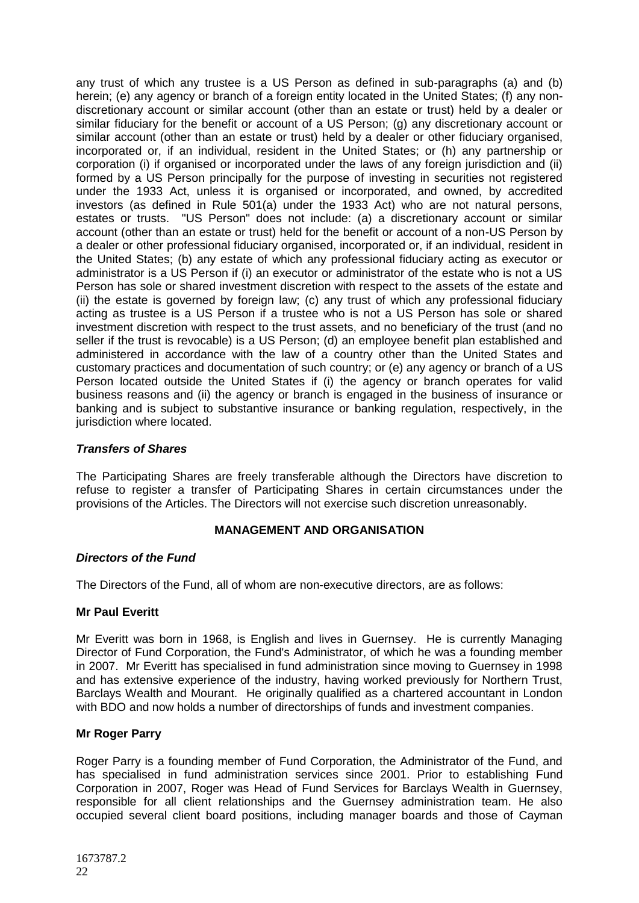any trust of which any trustee is a US Person as defined in sub-paragraphs (a) and (b) herein; (e) any agency or branch of a foreign entity located in the United States; (f) any non-discretionary account or similar account (other than an estate or trust) held by a dealer or similar fiduciary for the benefit or account of a US Person; (g) any discretionary account or similar account (other than an estate or trust) held by a dealer or other fiduciary organised, incorporated or, if an individual, resident in the United States; or (h) any partnership or corporation (i) if organised or incorporated under the laws of any foreign jurisdiction and (ii) formed by a US Person principally for the purpose of investing in securities not registered under the 1933 Act, unless it is organised or incorporated, and owned, by accredited investors (as defined in Rule 501(a) under the 1933 Act) who are not natural persons, estates or trusts. "US Person" does not include: (a) a discretionary account or similar account (other than an estate or trust) held for the benefit or account of a non-US Person by a dealer or other professional fiduciary organised, incorporated or, if an individual, resident in the United States; (b) any estate of which any professional fiduciary acting as executor or administrator is a US Person if (i) an executor or administrator of the estate who is not a US Person has sole or shared investment discretion with respect to the assets of the estate and (ii) the estate is governed by foreign law; (c) any trust of which any professional fiduciary acting as trustee is a US Person if a trustee who is not a US Person has sole or shared investment discretion with respect to the trust assets, and no beneficiary of the trust (and no seller if the trust is revocable) is a US Person; (d) an employee benefit plan established and administered in accordance with the law of a country other than the United States and customary practices and documentation of such country; or (e) any agency or branch of a US Person located outside the United States if (i) the agency or branch operates for valid business reasons and (ii) the agency or branch is engaged in the business of insurance or banking and is subject to substantive insurance or banking regulation, respectively, in the jurisdiction where located.

### *Transfers of Shares*

The Participating Shares are freely transferable although the Directors have discretion to refuse to register a transfer of Participating Shares in certain circumstances under the provisions of the Articles. The Directors will not exercise such discretion unreasonably.

## MANAGEMENT AND ORGANISATION

### *Directors of the Fund*

The Directors of the Fund, all of whom are non-executive directors, are as follows:

**Mr Paul Everitt**

Mr Everitt was born in 1968, is English and lives in Guernsey. He is currently Managing Director of Fund Corporation, the Fund's Administrator, of which he was a founding member in 2007. Mr Everitt has specialised in fund administration since moving to Guernsey in 1998 and has extensive experience of the industry, having worked previously for Northern Trust, Barclays Wealth and Mourant. He originally qualified as a chartered accountant in London with BDO and now holds a number of directorships of funds and investment companies.

**Mr Roger Parry**

Roger Parry is a founding member of Fund Corporation, the Administrator of the Fund, and has specialised in fund administration services since 2001. Prior to establishing Fund Corporation in 2007, Roger was Head of Fund Services for Barclays Wealth in Guernsey, responsible for all client relationships and the Guernsey administration team. He also occupied several client board positions, including manager boards and those of Cayman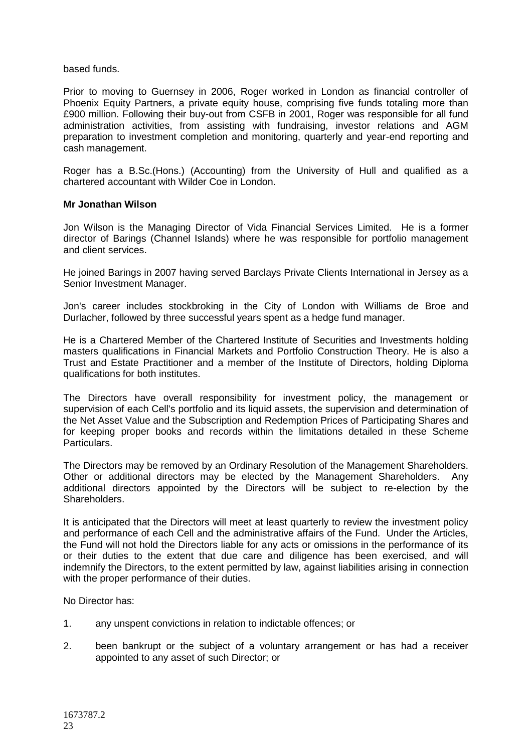based funds.

Prior to moving to Guernsey in 2006, Roger worked in London as financial controller of Phoenix Equity Partners, a private equity house, comprising five funds totaling more than £900 million. Following their buy-out from CSFB in 2001, Roger was responsible for all fund administration activities, from assisting with fundraising, investor relations and AGM preparation to investment completion and monitoring, quarterly and year-end reporting and cash management.

Roger has a B.Sc.(Hons.) (Accounting) from the University of Hull and qualified as a chartered accountant with Wilder Coe in London.

**Mr Jonathan Wilson**

Jon Wilson is the Managing Director of Vida Financial Services Limited. He is a former director of Barings (Channel Islands) where he was responsible for portfolio management and client services.

He joined Barings in 2007 having served Barclays Private Clients International in Jersey as a Senior Investment Manager.

Jon's career includes stockbroking in the City of London with Williams de Broe and Durlacher, followed by three successful years spent as a hedge fund manager.

He is a Chartered Member of the Chartered Institute of Securities and Investments holding masters qualifications in Financial Markets and Portfolio Construction Theory. He is also a Trust and Estate Practitioner and a member of the Institute of Directors, holding Diploma qualifications for both institutes.

The Directors have overall responsibility for investment policy, the management or supervision of each Cell's portfolio and its liquid assets, the supervision and determination of the Net Asset Value and the Subscription and Redemption Prices of Participating Shares and for keeping proper books and records within the limitations detailed in these Scheme Particulars.

The Directors may be removed by an Ordinary Resolution of the Management Shareholders. Other or additional directors may be elected by the Management Shareholders. Any additional directors appointed by the Directors will be subject to re-election by the Shareholders.

It is anticipated that the Directors will meet at least quarterly to review the investment policy and performance of each Cell and the administrative affairs of the Fund. Under the Articles, the Fund will not hold the Directors liable for any acts or omissions in the performance of its or their duties to the extent that due care and diligence has been exercised, and will indemnify the Directors, to the extent permitted by law, against liabilities arising in connection with the proper performance of their duties.

No Director has:

1. any unspent convictions in relation to indictable offences; or
2. been bankrupt or the subject of a voluntary arrangement or has had a receiver appointed to any asset of such Director; or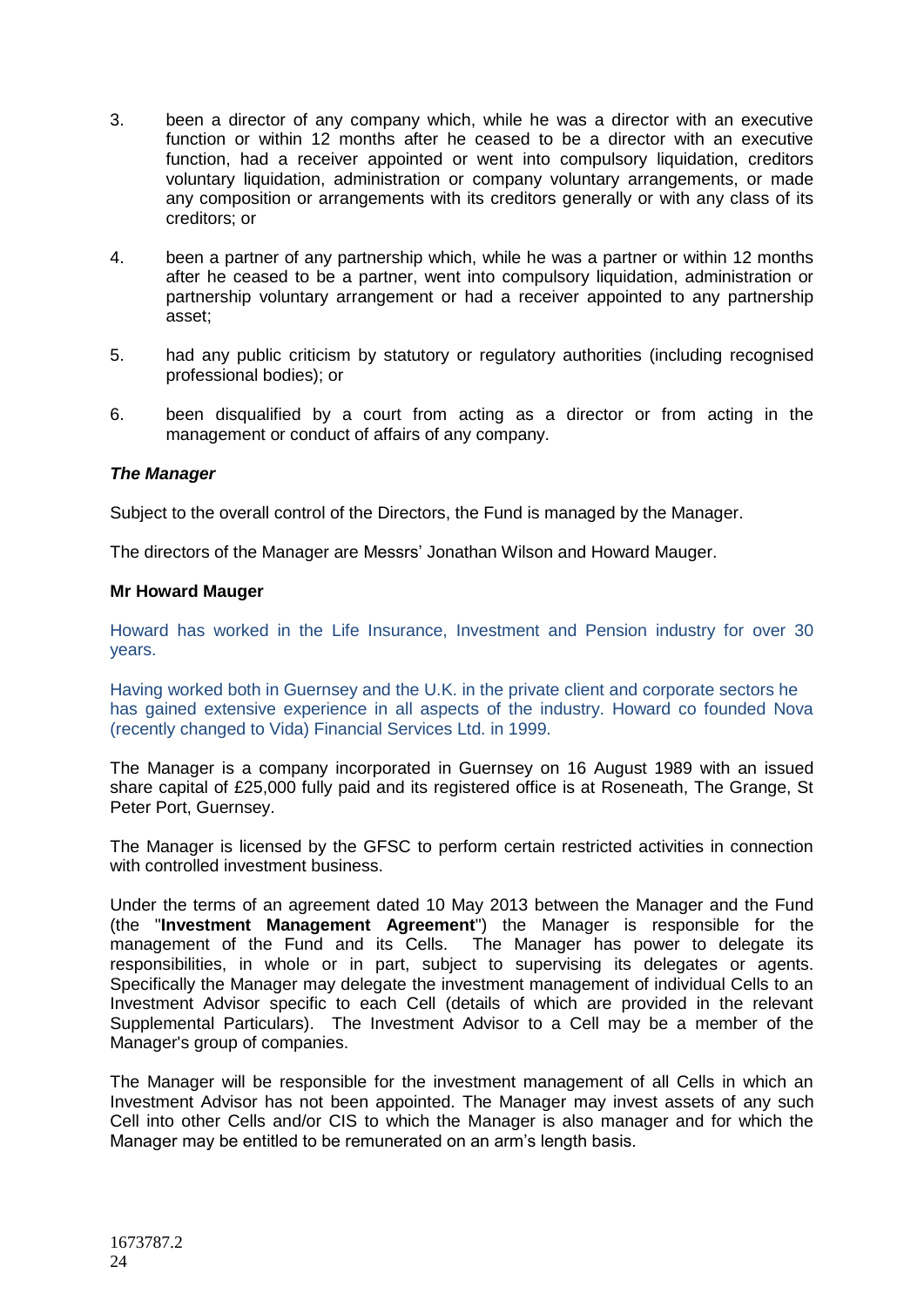3. been a director of any company which, while he was a director with an executive function or within 12 months after he ceased to be a director with an executive function, had a receiver appointed or went into compulsory liquidation, creditors voluntary liquidation, administration or company voluntary arrangements, or made any composition or arrangements with its creditors generally or with any class of its creditors; or

4. been a partner of any partnership which, while he was a partner or within 12 months after he ceased to be a partner, went into compulsory liquidation, administration or partnership voluntary arrangement or had a receiver appointed to any partnership asset;

5. had any public criticism by statutory or regulatory authorities (including recognised professional bodies); or

6. been disqualified by a court from acting as a director or from acting in the management or conduct of affairs of any company.

***The Manager***

Subject to the overall control of the Directors, the Fund is managed by the Manager.

The directors of the Manager are Messrs' Jonathan Wilson and Howard Mauger.

**Mr Howard Mauger**

Howard has worked in the Life Insurance, Investment and Pension industry for over 30 years.

Having worked both in Guernsey and the U.K. in the private client and corporate sectors he has gained extensive experience in all aspects of the industry. Howard co founded Nova (recently changed to Vida) Financial Services Ltd. in 1999.

The Manager is a company incorporated in Guernsey on 16 August 1989 with an issued share capital of £25,000 fully paid and its registered office is at Roseneath, The Grange, St Peter Port, Guernsey.

The Manager is licensed by the GFSC to perform certain restricted activities in connection with controlled investment business.

Under the terms of an agreement dated 10 May 2013 between the Manager and the Fund (the "**Investment Management Agreement**") the Manager is responsible for the management of the Fund and its Cells. The Manager has power to delegate its responsibilities, in whole or in part, subject to supervising its delegates or agents. Specifically the Manager may delegate the investment management of individual Cells to an Investment Advisor specific to each Cell (details of which are provided in the relevant Supplemental Particulars). The Investment Advisor to a Cell may be a member of the Manager's group of companies.

The Manager will be responsible for the investment management of all Cells in which an Investment Advisor has not been appointed. The Manager may invest assets of any such Cell into other Cells and/or CIS to which the Manager is also manager and for which the Manager may be entitled to be remunerated on an arm's length basis.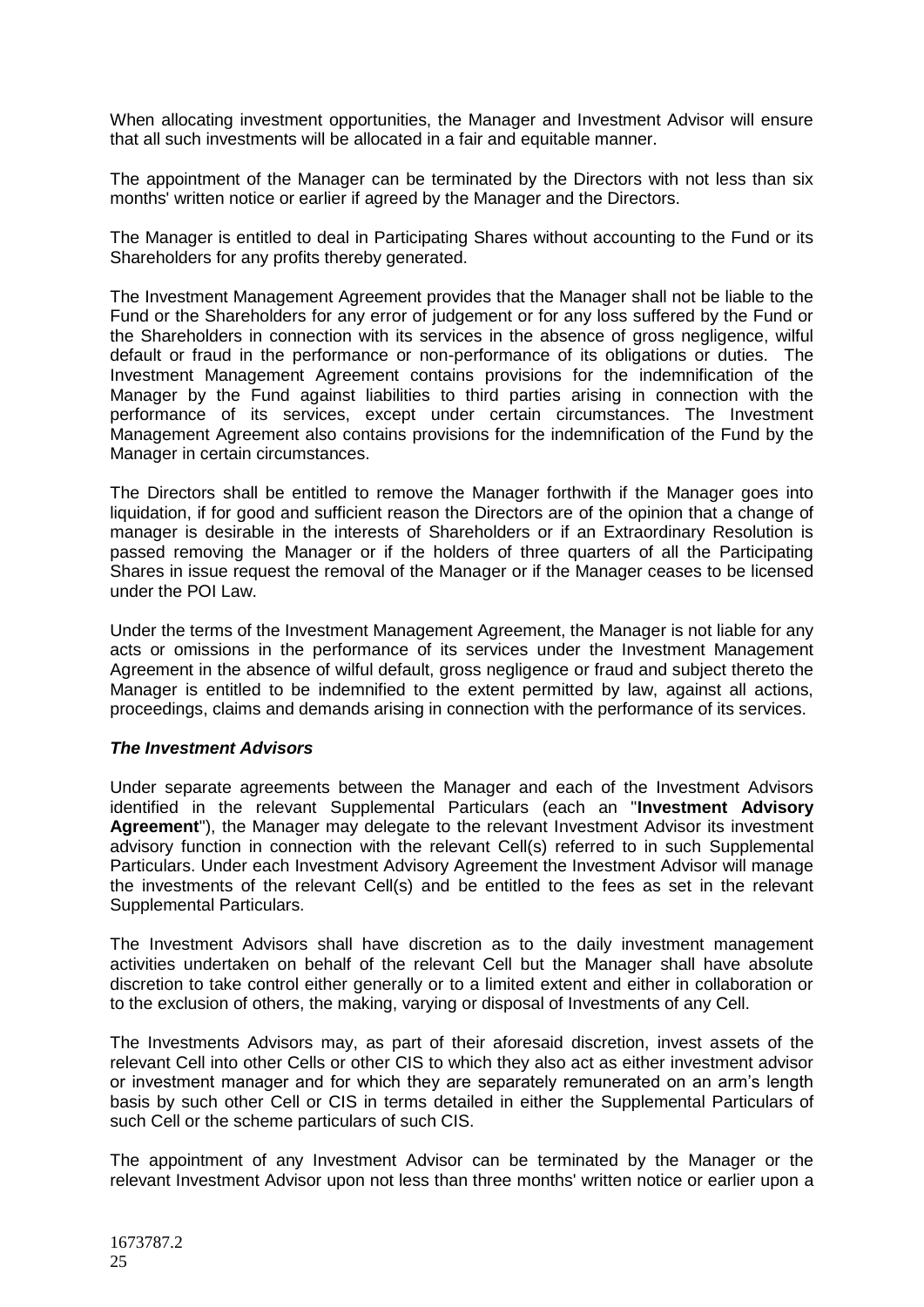When allocating investment opportunities, the Manager and Investment Advisor will ensure that all such investments will be allocated in a fair and equitable manner.

The appointment of the Manager can be terminated by the Directors with not less than six months' written notice or earlier if agreed by the Manager and the Directors.

The Manager is entitled to deal in Participating Shares without accounting to the Fund or its Shareholders for any profits thereby generated.

The Investment Management Agreement provides that the Manager shall not be liable to the Fund or the Shareholders for any error of judgement or for any loss suffered by the Fund or the Shareholders in connection with its services in the absence of gross negligence, wilful default or fraud in the performance or non-performance of its obligations or duties. The Investment Management Agreement contains provisions for the indemnification of the Manager by the Fund against liabilities to third parties arising in connection with the performance of its services, except under certain circumstances. The Investment Management Agreement also contains provisions for the indemnification of the Fund by the Manager in certain circumstances.

The Directors shall be entitled to remove the Manager forthwith if the Manager goes into liquidation, if for good and sufficient reason the Directors are of the opinion that a change of manager is desirable in the interests of Shareholders or if an Extraordinary Resolution is passed removing the Manager or if the holders of three quarters of all the Participating Shares in issue request the removal of the Manager or if the Manager ceases to be licensed under the POI Law.

Under the terms of the Investment Management Agreement, the Manager is not liable for any acts or omissions in the performance of its services under the Investment Management Agreement in the absence of wilful default, gross negligence or fraud and subject thereto the Manager is entitled to be indemnified to the extent permitted by law, against all actions, proceedings, claims and demands arising in connection with the performance of its services.

***The Investment Advisors***

Under separate agreements between the Manager and each of the Investment Advisors identified in the relevant Supplemental Particulars (each an "**Investment Advisory Agreement**"), the Manager may delegate to the relevant Investment Advisor its investment advisory function in connection with the relevant Cell(s) referred to in such Supplemental Particulars. Under each Investment Advisory Agreement the Investment Advisor will manage the investments of the relevant Cell(s) and be entitled to the fees as set in the relevant Supplemental Particulars.

The Investment Advisors shall have discretion as to the daily investment management activities undertaken on behalf of the relevant Cell but the Manager shall have absolute discretion to take control either generally or to a limited extent and either in collaboration or to the exclusion of others, the making, varying or disposal of Investments of any Cell.

The Investments Advisors may, as part of their aforesaid discretion, invest assets of the relevant Cell into other Cells or other CIS to which they also act as either investment advisor or investment manager and for which they are separately remunerated on an arm's length basis by such other Cell or CIS in terms detailed in either the Supplemental Particulars of such Cell or the scheme particulars of such CIS.

The appointment of any Investment Advisor can be terminated by the Manager or the relevant Investment Advisor upon not less than three months' written notice or earlier upon a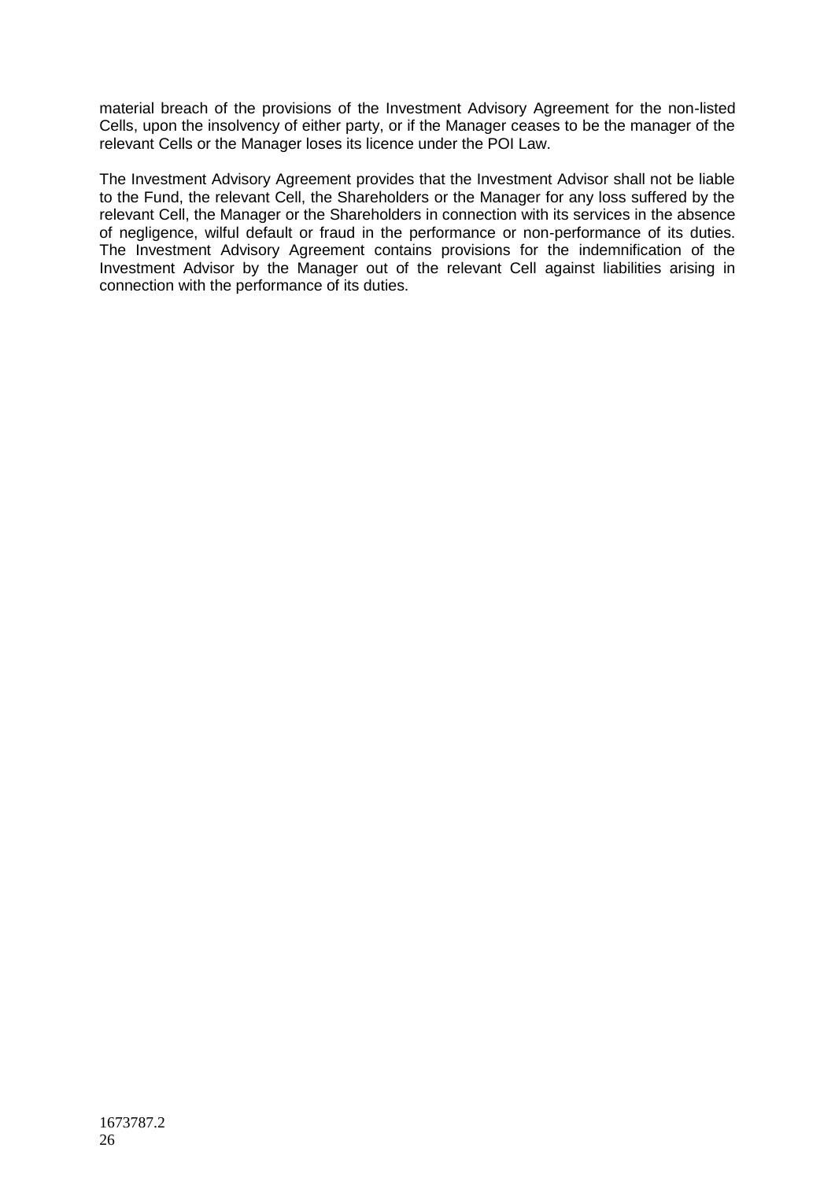material breach of the provisions of the Investment Advisory Agreement for the non-listed Cells, upon the insolvency of either party, or if the Manager ceases to be the manager of the relevant Cells or the Manager loses its licence under the POI Law.

The Investment Advisory Agreement provides that the Investment Advisor shall not be liable to the Fund, the relevant Cell, the Shareholders or the Manager for any loss suffered by the relevant Cell, the Manager or the Shareholders in connection with its services in the absence of negligence, wilful default or fraud in the performance or non-performance of its duties. The Investment Advisory Agreement contains provisions for the indemnification of the Investment Advisor by the Manager out of the relevant Cell against liabilities arising in connection with the performance of its duties.

1673787.2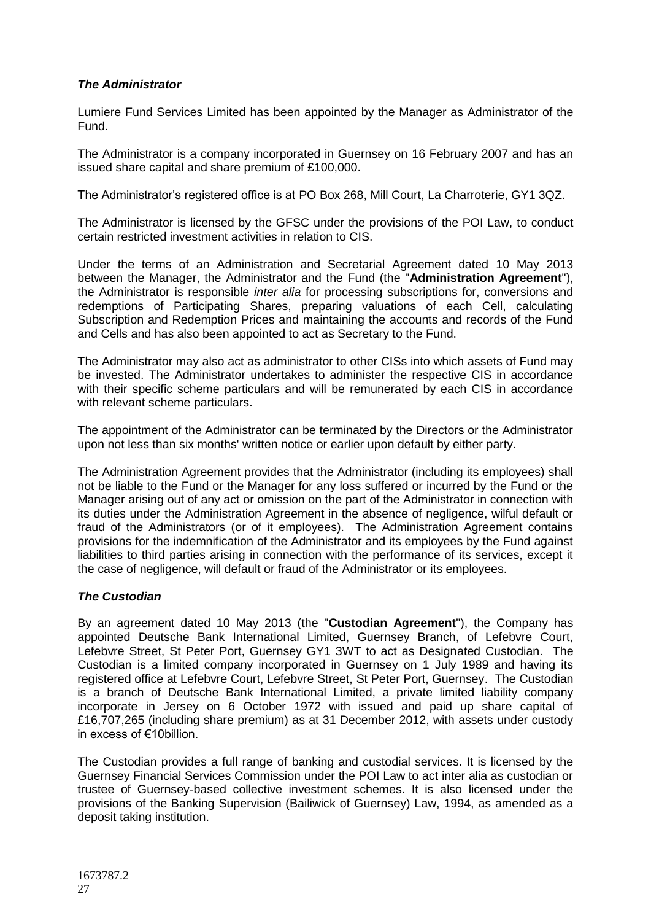### *The Administrator*

Lumiere Fund Services Limited has been appointed by the Manager as Administrator of the Fund.

The Administrator is a company incorporated in Guernsey on 16 February 2007 and has an issued share capital and share premium of £100,000.

The Administrator's registered office is at PO Box 268, Mill Court, La Charroterie, GY1 3QZ.

The Administrator is licensed by the GFSC under the provisions of the POI Law, to conduct certain restricted investment activities in relation to CIS.

Under the terms of an Administration and Secretarial Agreement dated 10 May 2013 between the Manager, the Administrator and the Fund (the "**Administration Agreement**"), the Administrator is responsible *inter alia* for processing subscriptions for, conversions and redemptions of Participating Shares, preparing valuations of each Cell, calculating Subscription and Redemption Prices and maintaining the accounts and records of the Fund and Cells and has also been appointed to act as Secretary to the Fund.

The Administrator may also act as administrator to other CISs into which assets of Fund may be invested. The Administrator undertakes to administer the respective CIS in accordance with their specific scheme particulars and will be remunerated by each CIS in accordance with relevant scheme particulars.

The appointment of the Administrator can be terminated by the Directors or the Administrator upon not less than six months' written notice or earlier upon default by either party.

The Administration Agreement provides that the Administrator (including its employees) shall not be liable to the Fund or the Manager for any loss suffered or incurred by the Fund or the Manager arising out of any act or omission on the part of the Administrator in connection with its duties under the Administration Agreement in the absence of negligence, wilful default or fraud of the Administrators (or of it employees). The Administration Agreement contains provisions for the indemnification of the Administrator and its employees by the Fund against liabilities to third parties arising in connection with the performance of its services, except it the case of negligence, will default or fraud of the Administrator or its employees.

### *The Custodian*

By an agreement dated 10 May 2013 (the "**Custodian Agreement**"), the Company has appointed Deutsche Bank International Limited, Guernsey Branch, of Lefebvre Court, Lefebvre Street, St Peter Port, Guernsey GY1 3WT to act as Designated Custodian. The Custodian is a limited company incorporated in Guernsey on 1 July 1989 and having its registered office at Lefebvre Court, Lefebvre Street, St Peter Port, Guernsey. The Custodian is a branch of Deutsche Bank International Limited, a private limited liability company incorporate in Jersey on 6 October 1972 with issued and paid up share capital of £16,707,265 (including share premium) as at 31 December 2012, with assets under custody in excess of €10billion.

The Custodian provides a full range of banking and custodial services. It is licensed by the Guernsey Financial Services Commission under the POI Law to act inter alia as custodian or trustee of Guernsey-based collective investment schemes. It is also licensed under the provisions of the Banking Supervision (Bailiwick of Guernsey) Law, 1994, as amended as a deposit taking institution.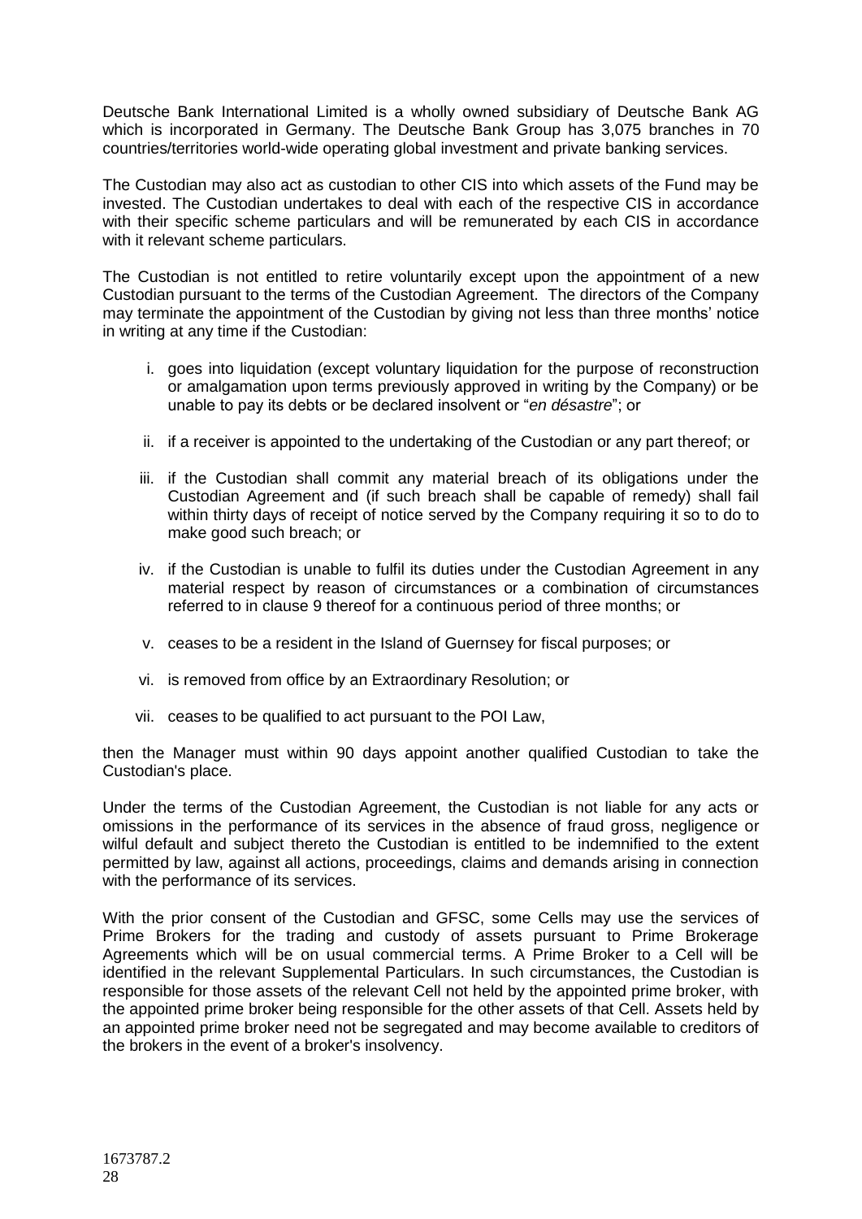Deutsche Bank International Limited is a wholly owned subsidiary of Deutsche Bank AG which is incorporated in Germany. The Deutsche Bank Group has 3,075 branches in 70 countries/territories world-wide operating global investment and private banking services.

The Custodian may also act as custodian to other CIS into which assets of the Fund may be invested. The Custodian undertakes to deal with each of the respective CIS in accordance with their specific scheme particulars and will be remunerated by each CIS in accordance with it relevant scheme particulars.

The Custodian is not entitled to retire voluntarily except upon the appointment of a new Custodian pursuant to the terms of the Custodian Agreement. The directors of the Company may terminate the appointment of the Custodian by giving not less than three months' notice in writing at any time if the Custodian:

i. goes into liquidation (except voluntary liquidation for the purpose of reconstruction or amalgamation upon terms previously approved in writing by the Company) or be unable to pay its debts or be declared insolvent or "*en désastre*"; or

ii. if a receiver is appointed to the undertaking of the Custodian or any part thereof; or

iii. if the Custodian shall commit any material breach of its obligations under the Custodian Agreement and (if such breach shall be capable of remedy) shall fail within thirty days of receipt of notice served by the Company requiring it so to do to make good such breach; or

iv. if the Custodian is unable to fulfil its duties under the Custodian Agreement in any material respect by reason of circumstances or a combination of circumstances referred to in clause 9 thereof for a continuous period of three months; or

v. ceases to be a resident in the Island of Guernsey for fiscal purposes; or

vi. is removed from office by an Extraordinary Resolution; or

vii. ceases to be qualified to act pursuant to the POI Law,

then the Manager must within 90 days appoint another qualified Custodian to take the Custodian's place.

Under the terms of the Custodian Agreement, the Custodian is not liable for any acts or omissions in the performance of its services in the absence of fraud gross, negligence or wilful default and subject thereto the Custodian is entitled to be indemnified to the extent permitted by law, against all actions, proceedings, claims and demands arising in connection with the performance of its services.

With the prior consent of the Custodian and GFSC, some Cells may use the services of Prime Brokers for the trading and custody of assets pursuant to Prime Brokerage Agreements which will be on usual commercial terms. A Prime Broker to a Cell will be identified in the relevant Supplemental Particulars. In such circumstances, the Custodian is responsible for those assets of the relevant Cell not held by the appointed prime broker, with the appointed prime broker being responsible for the other assets of that Cell. Assets held by an appointed prime broker need not be segregated and may become available to creditors of the brokers in the event of a broker's insolvency.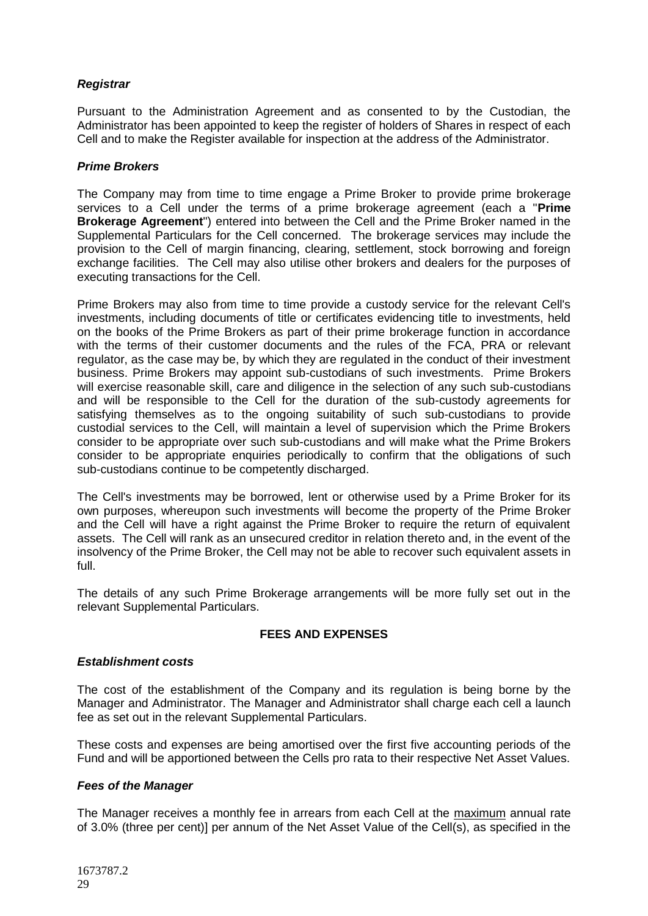***Registrar***

Pursuant to the Administration Agreement and as consented to by the Custodian, the Administrator has been appointed to keep the register of holders of Shares in respect of each Cell and to make the Register available for inspection at the address of the Administrator.

***Prime Brokers***

The Company may from time to time engage a Prime Broker to provide prime brokerage services to a Cell under the terms of a prime brokerage agreement (each a "**Prime Brokerage Agreement**") entered into between the Cell and the Prime Broker named in the Supplemental Particulars for the Cell concerned. The brokerage services may include the provision to the Cell of margin financing, clearing, settlement, stock borrowing and foreign exchange facilities. The Cell may also utilise other brokers and dealers for the purposes of executing transactions for the Cell.

Prime Brokers may also from time to time provide a custody service for the relevant Cell's investments, including documents of title or certificates evidencing title to investments, held on the books of the Prime Brokers as part of their prime brokerage function in accordance with the terms of their customer documents and the rules of the FCA, PRA or relevant regulator, as the case may be, by which they are regulated in the conduct of their investment business. Prime Brokers may appoint sub-custodians of such investments. Prime Brokers will exercise reasonable skill, care and diligence in the selection of any such sub-custodians and will be responsible to the Cell for the duration of the sub-custody agreements for satisfying themselves as to the ongoing suitability of such sub-custodians to provide custodial services to the Cell, will maintain a level of supervision which the Prime Brokers consider to be appropriate over such sub-custodians and will make what the Prime Brokers consider to be appropriate enquiries periodically to confirm that the obligations of such sub-custodians continue to be competently discharged.

The Cell's investments may be borrowed, lent or otherwise used by a Prime Broker for its own purposes, whereupon such investments will become the property of the Prime Broker and the Cell will have a right against the Prime Broker to require the return of equivalent assets. The Cell will rank as an unsecured creditor in relation thereto and, in the event of the insolvency of the Prime Broker, the Cell may not be able to recover such equivalent assets in full.

The details of any such Prime Brokerage arrangements will be more fully set out in the relevant Supplemental Particulars.

## FEES AND EXPENSES

***Establishment costs***

The cost of the establishment of the Company and its regulation is being borne by the Manager and Administrator. The Manager and Administrator shall charge each cell a launch fee as set out in the relevant Supplemental Particulars.

These costs and expenses are being amortised over the first five accounting periods of the Fund and will be apportioned between the Cells pro rata to their respective Net Asset Values.

***Fees of the Manager***

The Manager receives a monthly fee in arrears from each Cell at the maximum annual rate of 3.0% (three per cent)] per annum of the Net Asset Value of the Cell(s), as specified in the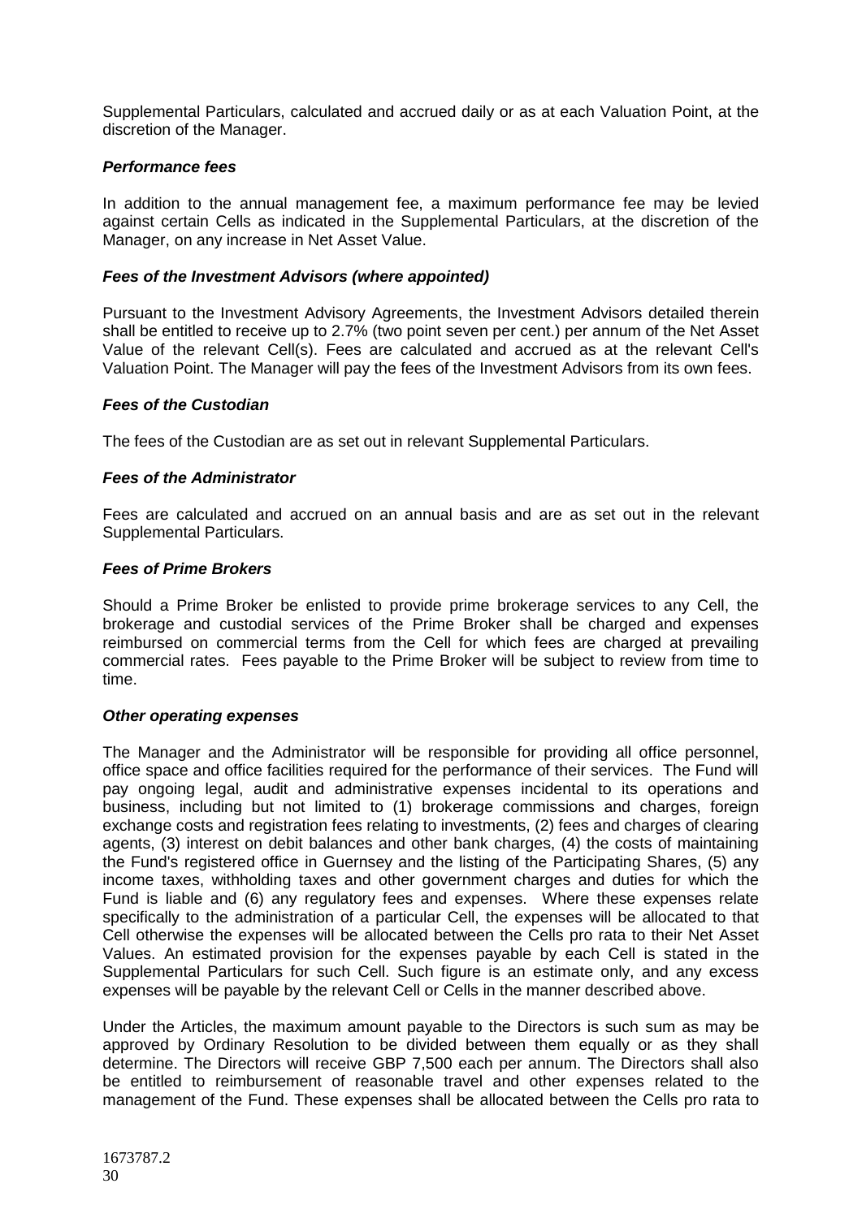Supplemental Particulars, calculated and accrued daily or as at each Valuation Point, at the discretion of the Manager.

***Performance fees***

In addition to the annual management fee, a maximum performance fee may be levied against certain Cells as indicated in the Supplemental Particulars, at the discretion of the Manager, on any increase in Net Asset Value.

***Fees of the Investment Advisors (where appointed)***

Pursuant to the Investment Advisory Agreements, the Investment Advisors detailed therein shall be entitled to receive up to 2.7% (two point seven per cent.) per annum of the Net Asset Value of the relevant Cell(s). Fees are calculated and accrued as at the relevant Cell's Valuation Point. The Manager will pay the fees of the Investment Advisors from its own fees.

***Fees of the Custodian***

The fees of the Custodian are as set out in relevant Supplemental Particulars.

***Fees of the Administrator***

Fees are calculated and accrued on an annual basis and are as set out in the relevant Supplemental Particulars.

***Fees of Prime Brokers***

Should a Prime Broker be enlisted to provide prime brokerage services to any Cell, the brokerage and custodial services of the Prime Broker shall be charged and expenses reimbursed on commercial terms from the Cell for which fees are charged at prevailing commercial rates. Fees payable to the Prime Broker will be subject to review from time to time.

***Other operating expenses***

The Manager and the Administrator will be responsible for providing all office personnel, office space and office facilities required for the performance of their services. The Fund will pay ongoing legal, audit and administrative expenses incidental to its operations and business, including but not limited to (1) brokerage commissions and charges, foreign exchange costs and registration fees relating to investments, (2) fees and charges of clearing agents, (3) interest on debit balances and other bank charges, (4) the costs of maintaining the Fund's registered office in Guernsey and the listing of the Participating Shares, (5) any income taxes, withholding taxes and other government charges and duties for which the Fund is liable and (6) any regulatory fees and expenses. Where these expenses relate specifically to the administration of a particular Cell, the expenses will be allocated to that Cell otherwise the expenses will be allocated between the Cells pro rata to their Net Asset Values. An estimated provision for the expenses payable by each Cell is stated in the Supplemental Particulars for such Cell. Such figure is an estimate only, and any excess expenses will be payable by the relevant Cell or Cells in the manner described above.

Under the Articles, the maximum amount payable to the Directors is such sum as may be approved by Ordinary Resolution to be divided between them equally or as they shall determine. The Directors will receive GBP 7,500 each per annum. The Directors shall also be entitled to reimbursement of reasonable travel and other expenses related to the management of the Fund. These expenses shall be allocated between the Cells pro rata to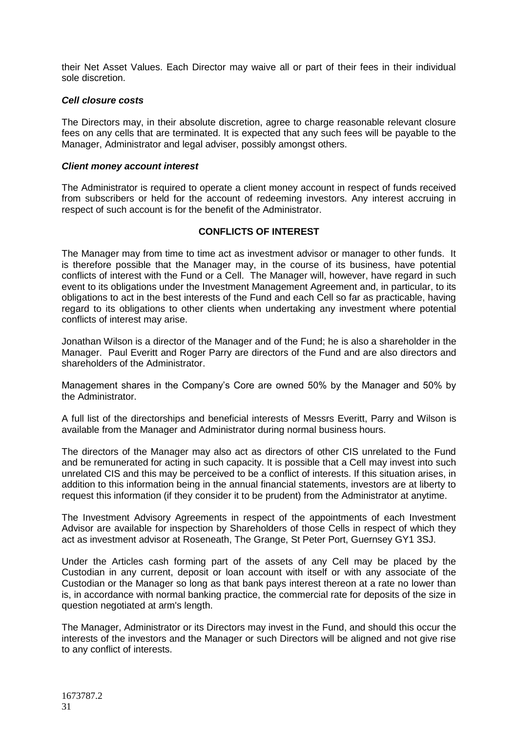their Net Asset Values. Each Director may waive all or part of their fees in their individual sole discretion.

***Cell closure costs***

The Directors may, in their absolute discretion, agree to charge reasonable relevant closure fees on any cells that are terminated. It is expected that any such fees will be payable to the Manager, Administrator and legal adviser, possibly amongst others.

***Client money account interest***

The Administrator is required to operate a client money account in respect of funds received from subscribers or held for the account of redeeming investors. Any interest accruing in respect of such account is for the benefit of the Administrator.

## CONFLICTS OF INTEREST

The Manager may from time to time act as investment advisor or manager to other funds. It is therefore possible that the Manager may, in the course of its business, have potential conflicts of interest with the Fund or a Cell. The Manager will, however, have regard in such event to its obligations under the Investment Management Agreement and, in particular, to its obligations to act in the best interests of the Fund and each Cell so far as practicable, having regard to its obligations to other clients when undertaking any investment where potential conflicts of interest may arise.

Jonathan Wilson is a director of the Manager and of the Fund; he is also a shareholder in the Manager. Paul Everitt and Roger Parry are directors of the Fund and are also directors and shareholders of the Administrator.

Management shares in the Company's Core are owned 50% by the Manager and 50% by the Administrator.

A full list of the directorships and beneficial interests of Messrs Everitt, Parry and Wilson is available from the Manager and Administrator during normal business hours.

The directors of the Manager may also act as directors of other CIS unrelated to the Fund and be remunerated for acting in such capacity. It is possible that a Cell may invest into such unrelated CIS and this may be perceived to be a conflict of interests. If this situation arises, in addition to this information being in the annual financial statements, investors are at liberty to request this information (if they consider it to be prudent) from the Administrator at anytime.

The Investment Advisory Agreements in respect of the appointments of each Investment Advisor are available for inspection by Shareholders of those Cells in respect of which they act as investment advisor at Roseneath, The Grange, St Peter Port, Guernsey GY1 3SJ.

Under the Articles cash forming part of the assets of any Cell may be placed by the Custodian in any current, deposit or loan account with itself or with any associate of the Custodian or the Manager so long as that bank pays interest thereon at a rate no lower than is, in accordance with normal banking practice, the commercial rate for deposits of the size in question negotiated at arm's length.

The Manager, Administrator or its Directors may invest in the Fund, and should this occur the interests of the investors and the Manager or such Directors will be aligned and not give rise to any conflict of interests.

1673787.2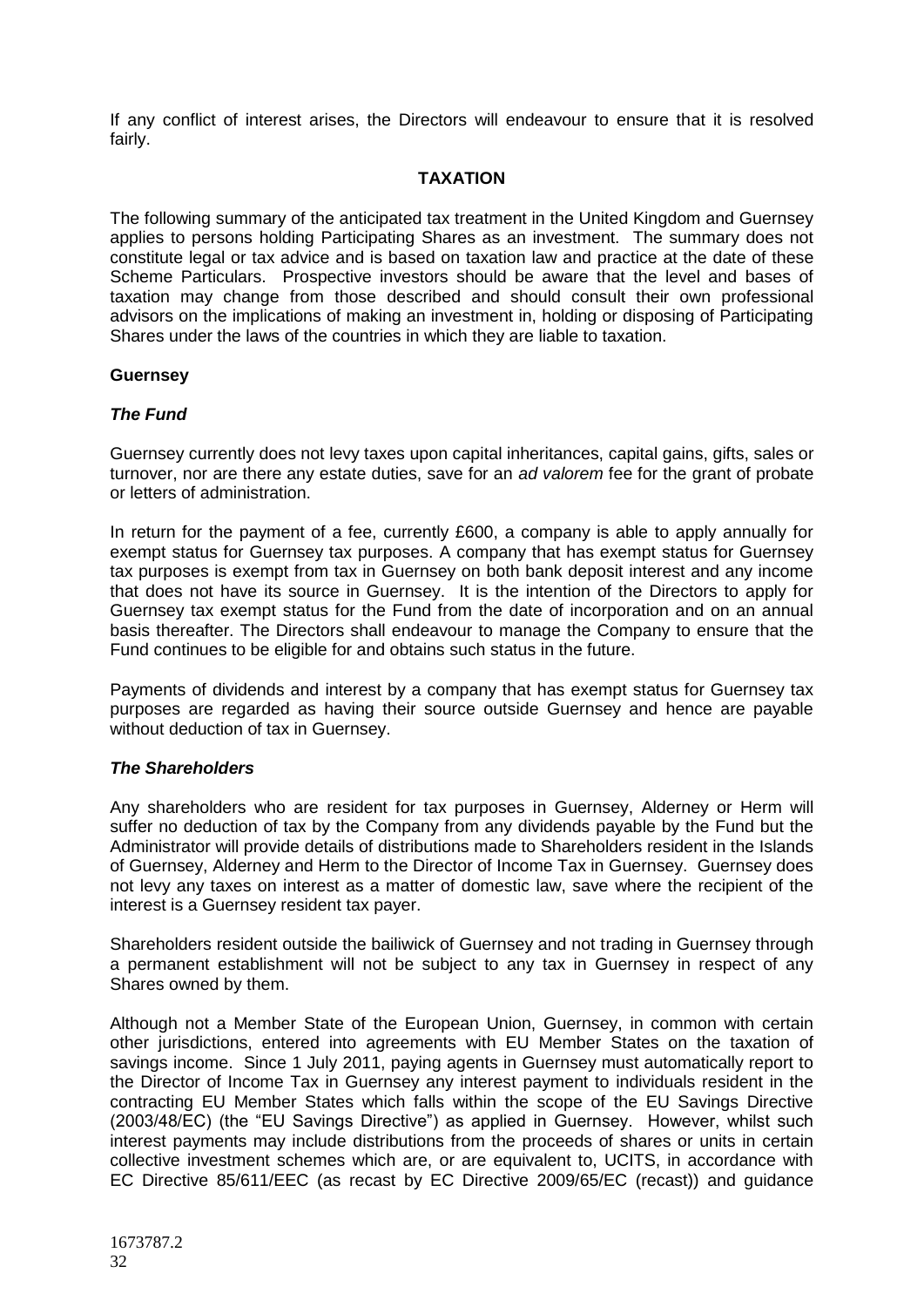If any conflict of interest arises, the Directors will endeavour to ensure that it is resolved fairly.

## TAXATION

The following summary of the anticipated tax treatment in the United Kingdom and Guernsey applies to persons holding Participating Shares as an investment. The summary does not constitute legal or tax advice and is based on taxation law and practice at the date of these Scheme Particulars. Prospective investors should be aware that the level and bases of taxation may change from those described and should consult their own professional advisors on the implications of making an investment in, holding or disposing of Participating Shares under the laws of the countries in which they are liable to taxation.

### Guernsey

#### *The Fund*

Guernsey currently does not levy taxes upon capital inheritances, capital gains, gifts, sales or turnover, nor are there any estate duties, save for an *ad valorem* fee for the grant of probate or letters of administration.

In return for the payment of a fee, currently £600, a company is able to apply annually for exempt status for Guernsey tax purposes. A company that has exempt status for Guernsey tax purposes is exempt from tax in Guernsey on both bank deposit interest and any income that does not have its source in Guernsey. It is the intention of the Directors to apply for Guernsey tax exempt status for the Fund from the date of incorporation and on an annual basis thereafter. The Directors shall endeavour to manage the Company to ensure that the Fund continues to be eligible for and obtains such status in the future.

Payments of dividends and interest by a company that has exempt status for Guernsey tax purposes are regarded as having their source outside Guernsey and hence are payable without deduction of tax in Guernsey.

#### *The Shareholders*

Any shareholders who are resident for tax purposes in Guernsey, Alderney or Herm will suffer no deduction of tax by the Company from any dividends payable by the Fund but the Administrator will provide details of distributions made to Shareholders resident in the Islands of Guernsey, Alderney and Herm to the Director of Income Tax in Guernsey. Guernsey does not levy any taxes on interest as a matter of domestic law, save where the recipient of the interest is a Guernsey resident tax payer.

Shareholders resident outside the bailiwick of Guernsey and not trading in Guernsey through a permanent establishment will not be subject to any tax in Guernsey in respect of any Shares owned by them.

Although not a Member State of the European Union, Guernsey, in common with certain other jurisdictions, entered into agreements with EU Member States on the taxation of savings income. Since 1 July 2011, paying agents in Guernsey must automatically report to the Director of Income Tax in Guernsey any interest payment to individuals resident in the contracting EU Member States which falls within the scope of the EU Savings Directive (2003/48/EC) (the "EU Savings Directive") as applied in Guernsey. However, whilst such interest payments may include distributions from the proceeds of shares or units in certain collective investment schemes which are, or are equivalent to, UCITS, in accordance with EC Directive 85/611/EEC (as recast by EC Directive 2009/65/EC (recast)) and guidance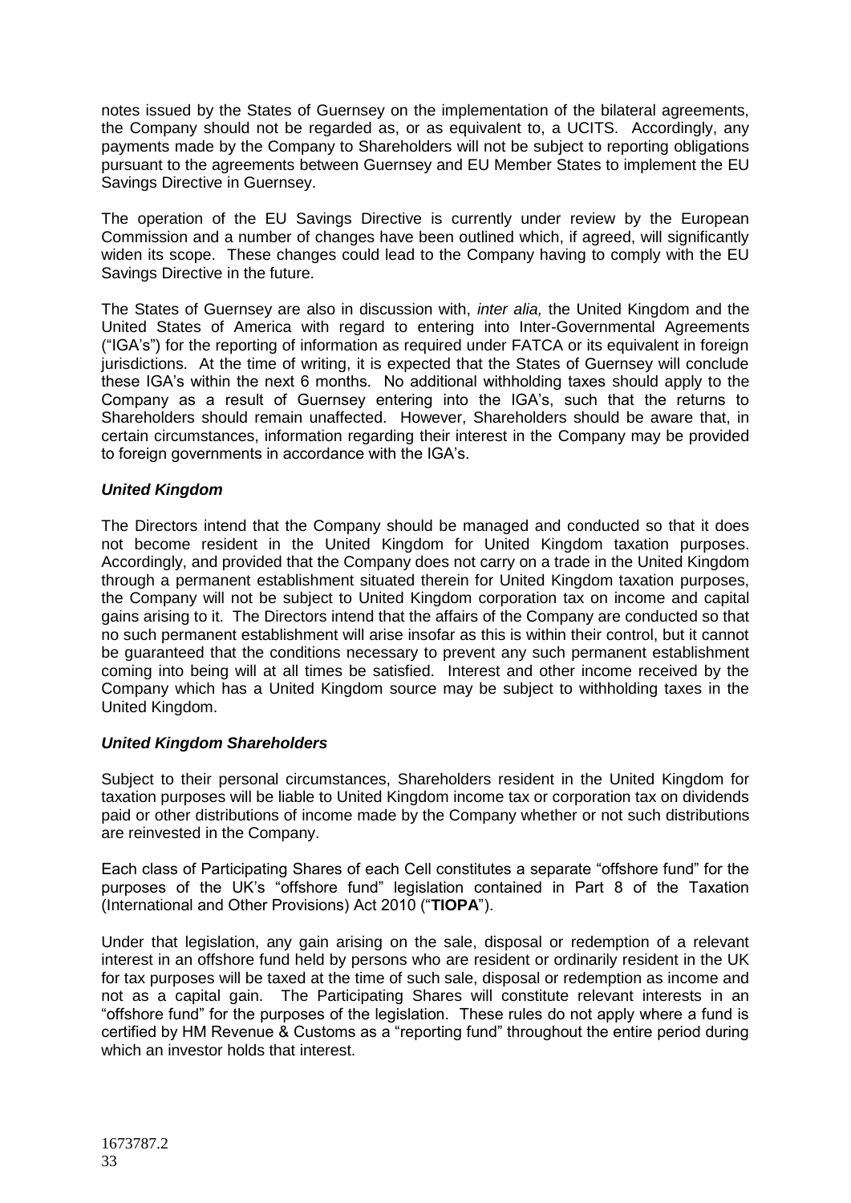notes issued by the States of Guernsey on the implementation of the bilateral agreements, the Company should not be regarded as, or as equivalent to, a UCITS. Accordingly, any payments made by the Company to Shareholders will not be subject to reporting obligations pursuant to the agreements between Guernsey and EU Member States to implement the EU Savings Directive in Guernsey.

The operation of the EU Savings Directive is currently under review by the European Commission and a number of changes have been outlined which, if agreed, will significantly widen its scope. These changes could lead to the Company having to comply with the EU Savings Directive in the future.

The States of Guernsey are also in discussion with, *inter alia,* the United Kingdom and the United States of America with regard to entering into Inter-Governmental Agreements ("IGA's") for the reporting of information as required under FATCA or its equivalent in foreign jurisdictions. At the time of writing, it is expected that the States of Guernsey will conclude these IGA's within the next 6 months. No additional withholding taxes should apply to the Company as a result of Guernsey entering into the IGA's, such that the returns to Shareholders should remain unaffected. However, Shareholders should be aware that, in certain circumstances, information regarding their interest in the Company may be provided to foreign governments in accordance with the IGA's.

***United Kingdom***

The Directors intend that the Company should be managed and conducted so that it does not become resident in the United Kingdom for United Kingdom taxation purposes. Accordingly, and provided that the Company does not carry on a trade in the United Kingdom through a permanent establishment situated therein for United Kingdom taxation purposes, the Company will not be subject to United Kingdom corporation tax on income and capital gains arising to it. The Directors intend that the affairs of the Company are conducted so that no such permanent establishment will arise insofar as this is within their control, but it cannot be guaranteed that the conditions necessary to prevent any such permanent establishment coming into being will at all times be satisfied. Interest and other income received by the Company which has a United Kingdom source may be subject to withholding taxes in the United Kingdom.

***United Kingdom Shareholders***

Subject to their personal circumstances, Shareholders resident in the United Kingdom for taxation purposes will be liable to United Kingdom income tax or corporation tax on dividends paid or other distributions of income made by the Company whether or not such distributions are reinvested in the Company.

Each class of Participating Shares of each Cell constitutes a separate "offshore fund" for the purposes of the UK's "offshore fund" legislation contained in Part 8 of the Taxation (International and Other Provisions) Act 2010 ("**TIOPA**").

Under that legislation, any gain arising on the sale, disposal or redemption of a relevant interest in an offshore fund held by persons who are resident or ordinarily resident in the UK for tax purposes will be taxed at the time of such sale, disposal or redemption as income and not as a capital gain. The Participating Shares will constitute relevant interests in an "offshore fund" for the purposes of the legislation. These rules do not apply where a fund is certified by HM Revenue & Customs as a "reporting fund" throughout the entire period during which an investor holds that interest.

1673787.2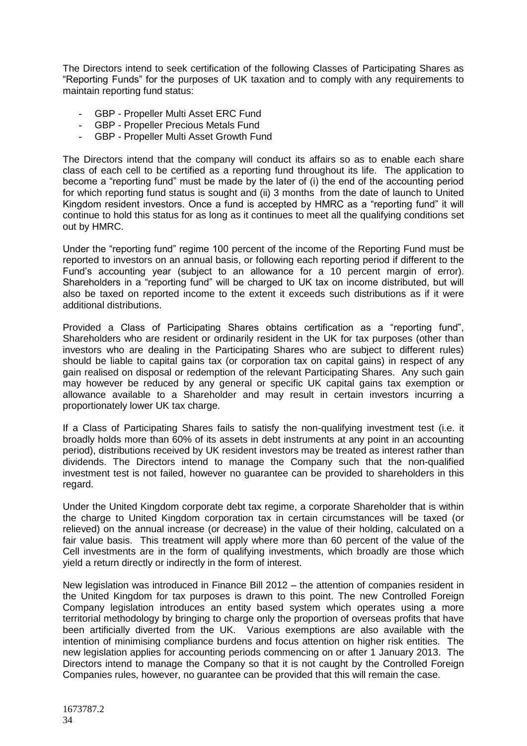The Directors intend to seek certification of the following Classes of Participating Shares as "Reporting Funds" for the purposes of UK taxation and to comply with any requirements to maintain reporting fund status:

- GBP - Propeller Multi Asset ERC Fund
- GBP - Propeller Precious Metals Fund
- GBP - Propeller Multi Asset Growth Fund

The Directors intend that the company will conduct its affairs so as to enable each share class of each cell to be certified as a reporting fund throughout its life. The application to become a "reporting fund" must be made by the later of (i) the end of the accounting period for which reporting fund status is sought and (ii) 3 months from the date of launch to United Kingdom resident investors. Once a fund is accepted by HMRC as a "reporting fund" it will continue to hold this status for as long as it continues to meet all the qualifying conditions set out by HMRC.

Under the "reporting fund" regime 100 percent of the income of the Reporting Fund must be reported to investors on an annual basis, or following each reporting period if different to the Fund's accounting year (subject to an allowance for a 10 percent margin of error). Shareholders in a "reporting fund" will be charged to UK tax on income distributed, but will also be taxed on reported income to the extent it exceeds such distributions as if it were additional distributions.

Provided a Class of Participating Shares obtains certification as a "reporting fund", Shareholders who are resident or ordinarily resident in the UK for tax purposes (other than investors who are dealing in the Participating Shares who are subject to different rules) should be liable to capital gains tax (or corporation tax on capital gains) in respect of any gain realised on disposal or redemption of the relevant Participating Shares. Any such gain may however be reduced by any general or specific UK capital gains tax exemption or allowance available to a Shareholder and may result in certain investors incurring a proportionately lower UK tax charge.

If a Class of Participating Shares fails to satisfy the non-qualifying investment test (i.e. it broadly holds more than 60% of its assets in debt instruments at any point in an accounting period), distributions received by UK resident investors may be treated as interest rather than dividends. The Directors intend to manage the Company such that the non-qualified investment test is not failed, however no guarantee can be provided to shareholders in this regard.

Under the United Kingdom corporate debt tax regime, a corporate Shareholder that is within the charge to United Kingdom corporation tax in certain circumstances will be taxed (or relieved) on the annual increase (or decrease) in the value of their holding, calculated on a fair value basis. This treatment will apply where more than 60 percent of the value of the Cell investments are in the form of qualifying investments, which broadly are those which yield a return directly or indirectly in the form of interest.

New legislation was introduced in Finance Bill 2012 – the attention of companies resident in the United Kingdom for tax purposes is drawn to this point. The new Controlled Foreign Company legislation introduces an entity based system which operates using a more territorial methodology by bringing to charge only the proportion of overseas profits that have been artificially diverted from the UK. Various exemptions are also available with the intention of minimising compliance burdens and focus attention on higher risk entities. The new legislation applies for accounting periods commencing on or after 1 January 2013. The Directors intend to manage the Company so that it is not caught by the Controlled Foreign Companies rules, however, no guarantee can be provided that this will remain the case.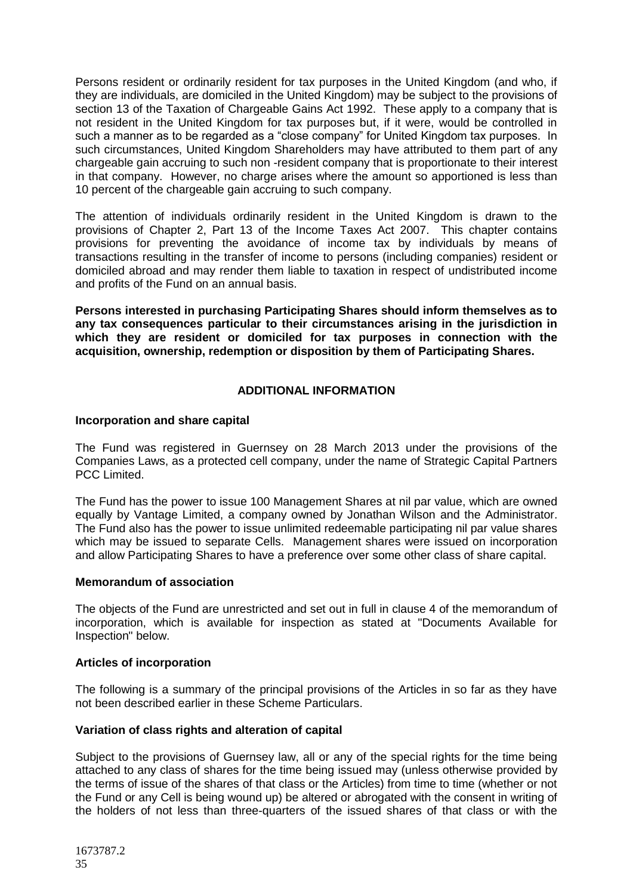Persons resident or ordinarily resident for tax purposes in the United Kingdom (and who, if they are individuals, are domiciled in the United Kingdom) may be subject to the provisions of section 13 of the Taxation of Chargeable Gains Act 1992. These apply to a company that is not resident in the United Kingdom for tax purposes but, if it were, would be controlled in such a manner as to be regarded as a "close company" for United Kingdom tax purposes. In such circumstances, United Kingdom Shareholders may have attributed to them part of any chargeable gain accruing to such non -resident company that is proportionate to their interest in that company. However, no charge arises where the amount so apportioned is less than 10 percent of the chargeable gain accruing to such company.

The attention of individuals ordinarily resident in the United Kingdom is drawn to the provisions of Chapter 2, Part 13 of the Income Taxes Act 2007. This chapter contains provisions for preventing the avoidance of income tax by individuals by means of transactions resulting in the transfer of income to persons (including companies) resident or domiciled abroad and may render them liable to taxation in respect of undistributed income and profits of the Fund on an annual basis.

**Persons interested in purchasing Participating Shares should inform themselves as to any tax consequences particular to their circumstances arising in the jurisdiction in which they are resident or domiciled for tax purposes in connection with the acquisition, ownership, redemption or disposition by them of Participating Shares.**

## ADDITIONAL INFORMATION

### Incorporation and share capital

The Fund was registered in Guernsey on 28 March 2013 under the provisions of the Companies Laws, as a protected cell company, under the name of Strategic Capital Partners PCC Limited.

The Fund has the power to issue 100 Management Shares at nil par value, which are owned equally by Vantage Limited, a company owned by Jonathan Wilson and the Administrator. The Fund also has the power to issue unlimited redeemable participating nil par value shares which may be issued to separate Cells. Management shares were issued on incorporation and allow Participating Shares to have a preference over some other class of share capital.

### Memorandum of association

The objects of the Fund are unrestricted and set out in full in clause 4 of the memorandum of incorporation, which is available for inspection as stated at "Documents Available for Inspection" below.

### Articles of incorporation

The following is a summary of the principal provisions of the Articles in so far as they have not been described earlier in these Scheme Particulars.

### Variation of class rights and alteration of capital

Subject to the provisions of Guernsey law, all or any of the special rights for the time being attached to any class of shares for the time being issued may (unless otherwise provided by the terms of issue of the shares of that class or the Articles) from time to time (whether or not the Fund or any Cell is being wound up) be altered or abrogated with the consent in writing of the holders of not less than three-quarters of the issued shares of that class or with the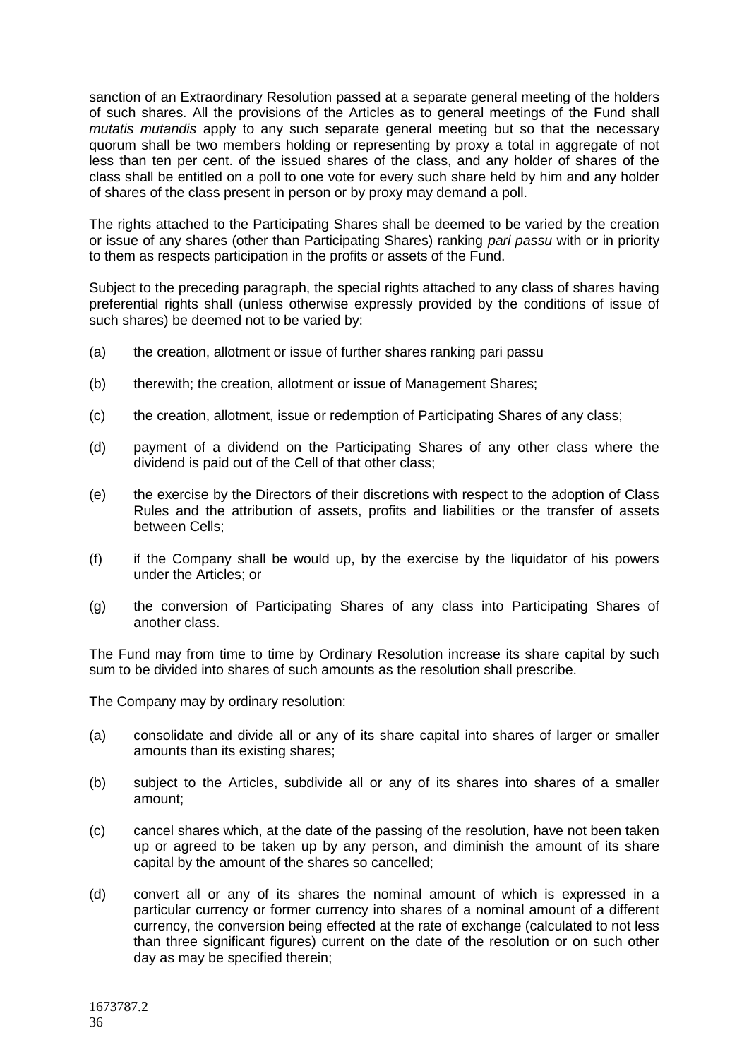sanction of an Extraordinary Resolution passed at a separate general meeting of the holders of such shares. All the provisions of the Articles as to general meetings of the Fund shall *mutatis mutandis* apply to any such separate general meeting but so that the necessary quorum shall be two members holding or representing by proxy a total in aggregate of not less than ten per cent. of the issued shares of the class, and any holder of shares of the class shall be entitled on a poll to one vote for every such share held by him and any holder of shares of the class present in person or by proxy may demand a poll.

The rights attached to the Participating Shares shall be deemed to be varied by the creation or issue of any shares (other than Participating Shares) ranking *pari passu* with or in priority to them as respects participation in the profits or assets of the Fund.

Subject to the preceding paragraph, the special rights attached to any class of shares having preferential rights shall (unless otherwise expressly provided by the conditions of issue of such shares) be deemed not to be varied by:

(a) the creation, allotment or issue of further shares ranking pari passu

(b) therewith; the creation, allotment or issue of Management Shares;

(c) the creation, allotment, issue or redemption of Participating Shares of any class;

(d) payment of a dividend on the Participating Shares of any other class where the dividend is paid out of the Cell of that other class;

(e) the exercise by the Directors of their discretions with respect to the adoption of Class Rules and the attribution of assets, profits and liabilities or the transfer of assets between Cells;

(f) if the Company shall be would up, by the exercise by the liquidator of his powers under the Articles; or

(g) the conversion of Participating Shares of any class into Participating Shares of another class.

The Fund may from time to time by Ordinary Resolution increase its share capital by such sum to be divided into shares of such amounts as the resolution shall prescribe.

The Company may by ordinary resolution:

(a) consolidate and divide all or any of its share capital into shares of larger or smaller amounts than its existing shares;

(b) subject to the Articles, subdivide all or any of its shares into shares of a smaller amount;

(c) cancel shares which, at the date of the passing of the resolution, have not been taken up or agreed to be taken up by any person, and diminish the amount of its share capital by the amount of the shares so cancelled;

(d) convert all or any of its shares the nominal amount of which is expressed in a particular currency or former currency into shares of a nominal amount of a different currency, the conversion being effected at the rate of exchange (calculated to not less than three significant figures) current on the date of the resolution or on such other day as may be specified therein;

1673787.2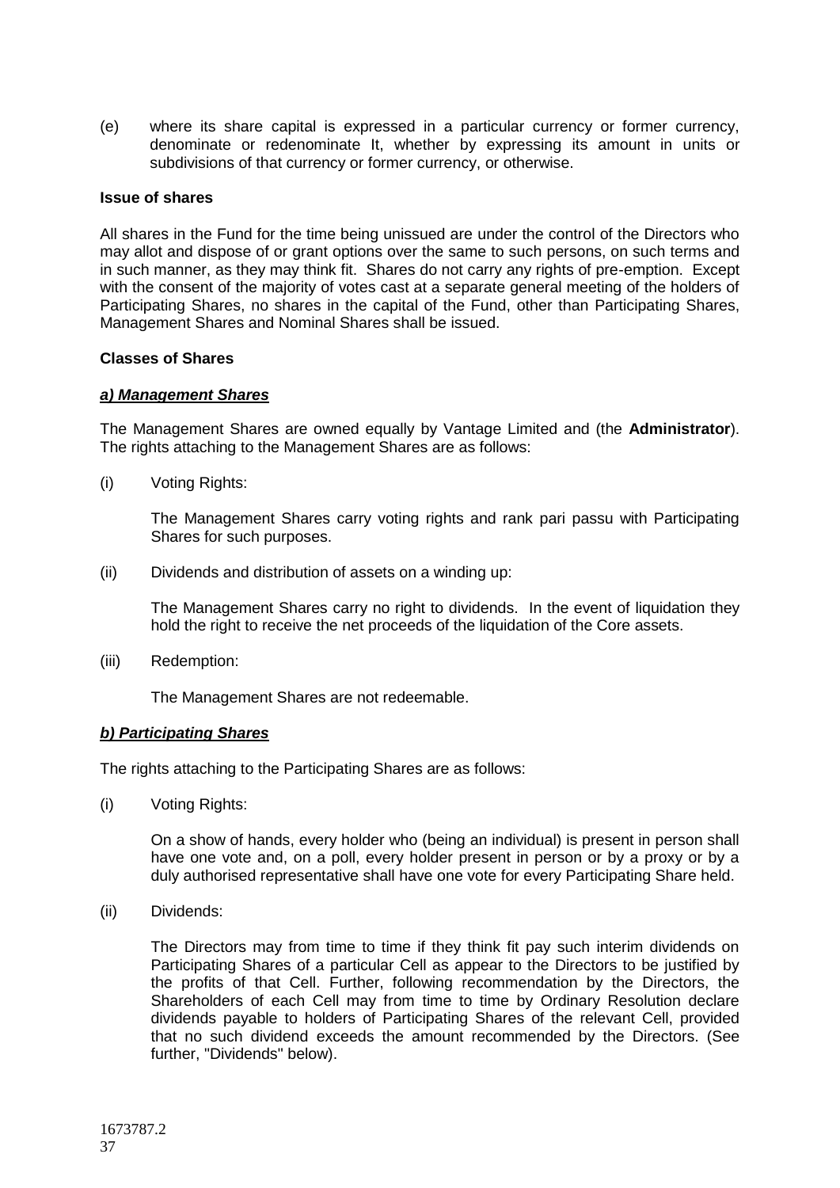(e) where its share capital is expressed in a particular currency or former currency, denominate or redenominate It, whether by expressing its amount in units or subdivisions of that currency or former currency, or otherwise.

**Issue of shares**

All shares in the Fund for the time being unissued are under the control of the Directors who may allot and dispose of or grant options over the same to such persons, on such terms and in such manner, as they may think fit. Shares do not carry any rights of pre-emption. Except with the consent of the majority of votes cast at a separate general meeting of the holders of Participating Shares, no shares in the capital of the Fund, other than Participating Shares, Management Shares and Nominal Shares shall be issued.

**Classes of Shares**

***a) Management Shares***

The Management Shares are owned equally by Vantage Limited and (the **Administrator**). The rights attaching to the Management Shares are as follows:

(i) Voting Rights:

The Management Shares carry voting rights and rank pari passu with Participating Shares for such purposes.

(ii) Dividends and distribution of assets on a winding up:

The Management Shares carry no right to dividends. In the event of liquidation they hold the right to receive the net proceeds of the liquidation of the Core assets.

(iii) Redemption:

The Management Shares are not redeemable.

***b) Participating Shares***

The rights attaching to the Participating Shares are as follows:

(i) Voting Rights:

On a show of hands, every holder who (being an individual) is present in person shall have one vote and, on a poll, every holder present in person or by a proxy or by a duly authorised representative shall have one vote for every Participating Share held.

(ii) Dividends:

The Directors may from time to time if they think fit pay such interim dividends on Participating Shares of a particular Cell as appear to the Directors to be justified by the profits of that Cell. Further, following recommendation by the Directors, the Shareholders of each Cell may from time to time by Ordinary Resolution declare dividends payable to holders of Participating Shares of the relevant Cell, provided that no such dividend exceeds the amount recommended by the Directors. (See further, "Dividends" below).

1673787.2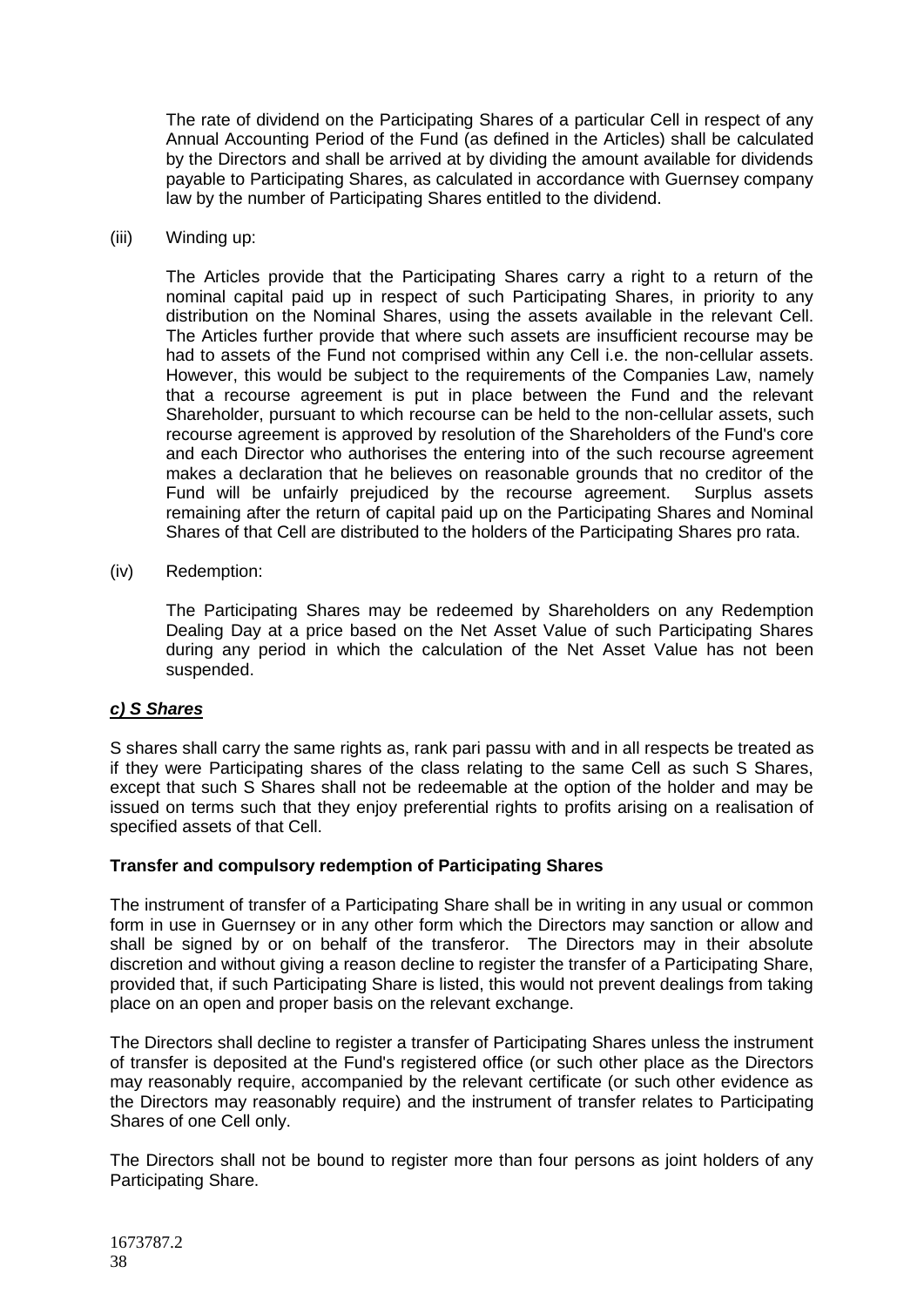The rate of dividend on the Participating Shares of a particular Cell in respect of any Annual Accounting Period of the Fund (as defined in the Articles) shall be calculated by the Directors and shall be arrived at by dividing the amount available for dividends payable to Participating Shares, as calculated in accordance with Guernsey company law by the number of Participating Shares entitled to the dividend.

(iii) Winding up:

The Articles provide that the Participating Shares carry a right to a return of the nominal capital paid up in respect of such Participating Shares, in priority to any distribution on the Nominal Shares, using the assets available in the relevant Cell. The Articles further provide that where such assets are insufficient recourse may be had to assets of the Fund not comprised within any Cell i.e. the non-cellular assets. However, this would be subject to the requirements of the Companies Law, namely that a recourse agreement is put in place between the Fund and the relevant Shareholder, pursuant to which recourse can be held to the non-cellular assets, such recourse agreement is approved by resolution of the Shareholders of the Fund's core and each Director who authorises the entering into of the such recourse agreement makes a declaration that he believes on reasonable grounds that no creditor of the Fund will be unfairly prejudiced by the recourse agreement. Surplus assets remaining after the return of capital paid up on the Participating Shares and Nominal Shares of that Cell are distributed to the holders of the Participating Shares pro rata.

(iv) Redemption:

The Participating Shares may be redeemed by Shareholders on any Redemption Dealing Day at a price based on the Net Asset Value of such Participating Shares during any period in which the calculation of the Net Asset Value has not been suspended.

***c) S Shares***

S shares shall carry the same rights as, rank pari passu with and in all respects be treated as if they were Participating shares of the class relating to the same Cell as such S Shares, except that such S Shares shall not be redeemable at the option of the holder and may be issued on terms such that they enjoy preferential rights to profits arising on a realisation of specified assets of that Cell.

**Transfer and compulsory redemption of Participating Shares**

The instrument of transfer of a Participating Share shall be in writing in any usual or common form in use in Guernsey or in any other form which the Directors may sanction or allow and shall be signed by or on behalf of the transferor. The Directors may in their absolute discretion and without giving a reason decline to register the transfer of a Participating Share, provided that, if such Participating Share is listed, this would not prevent dealings from taking place on an open and proper basis on the relevant exchange.

The Directors shall decline to register a transfer of Participating Shares unless the instrument of transfer is deposited at the Fund's registered office (or such other place as the Directors may reasonably require, accompanied by the relevant certificate (or such other evidence as the Directors may reasonably require) and the instrument of transfer relates to Participating Shares of one Cell only.

The Directors shall not be bound to register more than four persons as joint holders of any Participating Share.

1673787.2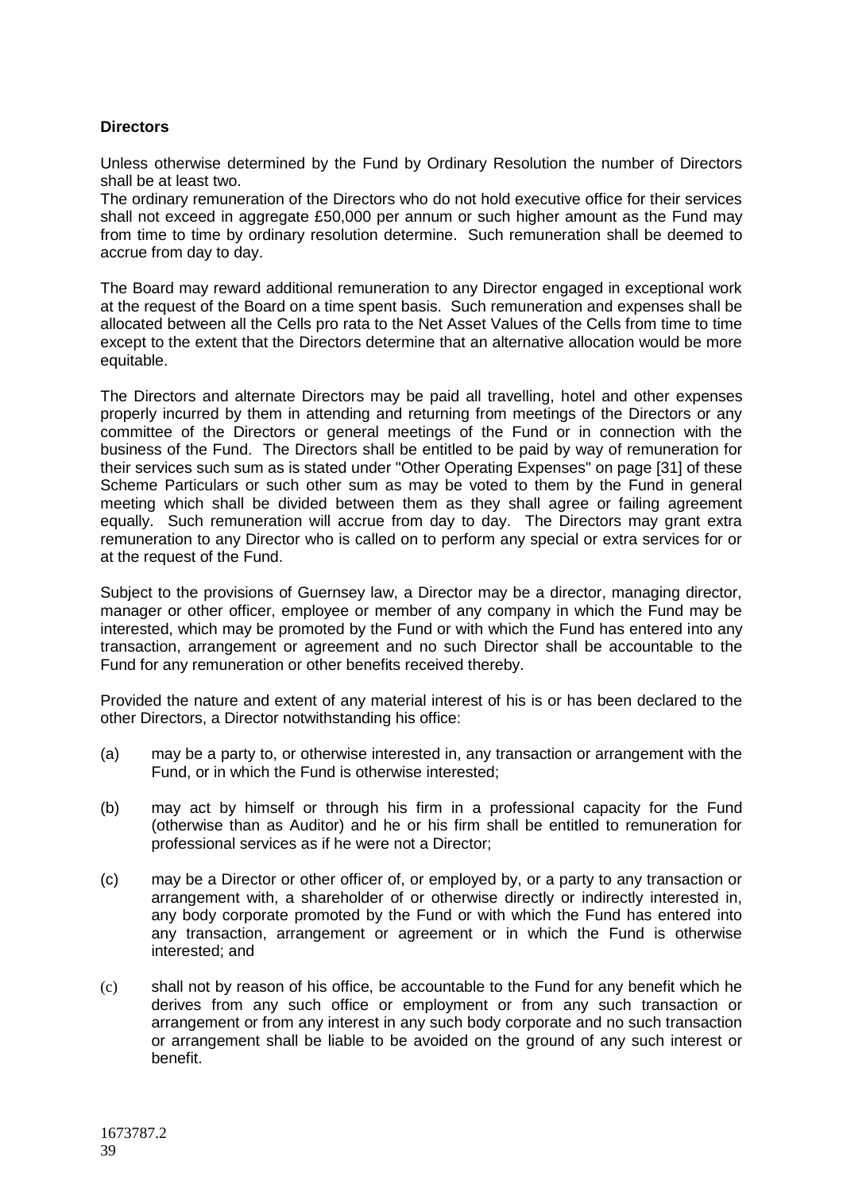**Directors**

Unless otherwise determined by the Fund by Ordinary Resolution the number of Directors shall be at least two.
The ordinary remuneration of the Directors who do not hold executive office for their services shall not exceed in aggregate £50,000 per annum or such higher amount as the Fund may from time to time by ordinary resolution determine. Such remuneration shall be deemed to accrue from day to day.

The Board may reward additional remuneration to any Director engaged in exceptional work at the request of the Board on a time spent basis. Such remuneration and expenses shall be allocated between all the Cells pro rata to the Net Asset Values of the Cells from time to time except to the extent that the Directors determine that an alternative allocation would be more equitable.

The Directors and alternate Directors may be paid all travelling, hotel and other expenses properly incurred by them in attending and returning from meetings of the Directors or any committee of the Directors or general meetings of the Fund or in connection with the business of the Fund. The Directors shall be entitled to be paid by way of remuneration for their services such sum as is stated under "Other Operating Expenses" on page [31] of these Scheme Particulars or such other sum as may be voted to them by the Fund in general meeting which shall be divided between them as they shall agree or failing agreement equally. Such remuneration will accrue from day to day. The Directors may grant extra remuneration to any Director who is called on to perform any special or extra services for or at the request of the Fund.

Subject to the provisions of Guernsey law, a Director may be a director, managing director, manager or other officer, employee or member of any company in which the Fund may be interested, which may be promoted by the Fund or with which the Fund has entered into any transaction, arrangement or agreement and no such Director shall be accountable to the Fund for any remuneration or other benefits received thereby.

Provided the nature and extent of any material interest of his is or has been declared to the other Directors, a Director notwithstanding his office:

(a) may be a party to, or otherwise interested in, any transaction or arrangement with the Fund, or in which the Fund is otherwise interested;

(b) may act by himself or through his firm in a professional capacity for the Fund (otherwise than as Auditor) and he or his firm shall be entitled to remuneration for professional services as if he were not a Director;

(c) may be a Director or other officer of, or employed by, or a party to any transaction or arrangement with, a shareholder of or otherwise directly or indirectly interested in, any body corporate promoted by the Fund or with which the Fund has entered into any transaction, arrangement or agreement or in which the Fund is otherwise interested; and

(c) shall not by reason of his office, be accountable to the Fund for any benefit which he derives from any such office or employment or from any such transaction or arrangement or from any interest in any such body corporate and no such transaction or arrangement shall be liable to be avoided on the ground of any such interest or benefit.

1673787.2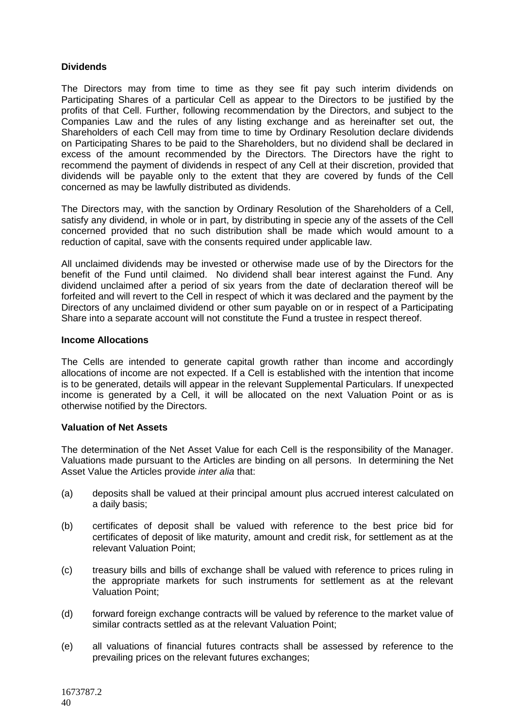**Dividends**

The Directors may from time to time as they see fit pay such interim dividends on Participating Shares of a particular Cell as appear to the Directors to be justified by the profits of that Cell. Further, following recommendation by the Directors, and subject to the Companies Law and the rules of any listing exchange and as hereinafter set out, the Shareholders of each Cell may from time to time by Ordinary Resolution declare dividends on Participating Shares to be paid to the Shareholders, but no dividend shall be declared in excess of the amount recommended by the Directors. The Directors have the right to recommend the payment of dividends in respect of any Cell at their discretion, provided that dividends will be payable only to the extent that they are covered by funds of the Cell concerned as may be lawfully distributed as dividends.

The Directors may, with the sanction by Ordinary Resolution of the Shareholders of a Cell, satisfy any dividend, in whole or in part, by distributing in specie any of the assets of the Cell concerned provided that no such distribution shall be made which would amount to a reduction of capital, save with the consents required under applicable law.

All unclaimed dividends may be invested or otherwise made use of by the Directors for the benefit of the Fund until claimed. No dividend shall bear interest against the Fund. Any dividend unclaimed after a period of six years from the date of declaration thereof will be forfeited and will revert to the Cell in respect of which it was declared and the payment by the Directors of any unclaimed dividend or other sum payable on or in respect of a Participating Share into a separate account will not constitute the Fund a trustee in respect thereof.

**Income Allocations**

The Cells are intended to generate capital growth rather than income and accordingly allocations of income are not expected. If a Cell is established with the intention that income is to be generated, details will appear in the relevant Supplemental Particulars. If unexpected income is generated by a Cell, it will be allocated on the next Valuation Point or as is otherwise notified by the Directors.

**Valuation of Net Assets**

The determination of the Net Asset Value for each Cell is the responsibility of the Manager. Valuations made pursuant to the Articles are binding on all persons. In determining the Net Asset Value the Articles provide *inter alia* that:

(a) deposits shall be valued at their principal amount plus accrued interest calculated on a daily basis;

(b) certificates of deposit shall be valued with reference to the best price bid for certificates of deposit of like maturity, amount and credit risk, for settlement as at the relevant Valuation Point;

(c) treasury bills and bills of exchange shall be valued with reference to prices ruling in the appropriate markets for such instruments for settlement as at the relevant Valuation Point;

(d) forward foreign exchange contracts will be valued by reference to the market value of similar contracts settled as at the relevant Valuation Point;

(e) all valuations of financial futures contracts shall be assessed by reference to the prevailing prices on the relevant futures exchanges;

1673787.2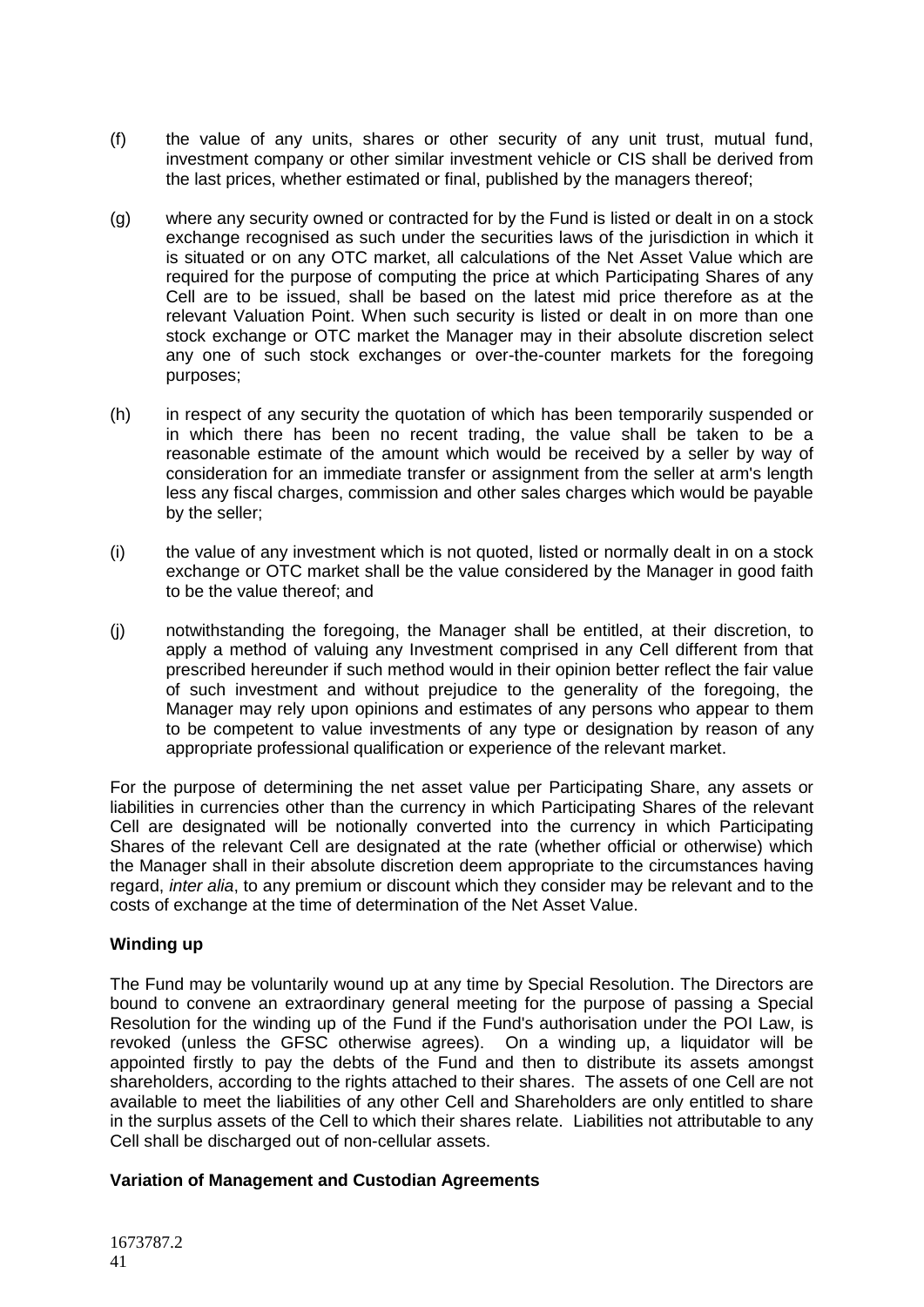(f) the value of any units, shares or other security of any unit trust, mutual fund, investment company or other similar investment vehicle or CIS shall be derived from the last prices, whether estimated or final, published by the managers thereof;

(g) where any security owned or contracted for by the Fund is listed or dealt in on a stock exchange recognised as such under the securities laws of the jurisdiction in which it is situated or on any OTC market, all calculations of the Net Asset Value which are required for the purpose of computing the price at which Participating Shares of any Cell are to be issued, shall be based on the latest mid price therefore as at the relevant Valuation Point. When such security is listed or dealt in on more than one stock exchange or OTC market the Manager may in their absolute discretion select any one of such stock exchanges or over-the-counter markets for the foregoing purposes;

(h) in respect of any security the quotation of which has been temporarily suspended or in which there has been no recent trading, the value shall be taken to be a reasonable estimate of the amount which would be received by a seller by way of consideration for an immediate transfer or assignment from the seller at arm's length less any fiscal charges, commission and other sales charges which would be payable by the seller;

(i) the value of any investment which is not quoted, listed or normally dealt in on a stock exchange or OTC market shall be the value considered by the Manager in good faith to be the value thereof; and

(j) notwithstanding the foregoing, the Manager shall be entitled, at their discretion, to apply a method of valuing any Investment comprised in any Cell different from that prescribed hereunder if such method would in their opinion better reflect the fair value of such investment and without prejudice to the generality of the foregoing, the Manager may rely upon opinions and estimates of any persons who appear to them to be competent to value investments of any type or designation by reason of any appropriate professional qualification or experience of the relevant market.

For the purpose of determining the net asset value per Participating Share, any assets or liabilities in currencies other than the currency in which Participating Shares of the relevant Cell are designated will be notionally converted into the currency in which Participating Shares of the relevant Cell are designated at the rate (whether official or otherwise) which the Manager shall in their absolute discretion deem appropriate to the circumstances having regard, *inter alia*, to any premium or discount which they consider may be relevant and to the costs of exchange at the time of determination of the Net Asset Value.

**Winding up**

The Fund may be voluntarily wound up at any time by Special Resolution. The Directors are bound to convene an extraordinary general meeting for the purpose of passing a Special Resolution for the winding up of the Fund if the Fund's authorisation under the POI Law, is revoked (unless the GFSC otherwise agrees). On a winding up, a liquidator will be appointed firstly to pay the debts of the Fund and then to distribute its assets amongst shareholders, according to the rights attached to their shares. The assets of one Cell are not available to meet the liabilities of any other Cell and Shareholders are only entitled to share in the surplus assets of the Cell to which their shares relate. Liabilities not attributable to any Cell shall be discharged out of non-cellular assets.

**Variation of Management and Custodian Agreements**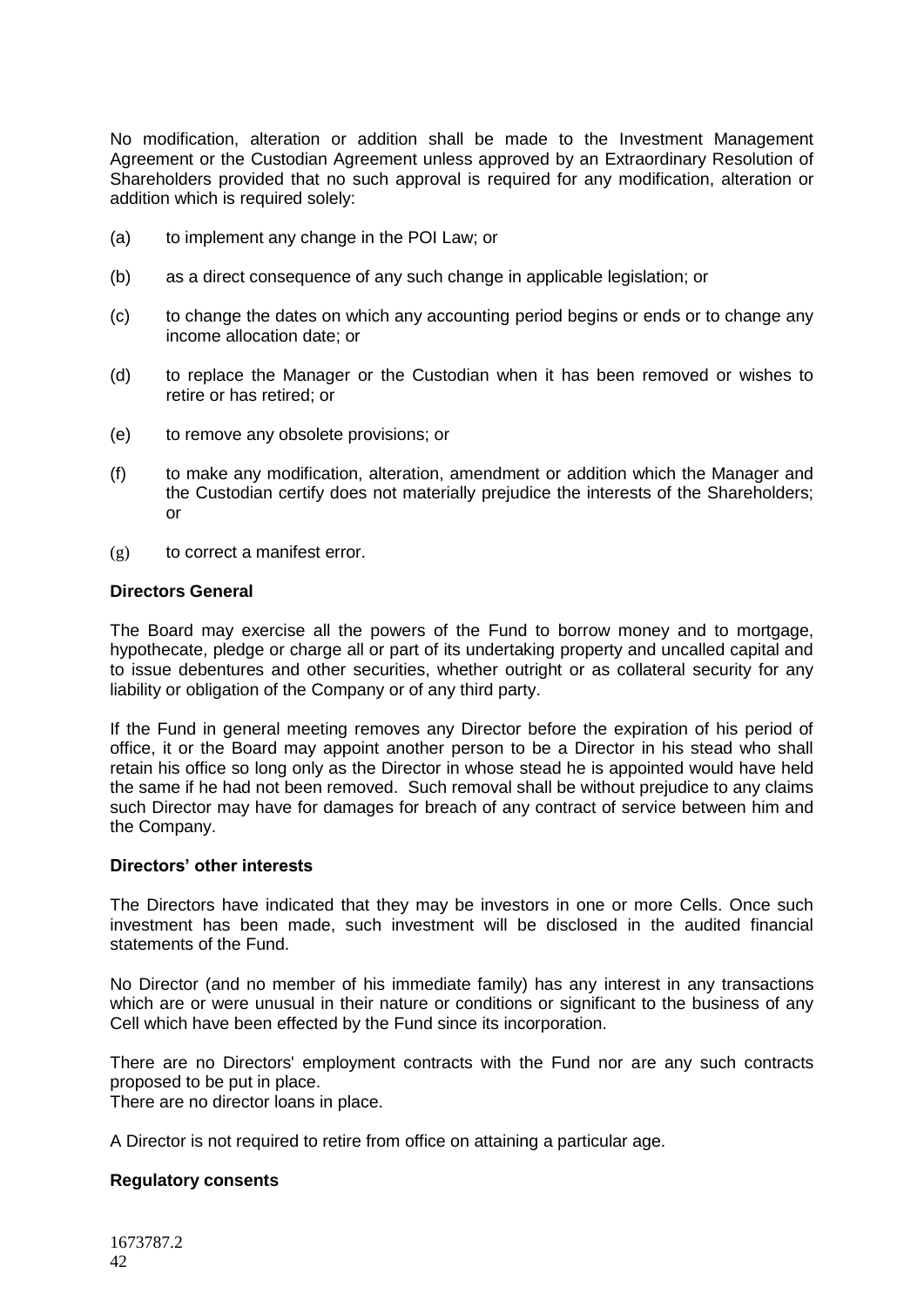No modification, alteration or addition shall be made to the Investment Management Agreement or the Custodian Agreement unless approved by an Extraordinary Resolution of Shareholders provided that no such approval is required for any modification, alteration or addition which is required solely:

(a) to implement any change in the POI Law; or

(b) as a direct consequence of any such change in applicable legislation; or

(c) to change the dates on which any accounting period begins or ends or to change any income allocation date; or

(d) to replace the Manager or the Custodian when it has been removed or wishes to retire or has retired; or

(e) to remove any obsolete provisions; or

(f) to make any modification, alteration, amendment or addition which the Manager and the Custodian certify does not materially prejudice the interests of the Shareholders; or

(g) to correct a manifest error.

**Directors General**

The Board may exercise all the powers of the Fund to borrow money and to mortgage, hypothecate, pledge or charge all or part of its undertaking property and uncalled capital and to issue debentures and other securities, whether outright or as collateral security for any liability or obligation of the Company or of any third party.

If the Fund in general meeting removes any Director before the expiration of his period of office, it or the Board may appoint another person to be a Director in his stead who shall retain his office so long only as the Director in whose stead he is appointed would have held the same if he had not been removed. Such removal shall be without prejudice to any claims such Director may have for damages for breach of any contract of service between him and the Company.

**Directors' other interests**

The Directors have indicated that they may be investors in one or more Cells. Once such investment has been made, such investment will be disclosed in the audited financial statements of the Fund.

No Director (and no member of his immediate family) has any interest in any transactions which are or were unusual in their nature or conditions or significant to the business of any Cell which have been effected by the Fund since its incorporation.

There are no Directors' employment contracts with the Fund nor are any such contracts proposed to be put in place.
There are no director loans in place.

A Director is not required to retire from office on attaining a particular age.

**Regulatory consents**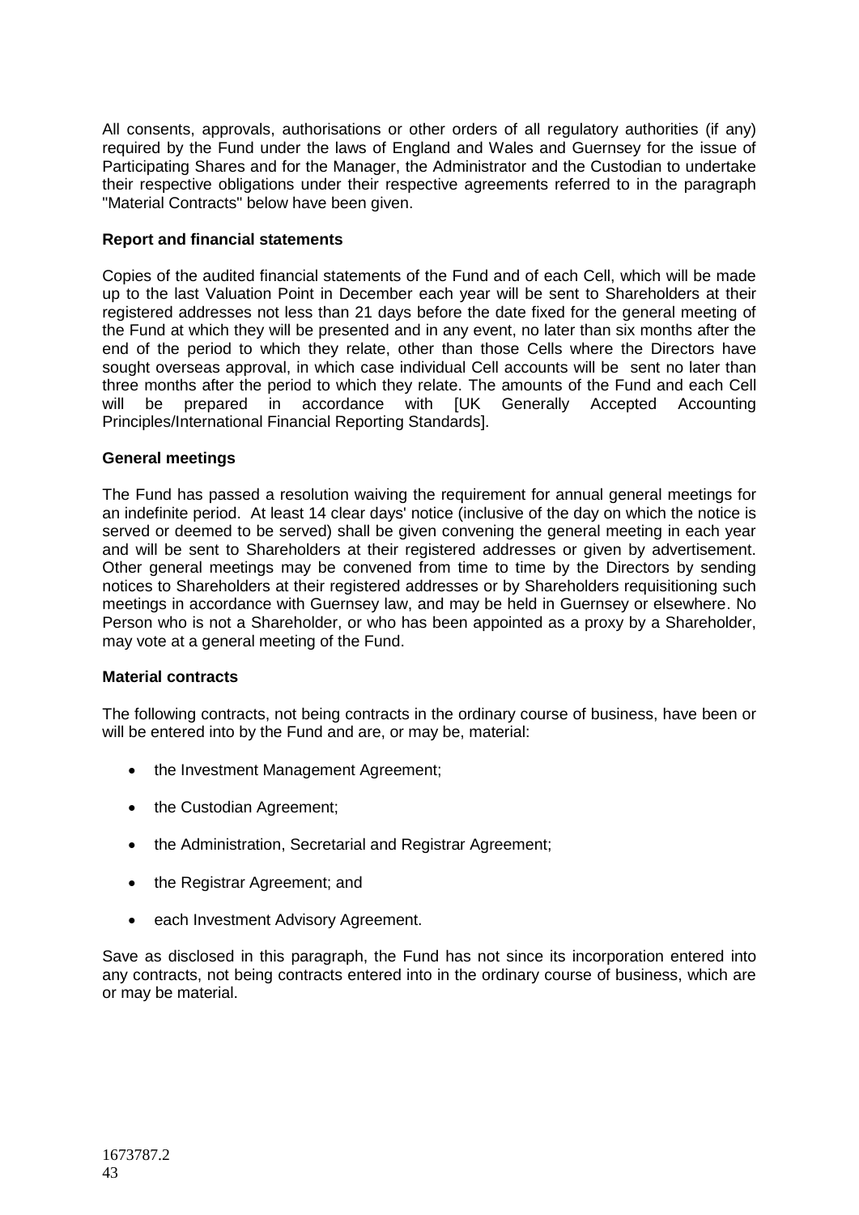All consents, approvals, authorisations or other orders of all regulatory authorities (if any) required by the Fund under the laws of England and Wales and Guernsey for the issue of Participating Shares and for the Manager, the Administrator and the Custodian to undertake their respective obligations under their respective agreements referred to in the paragraph "Material Contracts" below have been given.

**Report and financial statements**

Copies of the audited financial statements of the Fund and of each Cell, which will be made up to the last Valuation Point in December each year will be sent to Shareholders at their registered addresses not less than 21 days before the date fixed for the general meeting of the Fund at which they will be presented and in any event, no later than six months after the end of the period to which they relate, other than those Cells where the Directors have sought overseas approval, in which case individual Cell accounts will be sent no later than three months after the period to which they relate. The amounts of the Fund and each Cell will be prepared in accordance with [UK Generally Accepted Accounting Principles/International Financial Reporting Standards].

**General meetings**

The Fund has passed a resolution waiving the requirement for annual general meetings for an indefinite period. At least 14 clear days' notice (inclusive of the day on which the notice is served or deemed to be served) shall be given convening the general meeting in each year and will be sent to Shareholders at their registered addresses or given by advertisement. Other general meetings may be convened from time to time by the Directors by sending notices to Shareholders at their registered addresses or by Shareholders requisitioning such meetings in accordance with Guernsey law, and may be held in Guernsey or elsewhere. No Person who is not a Shareholder, or who has been appointed as a proxy by a Shareholder, may vote at a general meeting of the Fund.

**Material contracts**

The following contracts, not being contracts in the ordinary course of business, have been or will be entered into by the Fund and are, or may be, material:

- the Investment Management Agreement;
- the Custodian Agreement;
- the Administration, Secretarial and Registrar Agreement;
- the Registrar Agreement; and
- each Investment Advisory Agreement.

Save as disclosed in this paragraph, the Fund has not since its incorporation entered into any contracts, not being contracts entered into in the ordinary course of business, which are or may be material.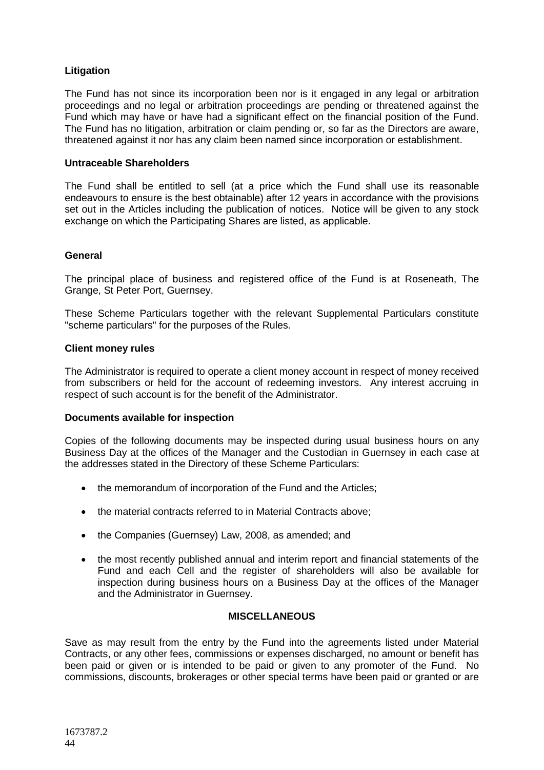**Litigation**

The Fund has not since its incorporation been nor is it engaged in any legal or arbitration proceedings and no legal or arbitration proceedings are pending or threatened against the Fund which may have or have had a significant effect on the financial position of the Fund. The Fund has no litigation, arbitration or claim pending or, so far as the Directors are aware, threatened against it nor has any claim been named since incorporation or establishment.

**Untraceable Shareholders**

The Fund shall be entitled to sell (at a price which the Fund shall use its reasonable endeavours to ensure is the best obtainable) after 12 years in accordance with the provisions set out in the Articles including the publication of notices. Notice will be given to any stock exchange on which the Participating Shares are listed, as applicable.

**General**

The principal place of business and registered office of the Fund is at Roseneath, The Grange, St Peter Port, Guernsey.

These Scheme Particulars together with the relevant Supplemental Particulars constitute "scheme particulars" for the purposes of the Rules.

**Client money rules**

The Administrator is required to operate a client money account in respect of money received from subscribers or held for the account of redeeming investors. Any interest accruing in respect of such account is for the benefit of the Administrator.

**Documents available for inspection**

Copies of the following documents may be inspected during usual business hours on any Business Day at the offices of the Manager and the Custodian in Guernsey in each case at the addresses stated in the Directory of these Scheme Particulars:

- the memorandum of incorporation of the Fund and the Articles;
- the material contracts referred to in Material Contracts above;
- the Companies (Guernsey) Law, 2008, as amended; and
- the most recently published annual and interim report and financial statements of the Fund and each Cell and the register of shareholders will also be available for inspection during business hours on a Business Day at the offices of the Manager and the Administrator in Guernsey.

**MISCELLANEOUS**

Save as may result from the entry by the Fund into the agreements listed under Material Contracts, or any other fees, commissions or expenses discharged, no amount or benefit has been paid or given or is intended to be paid or given to any promoter of the Fund. No commissions, discounts, brokerages or other special terms have been paid or granted or are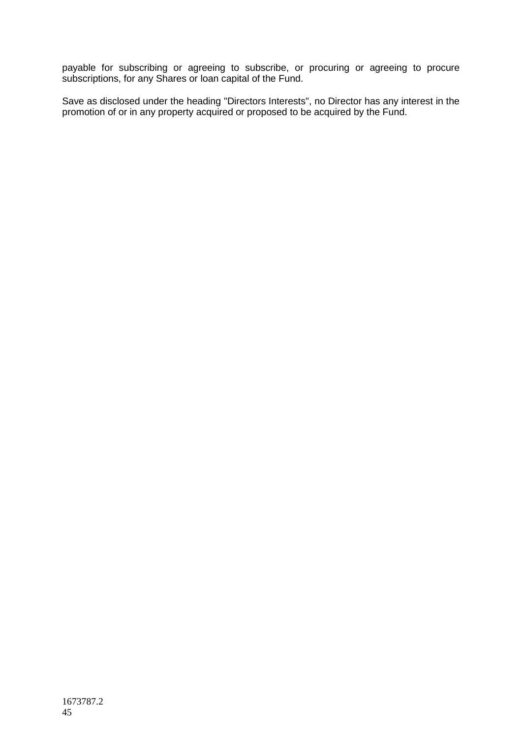payable for subscribing or agreeing to subscribe, or procuring or agreeing to procure subscriptions, for any Shares or loan capital of the Fund.

Save as disclosed under the heading "Directors Interests", no Director has any interest in the promotion of or in any property acquired or proposed to be acquired by the Fund.